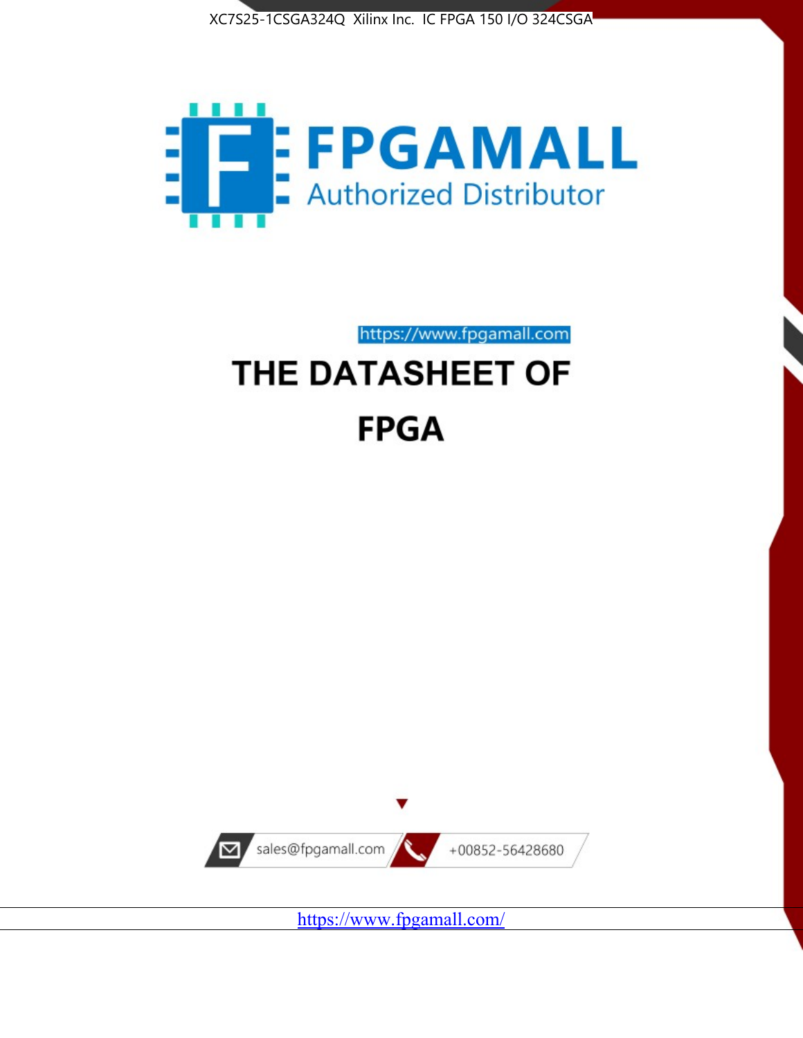XC7S25-1CSGA324Q Xilinx Inc. IC FPGA 150 I/O 324CSGA

FPGAMALL

Authorized Distributor

https://www.fpgamall.com

# THE DATASHEET OF

# FPGA

sales@fpgamall.com

+00852-56428680

https://www.fpgamall.com/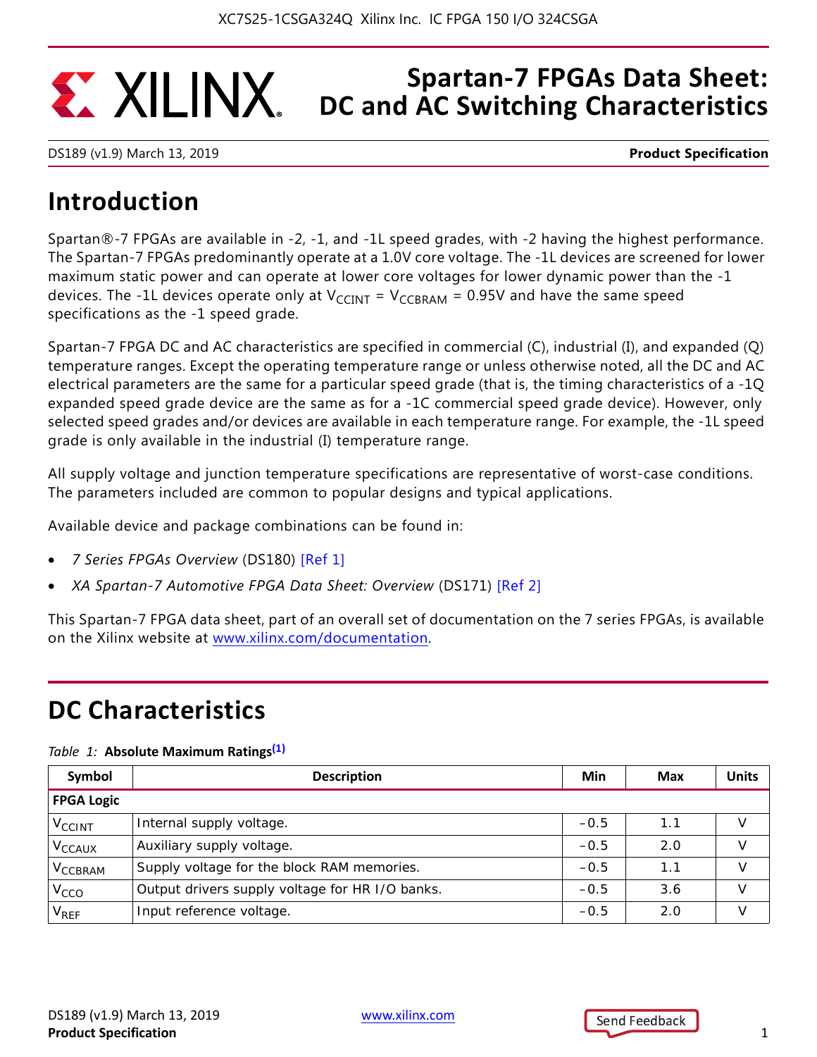# Spartan-7 FPGAs Data Sheet: DC and AC Switching Characteristics

DS189 (v1.9) March 13, 2019 **Product Specification**

## Introduction

Spartan®-7 FPGAs are available in -2, -1, and -1L speed grades, with -2 having the highest performance. The Spartan-7 FPGAs predominantly operate at a 1.0V core voltage. The -1L devices are screened for lower maximum static power and can operate at lower core voltages for lower dynamic power than the -1 devices. The -1L devices operate only at $V_{CCINT}$ = $V_{CCBRAM}$ = 0.95V and have the same speed specifications as the -1 speed grade.

Spartan-7 FPGA DC and AC characteristics are specified in commercial (C), industrial (I), and expanded (Q) temperature ranges. Except the operating temperature range or unless otherwise noted, all the DC and AC electrical parameters are the same for a particular speed grade (that is, the timing characteristics of a -1Q expanded speed grade device are the same as for a -1C commercial speed grade device). However, only selected speed grades and/or devices are available in each temperature range. For example, the -1L speed grade is only available in the industrial (I) temperature range.

All supply voltage and junction temperature specifications are representative of worst-case conditions. The parameters included are common to popular designs and typical applications.

Available device and package combinations can be found in:

- *7 Series FPGAs Overview* (DS180) [Ref 1]
- *XA Spartan-7 Automotive FPGA Data Sheet: Overview* (DS171) [Ref 2]

This Spartan-7 FPGA data sheet, part of an overall set of documentation on the 7 series FPGAs, is available on the Xilinx website at www.xilinx.com/documentation.

## DC Characteristics

*Table 1:* **Absolute Maximum Ratings**[1]

| Symbol | Description | Min | Max | Units |
|---|---|---|---|---|
| **FPGA Logic** | | | | |
| $V_{CCINT}$ | Internal supply voltage. | –0.5 | 1.1 | V |
| $V_{CCAUX}$ | Auxiliary supply voltage. | –0.5 | 2.0 | V |
| $V_{CCBRAM}$ | Supply voltage for the block RAM memories. | –0.5 | 1.1 | V |
| $V_{CCO}$ | Output drivers supply voltage for HR I/O banks. | –0.5 | 3.6 | V |
| $V_{REF}$ | Input reference voltage. | –0.5 | 2.0 | V |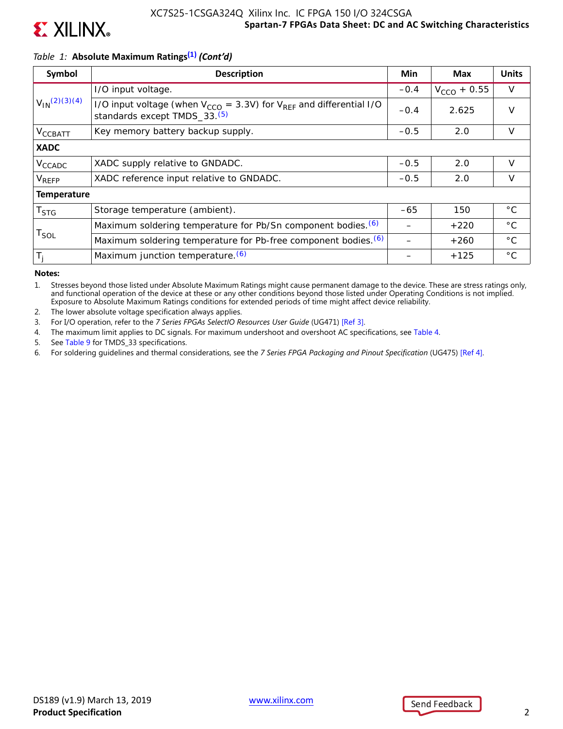*Table 1:* **Absolute Maximum Ratings[1] *(Cont'd)***

| Symbol | Description | Min | Max | Units |
|---|---|---|---|---|
| $V_{IN}$[2][3][4] | I/O input voltage. | –0.4 | $V_{CCO}$ + 0.55 | V |
| | I/O input voltage (when $V_{CCO}$ = 3.3V) for $V_{REF}$ and differential I/O standards except TMDS_33.[5] | –0.4 | 2.625 | V |
| $V_{CCBATT}$ | Key memory battery backup supply. | –0.5 | 2.0 | V |
| **XADC** | | | | |
| $V_{CCADC}$ | XADC supply relative to GNDADC. | –0.5 | 2.0 | V |
| $V_{REFP}$ | XADC reference input relative to GNDADC. | –0.5 | 2.0 | V |
| **Temperature** | | | | |
| $T_{STG}$ | Storage temperature (ambient). | –65 | 150 | °C |
| $T_{SOL}$ | Maximum soldering temperature for Pb/Sn component bodies.[6] | – | +220 | °C |
| | Maximum soldering temperature for Pb-free component bodies.[6] | – | +260 | °C |
| $T_j$ | Maximum junction temperature.[6] | – | +125 | °C |

**Notes:**

1. Stresses beyond those listed under Absolute Maximum Ratings might cause permanent damage to the device. These are stress ratings only, and functional operation of the device at these or any other conditions beyond those listed under Operating Conditions is not implied. Exposure to Absolute Maximum Ratings conditions for extended periods of time might affect device reliability.
2. The lower absolute voltage specification always applies.
3. For I/O operation, refer to the *7 Series FPGAs SelectIO Resources User Guide* (UG471) [Ref 3].
4. The maximum limit applies to DC signals. For maximum undershoot and overshoot AC specifications, see Table 4.
5. See Table 9 for TMDS_33 specifications.
6. For soldering guidelines and thermal considerations, see the *7 Series FPGA Packaging and Pinout Specification* (UG475) [Ref 4].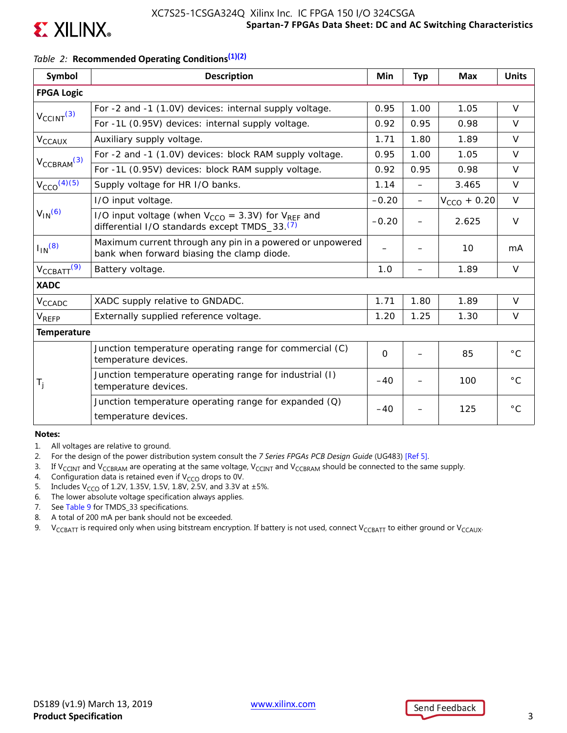*Table 2:* **Recommended Operating Conditions[1][2]**

| Symbol | Description | Min | Typ | Max | Units |
|---|---|---|---|---|---|
| **FPGA Logic** | | | | | |
| $V_{CCINT}$[3] | For -2 and -1 (1.0V) devices: internal supply voltage. | 0.95 | 1.00 | 1.05 | V |
| | For -1L (0.95V) devices: internal supply voltage. | 0.92 | 0.95 | 0.98 | V |
| $V_{CCAUX}$ | Auxiliary supply voltage. | 1.71 | 1.80 | 1.89 | V |
| $V_{CCBRAM}$[3] | For -2 and -1 (1.0V) devices: block RAM supply voltage. | 0.95 | 1.00 | 1.05 | V |
| | For -1L (0.95V) devices: block RAM supply voltage. | 0.92 | 0.95 | 0.98 | V |
| $V_{CCO}$[4][5] | Supply voltage for HR I/O banks. | 1.14 | – | 3.465 | V |
| $V_{IN}$[6] | I/O input voltage. | –0.20 | – | $V_{CCO}$ + 0.20 | V |
| | I/O input voltage (when $V_{CCO}$ = 3.3V) for $V_{REF}$ and differential I/O standards except TMDS_33.[7] | –0.20 | – | 2.625 | V |
| $I_{IN}$[8] | Maximum current through any pin in a powered or unpowered bank when forward biasing the clamp diode. | – | – | 10 | mA |
| $V_{CCBATT}$[9] | Battery voltage. | 1.0 | – | 1.89 | V |
| **XADC** | | | | | |
| $V_{CCADC}$ | XADC supply relative to GNDADC. | 1.71 | 1.80 | 1.89 | V |
| $V_{REFP}$ | Externally supplied reference voltage. | 1.20 | 1.25 | 1.30 | V |
| **Temperature** | | | | | |
| $T_j$ | Junction temperature operating range for commercial (C) temperature devices. | 0 | – | 85 | °C |
| | Junction temperature operating range for industrial (I) temperature devices. | –40 | – | 100 | °C |
| | Junction temperature operating range for expanded (Q) temperature devices. | –40 | – | 125 | °C |

**Notes:**

1. All voltages are relative to ground.
2. For the design of the power distribution system consult the *7 Series FPGAs PCB Design Guide* (UG483) [Ref 5].
3. If $V_{CCINT}$ and $V_{CCBRAM}$ are operating at the same voltage, $V_{CCINT}$ and $V_{CCBRAM}$ should be connected to the same supply.
4. Configuration data is retained even if $V_{CCO}$ drops to 0V.
5. Includes $V_{CCO}$ of 1.2V, 1.35V, 1.5V, 1.8V, 2.5V, and 3.3V at ±5%.
6. The lower absolute voltage specification always applies.
7. See Table 9 for TMDS_33 specifications.
8. A total of 200 mA per bank should not be exceeded.
9. $V_{CCBATT}$ is required only when using bitstream encryption. If battery is not used, connect $V_{CCBATT}$ to either ground or $V_{CCAUX}$.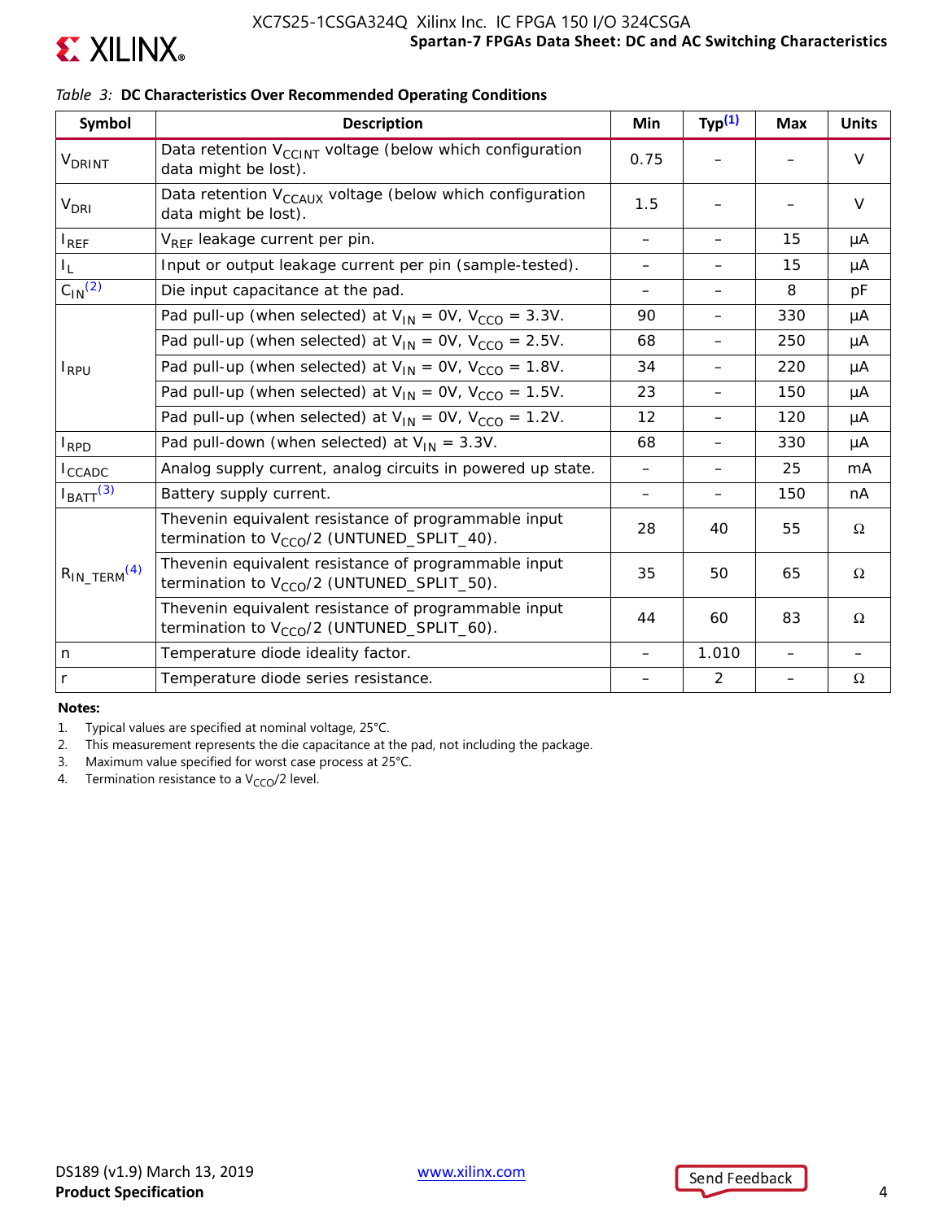*Table 3:* **DC Characteristics Over Recommended Operating Conditions**

| Symbol | Description | Min | Typ[1] | Max | Units |
|---|---|---|---|---|---|
| $V_{DRINT}$ | Data retention $V_{CCINT}$ voltage (below which configuration data might be lost). | 0.75 | – | – | V |
| $V_{DRI}$ | Data retention $V_{CCAUX}$ voltage (below which configuration data might be lost). | 1.5 | – | – | V |
| $I_{REF}$ | $V_{REF}$ leakage current per pin. | – | – | 15 | µA |
| $I_L$ | Input or output leakage current per pin (sample-tested). | – | – | 15 | µA |
| $C_{IN}$[2] | Die input capacitance at the pad. | – | – | 8 | pF |
| $I_{RPU}$ | Pad pull-up (when selected) at $V_{IN}$ = 0V, $V_{CCO}$ = 3.3V. | 90 | – | 330 | µA |
| | Pad pull-up (when selected) at $V_{IN}$ = 0V, $V_{CCO}$ = 2.5V. | 68 | – | 250 | µA |
| | Pad pull-up (when selected) at $V_{IN}$ = 0V, $V_{CCO}$ = 1.8V. | 34 | – | 220 | µA |
| | Pad pull-up (when selected) at $V_{IN}$ = 0V, $V_{CCO}$ = 1.5V. | 23 | – | 150 | µA |
| | Pad pull-up (when selected) at $V_{IN}$ = 0V, $V_{CCO}$ = 1.2V. | 12 | – | 120 | µA |
| $I_{RPD}$ | Pad pull-down (when selected) at $V_{IN}$ = 3.3V. | 68 | – | 330 | µA |
| $I_{CCADC}$ | Analog supply current, analog circuits in powered up state. | – | – | 25 | mA |
| $I_{BATT}$[3] | Battery supply current. | – | – | 150 | nA |
| $R_{IN\_TERM}$[4] | Thevenin equivalent resistance of programmable input termination to $V_{CCO}/2$ (UNTUNED_SPLIT_40). | 28 | 40 | 55 | Ω |
| | Thevenin equivalent resistance of programmable input termination to $V_{CCO}/2$ (UNTUNED_SPLIT_50). | 35 | 50 | 65 | Ω |
| | Thevenin equivalent resistance of programmable input termination to $V_{CCO}/2$ (UNTUNED_SPLIT_60). | 44 | 60 | 83 | Ω |
| n | Temperature diode ideality factor. | – | 1.010 | – | – |
| r | Temperature diode series resistance. | – | 2 | – | Ω |

**Notes:**

1. Typical values are specified at nominal voltage, 25°C.
2. This measurement represents the die capacitance at the pad, not including the package.
3. Maximum value specified for worst case process at 25°C.
4. Termination resistance to a $V_{CCO}/2$ level.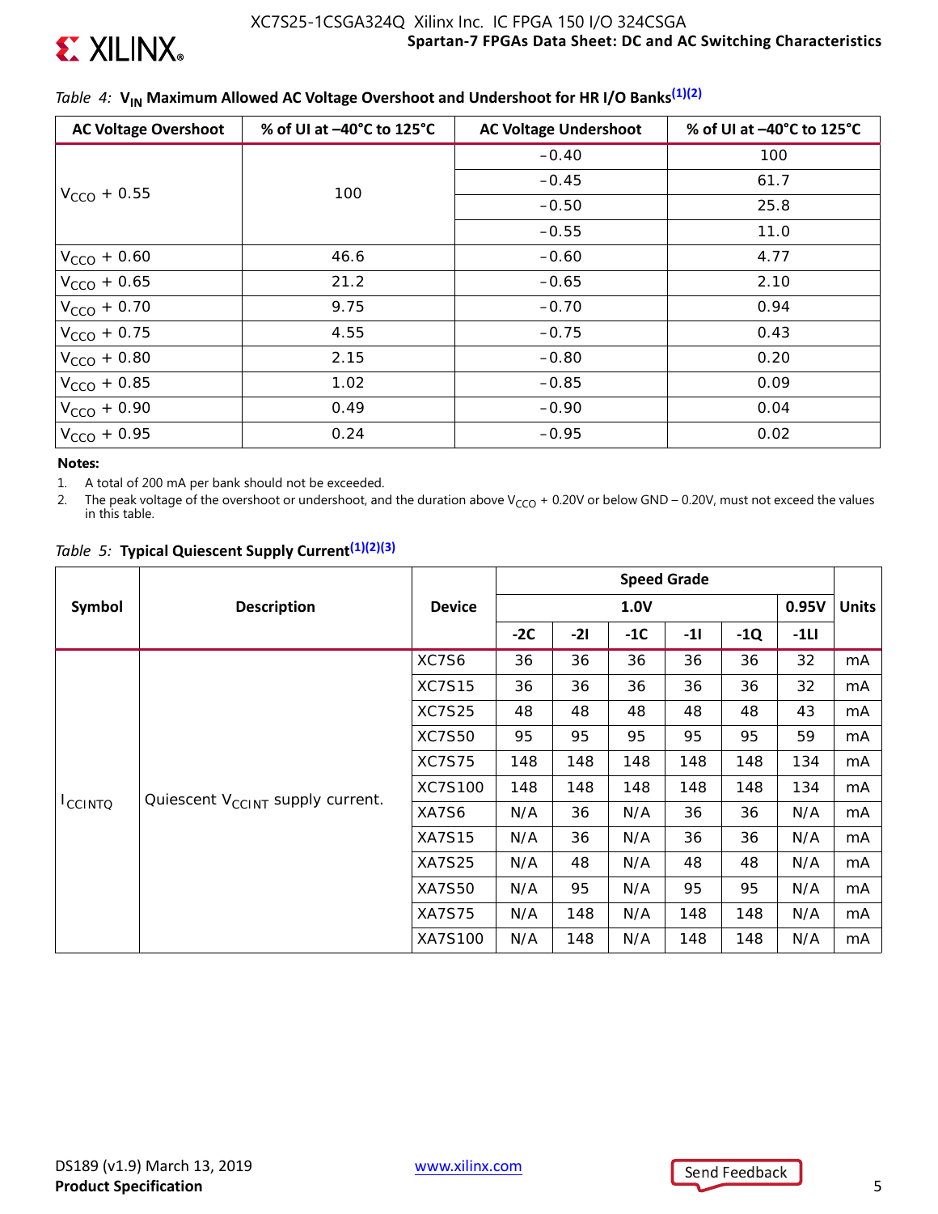*Table 4:* **$V_{IN}$ Maximum Allowed AC Voltage Overshoot and Undershoot for HR I/O Banks(1)(2)**

| AC Voltage Overshoot | % of UI at –40°C to 125°C | AC Voltage Undershoot | % of UI at –40°C to 125°C |
|---|---|---|---|
| $V_{CCO}$ + 0.55 | 100 | –0.40 | 100 |
| | | –0.45 | 61.7 |
| | | –0.50 | 25.8 |
| | | –0.55 | 11.0 |
| $V_{CCO}$ + 0.60 | 46.6 | –0.60 | 4.77 |
| $V_{CCO}$ + 0.65 | 21.2 | –0.65 | 2.10 |
| $V_{CCO}$ + 0.70 | 9.75 | –0.70 | 0.94 |
| $V_{CCO}$ + 0.75 | 4.55 | –0.75 | 0.43 |
| $V_{CCO}$ + 0.80 | 2.15 | –0.80 | 0.20 |
| $V_{CCO}$ + 0.85 | 1.02 | –0.85 | 0.09 |
| $V_{CCO}$ + 0.90 | 0.49 | –0.90 | 0.04 |
| $V_{CCO}$ + 0.95 | 0.24 | –0.95 | 0.02 |

**Notes:**

1. A total of 200 mA per bank should not be exceeded.
2. The peak voltage of the overshoot or undershoot, and the duration above $V_{CCO}$ + 0.20V or below GND – 0.20V, must not exceed the values in this table.

*Table 5:* **Typical Quiescent Supply Current(1)(2)(3)**

| Symbol | Description | Device | Speed Grade | | | | | | Units |
|---|---|---|---|---|---|---|---|---|---|
| | | | 1.0V | | | | | 0.95V | |
| | | | -2C | -2I | -1C | -1I | -1Q | -1LI | |
| $I_{CCINTQ}$ | Quiescent $V_{CCINT}$ supply current. | XC7S6 | 36 | 36 | 36 | 36 | 36 | 32 | mA |
| | | XC7S15 | 36 | 36 | 36 | 36 | 36 | 32 | mA |
| | | XC7S25 | 48 | 48 | 48 | 48 | 48 | 43 | mA |
| | | XC7S50 | 95 | 95 | 95 | 95 | 95 | 59 | mA |
| | | XC7S75 | 148 | 148 | 148 | 148 | 148 | 134 | mA |
| | | XC7S100 | 148 | 148 | 148 | 148 | 148 | 134 | mA |
| | | XA7S6 | N/A | 36 | N/A | 36 | 36 | N/A | mA |
| | | XA7S15 | N/A | 36 | N/A | 36 | 36 | N/A | mA |
| | | XA7S25 | N/A | 48 | N/A | 48 | 48 | N/A | mA |
| | | XA7S50 | N/A | 95 | N/A | 95 | 95 | N/A | mA |
| | | XA7S75 | N/A | 148 | N/A | 148 | 148 | N/A | mA |
| | | XA7S100 | N/A | 148 | N/A | 148 | 148 | N/A | mA |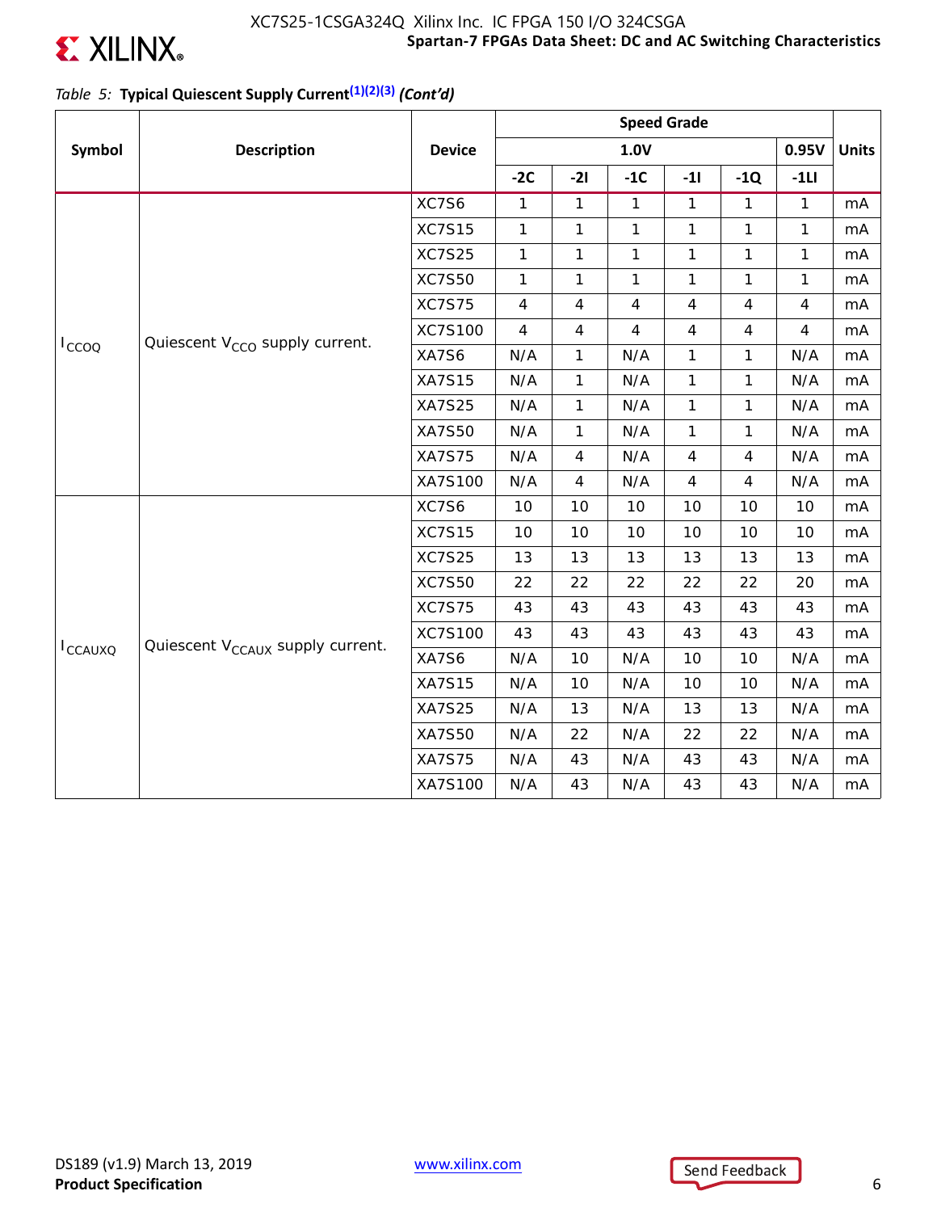*Table 5:* **Typical Quiescent Supply Current[(1)(2)(3)]** ***(Cont'd)***

| Symbol | Description | Device | Speed Grade | | | | | | Units |
|---|---|---|---|---|---|---|---|---|---|
| | | | 1.0V | | | | | 0.95V | |
| | | | -2C | -2I | -1C | -1I | -1Q | -1LI | |
| $I_{CCOQ}$ | Quiescent $V_{CCO}$ supply current. | XC7S6 | 1 | 1 | 1 | 1 | 1 | 1 | mA |
| | | XC7S15 | 1 | 1 | 1 | 1 | 1 | 1 | mA |
| | | XC7S25 | 1 | 1 | 1 | 1 | 1 | 1 | mA |
| | | XC7S50 | 1 | 1 | 1 | 1 | 1 | 1 | mA |
| | | XC7S75 | 4 | 4 | 4 | 4 | 4 | 4 | mA |
| | | XC7S100 | 4 | 4 | 4 | 4 | 4 | 4 | mA |
| | | XA7S6 | N/A | 1 | N/A | 1 | 1 | N/A | mA |
| | | XA7S15 | N/A | 1 | N/A | 1 | 1 | N/A | mA |
| | | XA7S25 | N/A | 1 | N/A | 1 | 1 | N/A | mA |
| | | XA7S50 | N/A | 1 | N/A | 1 | 1 | N/A | mA |
| | | XA7S75 | N/A | 4 | N/A | 4 | 4 | N/A | mA |
| | | XA7S100 | N/A | 4 | N/A | 4 | 4 | N/A | mA |
| $I_{CCAUXQ}$ | Quiescent $V_{CCAUX}$ supply current. | XC7S6 | 10 | 10 | 10 | 10 | 10 | 10 | mA |
| | | XC7S15 | 10 | 10 | 10 | 10 | 10 | 10 | mA |
| | | XC7S25 | 13 | 13 | 13 | 13 | 13 | 13 | mA |
| | | XC7S50 | 22 | 22 | 22 | 22 | 22 | 20 | mA |
| | | XC7S75 | 43 | 43 | 43 | 43 | 43 | 43 | mA |
| | | XC7S100 | 43 | 43 | 43 | 43 | 43 | 43 | mA |
| | | XA7S6 | N/A | 10 | N/A | 10 | 10 | N/A | mA |
| | | XA7S15 | N/A | 10 | N/A | 10 | 10 | N/A | mA |
| | | XA7S25 | N/A | 13 | N/A | 13 | 13 | N/A | mA |
| | | XA7S50 | N/A | 22 | N/A | 22 | 22 | N/A | mA |
| | | XA7S75 | N/A | 43 | N/A | 43 | 43 | N/A | mA |
| | | XA7S100 | N/A | 43 | N/A | 43 | 43 | N/A | mA |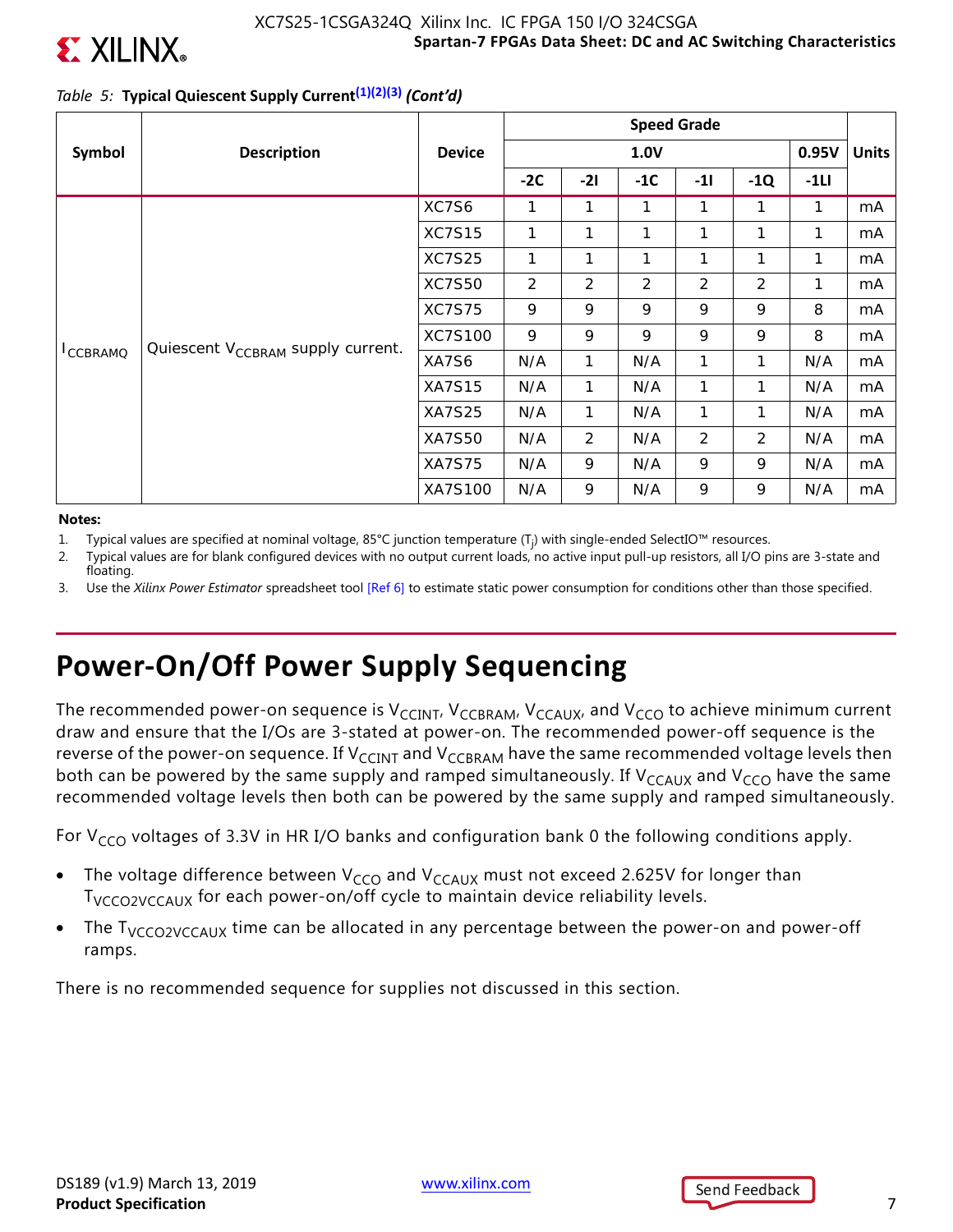*Table 5:* **Typical Quiescent Supply Current[1][2][3]** ***(Cont'd)***

| Symbol | Description | Device | Speed Grade | | | | | | Units |
|---|---|---|---|---|---|---|---|---|---|
| | | | 1.0V | | | | | 0.95V | |
| | | | -2C | -2I | -1C | -1I | -1Q | -1LI | |
| $I_{CCBRAMQ}$ | Quiescent $V_{CCBRAM}$ supply current. | XC7S6 | 1 | 1 | 1 | 1 | 1 | 1 | mA |
| | | XC7S15 | 1 | 1 | 1 | 1 | 1 | 1 | mA |
| | | XC7S25 | 1 | 1 | 1 | 1 | 1 | 1 | mA |
| | | XC7S50 | 2 | 2 | 2 | 2 | 2 | 1 | mA |
| | | XC7S75 | 9 | 9 | 9 | 9 | 9 | 8 | mA |
| | | XC7S100 | 9 | 9 | 9 | 9 | 9 | 8 | mA |
| | | XA7S6 | N/A | 1 | N/A | 1 | 1 | N/A | mA |
| | | XA7S15 | N/A | 1 | N/A | 1 | 1 | N/A | mA |
| | | XA7S25 | N/A | 1 | N/A | 1 | 1 | N/A | mA |
| | | XA7S50 | N/A | 2 | N/A | 2 | 2 | N/A | mA |
| | | XA7S75 | N/A | 9 | N/A | 9 | 9 | N/A | mA |
| | | XA7S100 | N/A | 9 | N/A | 9 | 9 | N/A | mA |

**Notes:**

1. Typical values are specified at nominal voltage, 85°C junction temperature ($T_j$) with single-ended SelectIO™ resources.
2. Typical values are for blank configured devices with no output current loads, no active input pull-up resistors, all I/O pins are 3-state and floating.
3. Use the *Xilinx Power Estimator* spreadsheet tool [Ref 6] to estimate static power consumption for conditions other than those specified.

# Power-On/Off Power Supply Sequencing

The recommended power-on sequence is $V_{CCINT}$, $V_{CCBRAM}$, $V_{CCAUX}$, and $V_{CCO}$ to achieve minimum current draw and ensure that the I/Os are 3-stated at power-on. The recommended power-off sequence is the reverse of the power-on sequence. If $V_{CCINT}$ and $V_{CCBRAM}$ have the same recommended voltage levels then both can be powered by the same supply and ramped simultaneously. If $V_{CCAUX}$ and $V_{CCO}$ have the same recommended voltage levels then both can be powered by the same supply and ramped simultaneously.

For $V_{CCO}$ voltages of 3.3V in HR I/O banks and configuration bank 0 the following conditions apply.

- The voltage difference between $V_{CCO}$ and $V_{CCAUX}$ must not exceed 2.625V for longer than $T_{VCCO2VCCAUX}$ for each power-on/off cycle to maintain device reliability levels.
- The $T_{VCCO2VCCAUX}$ time can be allocated in any percentage between the power-on and power-off ramps.

There is no recommended sequence for supplies not discussed in this section.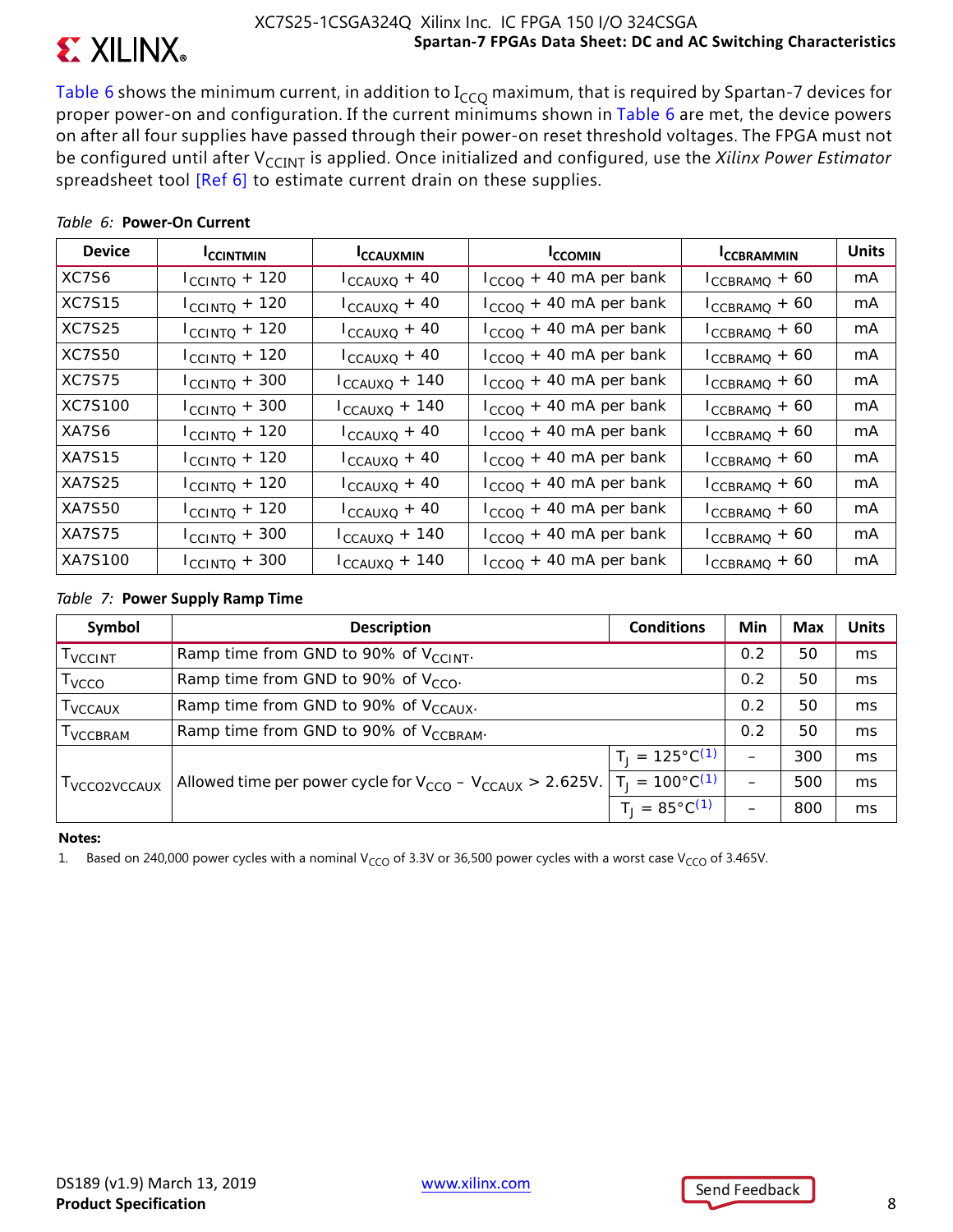Table 6 shows the minimum current, in addition to $I_{CCQ}$ maximum, that is required by Spartan-7 devices for proper power-on and configuration. If the current minimums shown in Table 6 are met, the device powers on after all four supplies have passed through their power-on reset threshold voltages. The FPGA must not be configured until after $V_{CCINT}$ is applied. Once initialized and configured, use the *Xilinx Power Estimator* spreadsheet tool [Ref 6] to estimate current drain on these supplies.

*Table 6:* **Power-On Current**

| Device | $I_{CCINTMIN}$ | $I_{CCAUXMIN}$ | $I_{CCOMIN}$ | $I_{CCBRAMMIN}$ | Units |
|---|---|---|---|---|---|
| XC7S6 | $I_{CCINTQ}$ + 120 | $I_{CCAUXQ}$ + 40 | $I_{CCOQ}$ + 40 mA per bank | $I_{CCBRAMQ}$ + 60 | mA |
| XC7S15 | $I_{CCINTQ}$ + 120 | $I_{CCAUXQ}$ + 40 | $I_{CCOQ}$ + 40 mA per bank | $I_{CCBRAMQ}$ + 60 | mA |
| XC7S25 | $I_{CCINTQ}$ + 120 | $I_{CCAUXQ}$ + 40 | $I_{CCOQ}$ + 40 mA per bank | $I_{CCBRAMQ}$ + 60 | mA |
| XC7S50 | $I_{CCINTQ}$ + 120 | $I_{CCAUXQ}$ + 40 | $I_{CCOQ}$ + 40 mA per bank | $I_{CCBRAMQ}$ + 60 | mA |
| XC7S75 | $I_{CCINTQ}$ + 300 | $I_{CCAUXQ}$ + 140 | $I_{CCOQ}$ + 40 mA per bank | $I_{CCBRAMQ}$ + 60 | mA |
| XC7S100 | $I_{CCINTQ}$ + 300 | $I_{CCAUXQ}$ + 140 | $I_{CCOQ}$ + 40 mA per bank | $I_{CCBRAMQ}$ + 60 | mA |
| XA7S6 | $I_{CCINTQ}$ + 120 | $I_{CCAUXQ}$ + 40 | $I_{CCOQ}$ + 40 mA per bank | $I_{CCBRAMQ}$ + 60 | mA |
| XA7S15 | $I_{CCINTQ}$ + 120 | $I_{CCAUXQ}$ + 40 | $I_{CCOQ}$ + 40 mA per bank | $I_{CCBRAMQ}$ + 60 | mA |
| XA7S25 | $I_{CCINTQ}$ + 120 | $I_{CCAUXQ}$ + 40 | $I_{CCOQ}$ + 40 mA per bank | $I_{CCBRAMQ}$ + 60 | mA |
| XA7S50 | $I_{CCINTQ}$ + 120 | $I_{CCAUXQ}$ + 40 | $I_{CCOQ}$ + 40 mA per bank | $I_{CCBRAMQ}$ + 60 | mA |
| XA7S75 | $I_{CCINTQ}$ + 300 | $I_{CCAUXQ}$ + 140 | $I_{CCOQ}$ + 40 mA per bank | $I_{CCBRAMQ}$ + 60 | mA |
| XA7S100 | $I_{CCINTQ}$ + 300 | $I_{CCAUXQ}$ + 140 | $I_{CCOQ}$ + 40 mA per bank | $I_{CCBRAMQ}$ + 60 | mA |

*Table 7:* **Power Supply Ramp Time**

| Symbol | Description | Conditions | Min | Max | Units |
|---|---|---|---|---|---|
| $T_{VCCINT}$ | Ramp time from GND to 90% of $V_{CCINT}$. | | 0.2 | 50 | ms |
| $T_{VCCO}$ | Ramp time from GND to 90% of $V_{CCO}$. | | 0.2 | 50 | ms |
| $T_{VCCAUX}$ | Ramp time from GND to 90% of $V_{CCAUX}$. | | 0.2 | 50 | ms |
| $T_{VCCBRAM}$ | Ramp time from GND to 90% of $V_{CCBRAM}$. | | 0.2 | 50 | ms |
| $T_{VCCO2VCCAUX}$ | Allowed time per power cycle for $V_{CCO} - V_{CCAUX} > 2.625V$. | $T_J = 125°C$ (1) | – | 300 | ms |
| | | $T_J = 100°C$ (1) | – | 500 | ms |
| | | $T_J = 85°C$ (1) | – | 800 | ms |

**Notes:**

1. Based on 240,000 power cycles with a nominal $V_{CCO}$ of 3.3V or 36,500 power cycles with a worst case $V_{CCO}$ of 3.465V.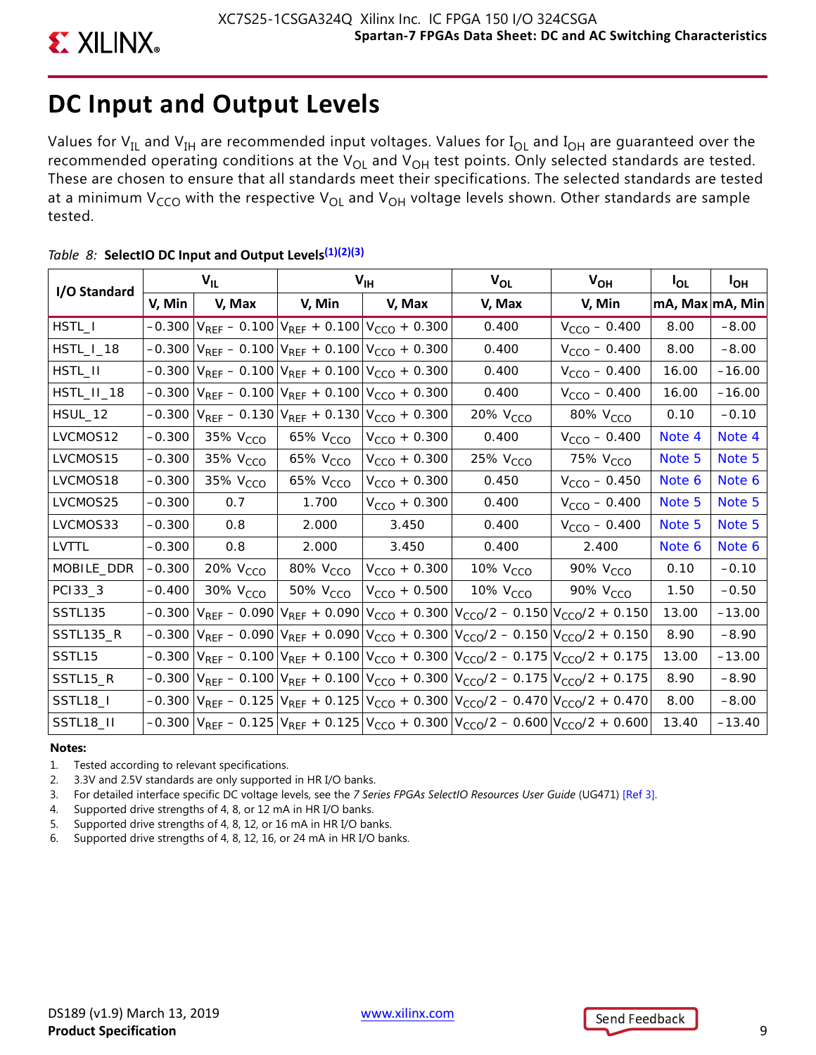# DC Input and Output Levels

Values for $V_{IL}$ and $V_{IH}$ are recommended input voltages. Values for $I_{OL}$ and $I_{OH}$ are guaranteed over the recommended operating conditions at the $V_{OL}$ and $V_{OH}$ test points. Only selected standards are tested. These are chosen to ensure that all standards meet their specifications. The selected standards are tested at a minimum $V_{CCO}$ with the respective $V_{OL}$ and $V_{OH}$ voltage levels shown. Other standards are sample tested.

*Table 8:* **SelectIO DC Input and Output Levels(1)(2)(3)**

| I/O Standard | $V_{IL}$ | | $V_{IH}$ | | $V_{OL}$ | $V_{OH}$ | $I_{OL}$ | $I_{OH}$ |
|---|---|---|---|---|---|---|---|---|
| | V, Min | V, Max | V, Min | V, Max | V, Max | V, Min | mA, Max | mA, Min |
| HSTL_I | –0.300 | $V_{REF}$ – 0.100 | $V_{REF}$ + 0.100 | $V_{CCO}$ + 0.300 | 0.400 | $V_{CCO}$ – 0.400 | 8.00 | –8.00 |
| HSTL_I_18 | –0.300 | $V_{REF}$ – 0.100 | $V_{REF}$ + 0.100 | $V_{CCO}$ + 0.300 | 0.400 | $V_{CCO}$ – 0.400 | 8.00 | –8.00 |
| HSTL_II | –0.300 | $V_{REF}$ – 0.100 | $V_{REF}$ + 0.100 | $V_{CCO}$ + 0.300 | 0.400 | $V_{CCO}$ – 0.400 | 16.00 | –16.00 |
| HSTL_II_18 | –0.300 | $V_{REF}$ – 0.100 | $V_{REF}$ + 0.100 | $V_{CCO}$ + 0.300 | 0.400 | $V_{CCO}$ – 0.400 | 16.00 | –16.00 |
| HSUL_12 | –0.300 | $V_{REF}$ – 0.130 | $V_{REF}$ + 0.130 | $V_{CCO}$ + 0.300 | 20% $V_{CCO}$ | 80% $V_{CCO}$ | 0.10 | –0.10 |
| LVCMOS12 | –0.300 | 35% $V_{CCO}$ | 65% $V_{CCO}$ | $V_{CCO}$ + 0.300 | 0.400 | $V_{CCO}$ – 0.400 | Note 4 | Note 4 |
| LVCMOS15 | –0.300 | 35% $V_{CCO}$ | 65% $V_{CCO}$ | $V_{CCO}$ + 0.300 | 25% $V_{CCO}$ | 75% $V_{CCO}$ | Note 5 | Note 5 |
| LVCMOS18 | –0.300 | 35% $V_{CCO}$ | 65% $V_{CCO}$ | $V_{CCO}$ + 0.300 | 0.450 | $V_{CCO}$ – 0.450 | Note 6 | Note 6 |
| LVCMOS25 | –0.300 | 0.7 | 1.700 | $V_{CCO}$ + 0.300 | 0.400 | $V_{CCO}$ – 0.400 | Note 5 | Note 5 |
| LVCMOS33 | –0.300 | 0.8 | 2.000 | 3.450 | 0.400 | $V_{CCO}$ – 0.400 | Note 5 | Note 5 |
| LVTTL | –0.300 | 0.8 | 2.000 | 3.450 | 0.400 | 2.400 | Note 6 | Note 6 |
| MOBILE_DDR | –0.300 | 20% $V_{CCO}$ | 80% $V_{CCO}$ | $V_{CCO}$ + 0.300 | 10% $V_{CCO}$ | 90% $V_{CCO}$ | 0.10 | –0.10 |
| PCI33_3 | –0.400 | 30% $V_{CCO}$ | 50% $V_{CCO}$ | $V_{CCO}$ + 0.500 | 10% $V_{CCO}$ | 90% $V_{CCO}$ | 1.50 | –0.50 |
| SSTL135 | –0.300 | $V_{REF}$ – 0.090 | $V_{REF}$ + 0.090 | $V_{CCO}$ + 0.300 | $V_{CCO}/2$ – 0.150 | $V_{CCO}/2$ + 0.150 | 13.00 | –13.00 |
| SSTL135_R | –0.300 | $V_{REF}$ – 0.090 | $V_{REF}$ + 0.090 | $V_{CCO}$ + 0.300 | $V_{CCO}/2$ – 0.150 | $V_{CCO}/2$ + 0.150 | 8.90 | –8.90 |
| SSTL15 | –0.300 | $V_{REF}$ – 0.100 | $V_{REF}$ + 0.100 | $V_{CCO}$ + 0.300 | $V_{CCO}/2$ – 0.175 | $V_{CCO}/2$ + 0.175 | 13.00 | –13.00 |
| SSTL15_R | –0.300 | $V_{REF}$ – 0.100 | $V_{REF}$ + 0.100 | $V_{CCO}$ + 0.300 | $V_{CCO}/2$ – 0.175 | $V_{CCO}/2$ + 0.175 | 8.90 | –8.90 |
| SSTL18_I | –0.300 | $V_{REF}$ – 0.125 | $V_{REF}$ + 0.125 | $V_{CCO}$ + 0.300 | $V_{CCO}/2$ – 0.470 | $V_{CCO}/2$ + 0.470 | 8.00 | –8.00 |
| SSTL18_II | –0.300 | $V_{REF}$ – 0.125 | $V_{REF}$ + 0.125 | $V_{CCO}$ + 0.300 | $V_{CCO}/2$ – 0.600 | $V_{CCO}/2$ + 0.600 | 13.40 | –13.40 |

**Notes:**

1. Tested according to relevant specifications.
2. 3.3V and 2.5V standards are only supported in HR I/O banks.
3. For detailed interface specific DC voltage levels, see the *7 Series FPGAs SelectIO Resources User Guide* (UG471) [Ref 3].
4. Supported drive strengths of 4, 8, or 12 mA in HR I/O banks.
5. Supported drive strengths of 4, 8, 12, or 16 mA in HR I/O banks.
6. Supported drive strengths of 4, 8, 12, 16, or 24 mA in HR I/O banks.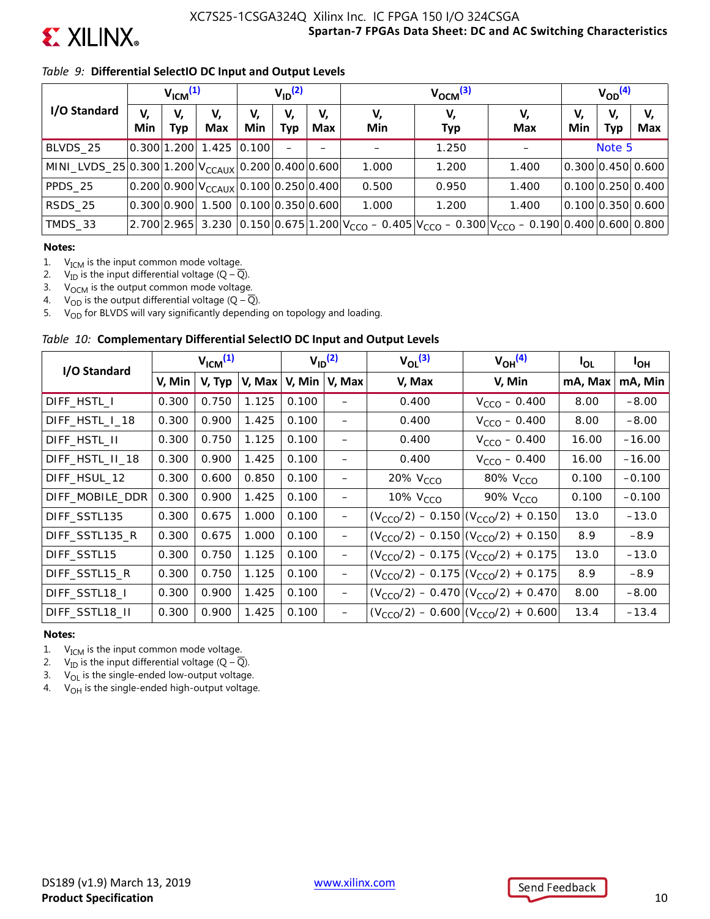*Table 9:* **Differential SelectIO DC Input and Output Levels**

| I/O Standard | $V_{ICM}$[1] | | | $V_{ID}$[2] | | | $V_{OCM}$[3] | | | $V_{OD}$[4] | | |
|---|---|---|---|---|---|---|---|---|---|---|---|---|
| | V, Min | V, Typ | V, Max | V, Min | V, Typ | V, Max | V, Min | V, Typ | V, Max | V, Min | V, Typ | V, Max |
| BLVDS_25 | 0.300 | 1.200 | 1.425 | 0.100 | – | – | – | 1.250 | – | Note 5 | | |
| MINI_LVDS_25 | 0.300 | 1.200 | $V_{CCAUX}$ | 0.200 | 0.400 | 0.600 | 1.000 | 1.200 | 1.400 | 0.300 | 0.450 | 0.600 |
| PPDS_25 | 0.200 | 0.900 | $V_{CCAUX}$ | 0.100 | 0.250 | 0.400 | 0.500 | 0.950 | 1.400 | 0.100 | 0.250 | 0.400 |
| RSDS_25 | 0.300 | 0.900 | 1.500 | 0.100 | 0.350 | 0.600 | 1.000 | 1.200 | 1.400 | 0.100 | 0.350 | 0.600 |
| TMDS_33 | 2.700 | 2.965 | 3.230 | 0.150 | 0.675 | 1.200 | $V_{CCO}$ – 0.405 | $V_{CCO}$ – 0.300 | $V_{CCO}$ – 0.190 | 0.400 | 0.600 | 0.800 |

**Notes:**

1. $V_{ICM}$ is the input common mode voltage.
2. $V_{ID}$ is the input differential voltage ($Q - \overline{Q}$).
3. $V_{OCM}$ is the output common mode voltage.
4. $V_{OD}$ is the output differential voltage ($Q - \overline{Q}$).
5. $V_{OD}$ for BLVDS will vary significantly depending on topology and loading.

*Table 10:* **Complementary Differential SelectIO DC Input and Output Levels**

| I/O Standard | $V_{ICM}$[1] | | | $V_{ID}$[2] | | $V_{OL}$[3] | $V_{OH}$[4] | $I_{OL}$ | $I_{OH}$ |
|---|---|---|---|---|---|---|---|---|---|
| | V, Min | V, Typ | V, Max | V, Min | V, Max | V, Max | V, Min | mA, Max | mA, Min |
| DIFF_HSTL_I | 0.300 | 0.750 | 1.125 | 0.100 | – | 0.400 | $V_{CCO}$ – 0.400 | 8.00 | –8.00 |
| DIFF_HSTL_I_18 | 0.300 | 0.900 | 1.425 | 0.100 | – | 0.400 | $V_{CCO}$ – 0.400 | 8.00 | –8.00 |
| DIFF_HSTL_II | 0.300 | 0.750 | 1.125 | 0.100 | – | 0.400 | $V_{CCO}$ – 0.400 | 16.00 | –16.00 |
| DIFF_HSTL_II_18 | 0.300 | 0.900 | 1.425 | 0.100 | – | 0.400 | $V_{CCO}$ – 0.400 | 16.00 | –16.00 |
| DIFF_HSUL_12 | 0.300 | 0.600 | 0.850 | 0.100 | – | 20% $V_{CCO}$ | 80% $V_{CCO}$ | 0.100 | –0.100 |
| DIFF_MOBILE_DDR | 0.300 | 0.900 | 1.425 | 0.100 | – | 10% $V_{CCO}$ | 90% $V_{CCO}$ | 0.100 | –0.100 |
| DIFF_SSTL135 | 0.300 | 0.675 | 1.000 | 0.100 | – | ($V_{CCO}$/2) – 0.150 | ($V_{CCO}$/2) + 0.150 | 13.0 | –13.0 |
| DIFF_SSTL135_R | 0.300 | 0.675 | 1.000 | 0.100 | – | ($V_{CCO}$/2) – 0.150 | ($V_{CCO}$/2) + 0.150 | 8.9 | –8.9 |
| DIFF_SSTL15 | 0.300 | 0.750 | 1.125 | 0.100 | – | ($V_{CCO}$/2) – 0.175 | ($V_{CCO}$/2) + 0.175 | 13.0 | –13.0 |
| DIFF_SSTL15_R | 0.300 | 0.750 | 1.125 | 0.100 | – | ($V_{CCO}$/2) – 0.175 | ($V_{CCO}$/2) + 0.175 | 8.9 | –8.9 |
| DIFF_SSTL18_I | 0.300 | 0.900 | 1.425 | 0.100 | – | ($V_{CCO}$/2) – 0.470 | ($V_{CCO}$/2) + 0.470 | 8.00 | –8.00 |
| DIFF_SSTL18_II | 0.300 | 0.900 | 1.425 | 0.100 | – | ($V_{CCO}$/2) – 0.600 | ($V_{CCO}$/2) + 0.600 | 13.4 | –13.4 |

**Notes:**

1. $V_{ICM}$ is the input common mode voltage.
2. $V_{ID}$ is the input differential voltage ($Q - \overline{Q}$).
3. $V_{OL}$ is the single-ended low-output voltage.
4. $V_{OH}$ is the single-ended high-output voltage.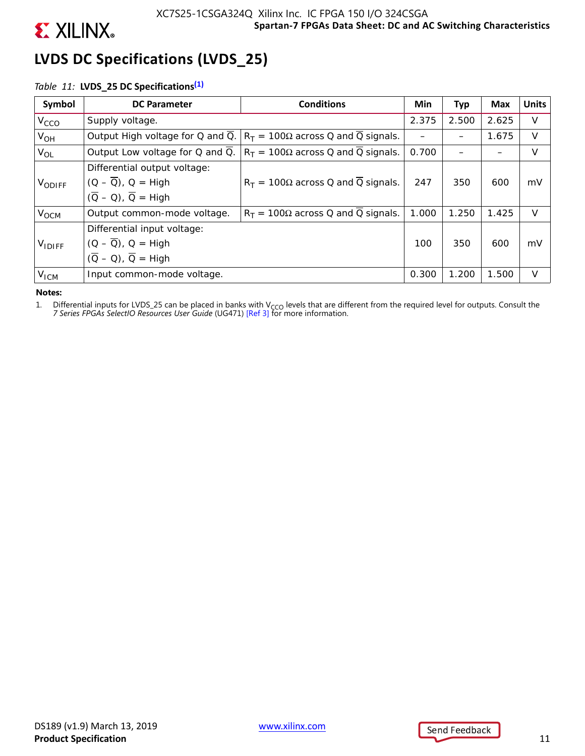## LVDS DC Specifications (LVDS_25)

*Table 11:* **LVDS_25 DC Specifications**[1]

| Symbol | DC Parameter | Conditions | Min | Typ | Max | Units |
|---|---|---|---|---|---|---|
| $V_{CCO}$ | Supply voltage. | | 2.375 | 2.500 | 2.625 | V |
| $V_{OH}$ | Output High voltage for Q and $\overline{Q}$. | $R_T$ = 100Ω across Q and $\overline{Q}$ signals. | – | – | 1.675 | V |
| $V_{OL}$ | Output Low voltage for Q and $\overline{Q}$. | $R_T$ = 100Ω across Q and $\overline{Q}$ signals. | 0.700 | – | – | V |
| $V_{ODIFF}$ | Differential output voltage: (Q – $\overline{Q}$), Q = High ($\overline{Q}$ – Q), $\overline{Q}$ = High | $R_T$ = 100Ω across Q and $\overline{Q}$ signals. | 247 | 350 | 600 | mV |
| $V_{OCM}$ | Output common-mode voltage. | $R_T$ = 100Ω across Q and $\overline{Q}$ signals. | 1.000 | 1.250 | 1.425 | V |
| $V_{IDIFF}$ | Differential input voltage: (Q – $\overline{Q}$), Q = High ($\overline{Q}$ – Q), $\overline{Q}$ = High | | 100 | 350 | 600 | mV |
| $V_{ICM}$ | Input common-mode voltage. | | 0.300 | 1.200 | 1.500 | V |

**Notes:**

1. Differential inputs for LVDS_25 can be placed in banks with $V_{CCO}$ levels that are different from the required level for outputs. Consult the *7 Series FPGAs SelectIO Resources User Guide* (UG471) [Ref 3] for more information.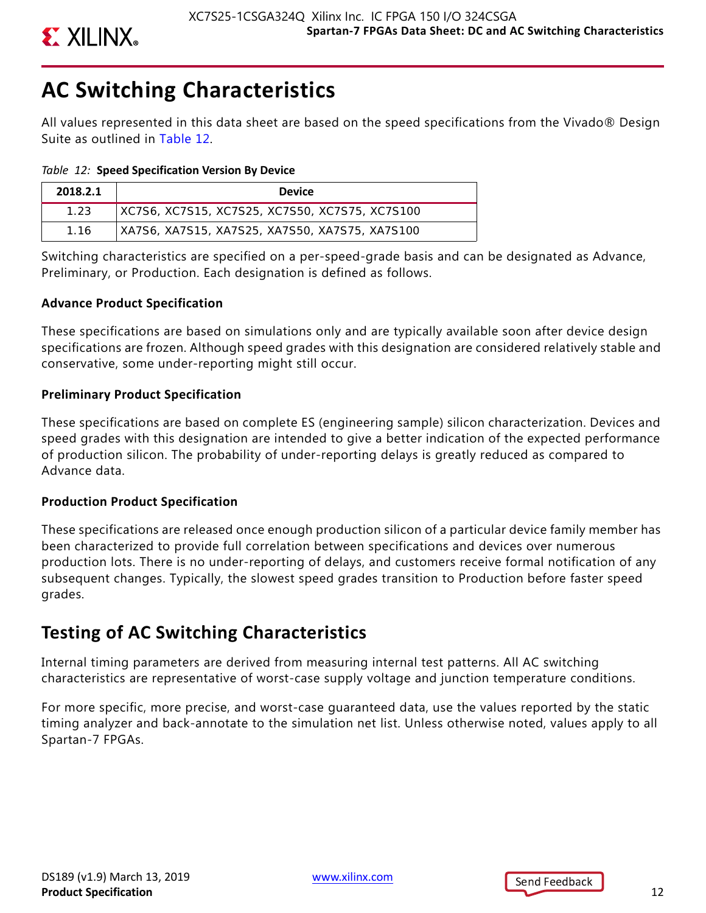# AC Switching Characteristics

All values represented in this data sheet are based on the speed specifications from the Vivado® Design Suite as outlined in Table 12.

*Table 12:* **Speed Specification Version By Device**

| 2018.2.1 | Device |
|---|---|
| 1.23 | XC7S6, XC7S15, XC7S25, XC7S50, XC7S75, XC7S100 |
| 1.16 | XA7S6, XA7S15, XA7S25, XA7S50, XA7S75, XA7S100 |

Switching characteristics are specified on a per-speed-grade basis and can be designated as Advance, Preliminary, or Production. Each designation is defined as follows.

### Advance Product Specification

These specifications are based on simulations only and are typically available soon after device design specifications are frozen. Although speed grades with this designation are considered relatively stable and conservative, some under-reporting might still occur.

### Preliminary Product Specification

These specifications are based on complete ES (engineering sample) silicon characterization. Devices and speed grades with this designation are intended to give a better indication of the expected performance of production silicon. The probability of under-reporting delays is greatly reduced as compared to Advance data.

### Production Product Specification

These specifications are released once enough production silicon of a particular device family member has been characterized to provide full correlation between specifications and devices over numerous production lots. There is no under-reporting of delays, and customers receive formal notification of any subsequent changes. Typically, the slowest speed grades transition to Production before faster speed grades.

## Testing of AC Switching Characteristics

Internal timing parameters are derived from measuring internal test patterns. All AC switching characteristics are representative of worst-case supply voltage and junction temperature conditions.

For more specific, more precise, and worst-case guaranteed data, use the values reported by the static timing analyzer and back-annotate to the simulation net list. Unless otherwise noted, values apply to all Spartan-7 FPGAs.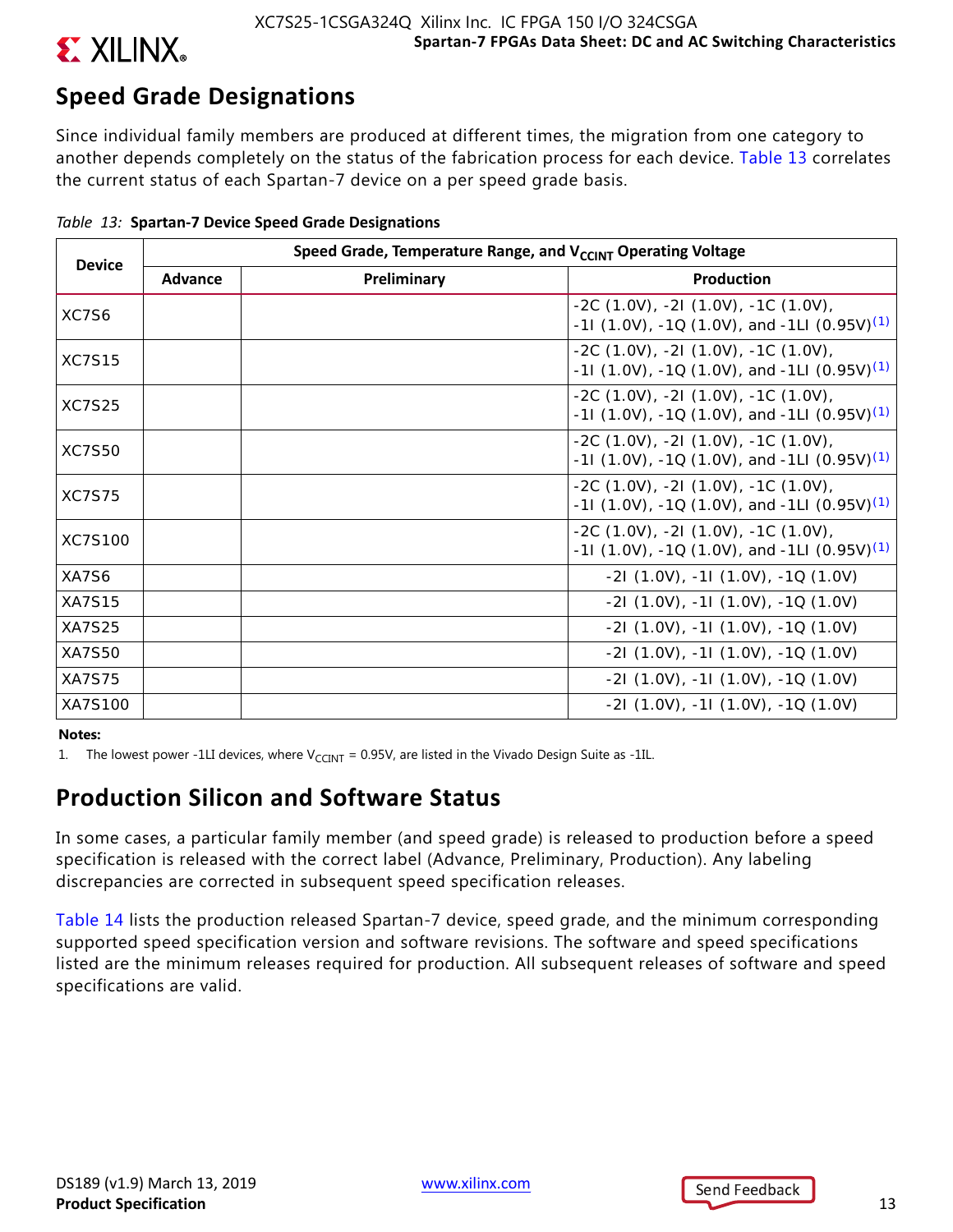## Speed Grade Designations

Since individual family members are produced at different times, the migration from one category to another depends completely on the status of the fabrication process for each device. Table 13 correlates the current status of each Spartan-7 device on a per speed grade basis.

*Table 13:* **Spartan-7 Device Speed Grade Designations**

| Device | Speed Grade, Temperature Range, and $V_{CCINT}$ Operating Voltage | | |
|---|---|---|---|
| | Advance | Preliminary | Production |
| XC7S6 | | | -2C (1.0V), -2I (1.0V), -1C (1.0V), -1I (1.0V), -1Q (1.0V), and -1LI (0.95V)(1) |
| XC7S15 | | | -2C (1.0V), -2I (1.0V), -1C (1.0V), -1I (1.0V), -1Q (1.0V), and -1LI (0.95V)(1) |
| XC7S25 | | | -2C (1.0V), -2I (1.0V), -1C (1.0V), -1I (1.0V), -1Q (1.0V), and -1LI (0.95V)(1) |
| XC7S50 | | | -2C (1.0V), -2I (1.0V), -1C (1.0V), -1I (1.0V), -1Q (1.0V), and -1LI (0.95V)(1) |
| XC7S75 | | | -2C (1.0V), -2I (1.0V), -1C (1.0V), -1I (1.0V), -1Q (1.0V), and -1LI (0.95V)(1) |
| XC7S100 | | | -2C (1.0V), -2I (1.0V), -1C (1.0V), -1I (1.0V), -1Q (1.0V), and -1LI (0.95V)(1) |
| XA7S6 | | | -2I (1.0V), -1I (1.0V), -1Q (1.0V) |
| XA7S15 | | | -2I (1.0V), -1I (1.0V), -1Q (1.0V) |
| XA7S25 | | | -2I (1.0V), -1I (1.0V), -1Q (1.0V) |
| XA7S50 | | | -2I (1.0V), -1I (1.0V), -1Q (1.0V) |
| XA7S75 | | | -2I (1.0V), -1I (1.0V), -1Q (1.0V) |
| XA7S100 | | | -2I (1.0V), -1I (1.0V), -1Q (1.0V) |

**Notes:**

1. The lowest power -1LI devices, where $V_{CCINT}$ = 0.95V, are listed in the Vivado Design Suite as -1IL.

## Production Silicon and Software Status

In some cases, a particular family member (and speed grade) is released to production before a speed specification is released with the correct label (Advance, Preliminary, Production). Any labeling discrepancies are corrected in subsequent speed specification releases.

Table 14 lists the production released Spartan-7 device, speed grade, and the minimum corresponding supported speed specification version and software revisions. The software and speed specifications listed are the minimum releases required for production. All subsequent releases of software and speed specifications are valid.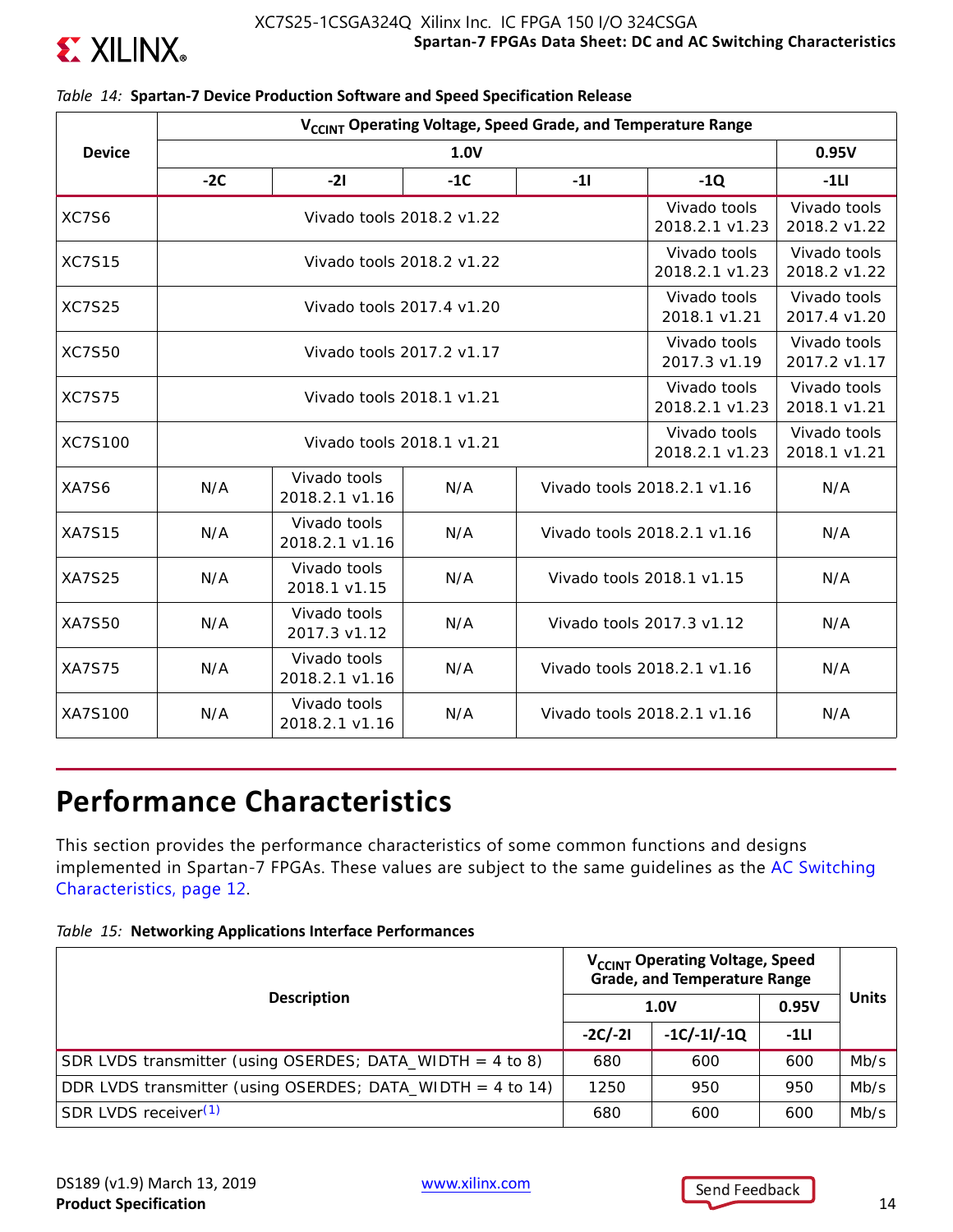*Table 14:* **Spartan-7 Device Production Software and Speed Specification Release**

| Device | $V_{CCINT}$ Operating Voltage, Speed Grade, and Temperature Range | | | | | |
|---|---|---|---|---|---|---|
| | 1.0V | | | | | 0.95V |
| | -2C | -2I | -1C | -1I | -1Q | -1LI |
| XC7S6 | Vivado tools 2018.2 v1.22 | | | | Vivado tools 2018.2.1 v1.23 | Vivado tools 2018.2 v1.22 |
| XC7S15 | Vivado tools 2018.2 v1.22 | | | | Vivado tools 2018.2.1 v1.23 | Vivado tools 2018.2 v1.22 |
| XC7S25 | Vivado tools 2017.4 v1.20 | | | | Vivado tools 2018.1 v1.21 | Vivado tools 2017.4 v1.20 |
| XC7S50 | Vivado tools 2017.2 v1.17 | | | | Vivado tools 2017.3 v1.19 | Vivado tools 2017.2 v1.17 |
| XC7S75 | Vivado tools 2018.1 v1.21 | | | | Vivado tools 2018.2.1 v1.23 | Vivado tools 2018.1 v1.21 |
| XC7S100 | Vivado tools 2018.1 v1.21 | | | | Vivado tools 2018.2.1 v1.23 | Vivado tools 2018.1 v1.21 |
| XA7S6 | N/A | Vivado tools 2018.2.1 v1.16 | N/A | Vivado tools 2018.2.1 v1.16 | | N/A |
| XA7S15 | N/A | Vivado tools 2018.2.1 v1.16 | N/A | Vivado tools 2018.2.1 v1.16 | | N/A |
| XA7S25 | N/A | Vivado tools 2018.1 v1.15 | N/A | Vivado tools 2018.1 v1.15 | | N/A |
| XA7S50 | N/A | Vivado tools 2017.3 v1.12 | N/A | Vivado tools 2017.3 v1.12 | | N/A |
| XA7S75 | N/A | Vivado tools 2018.2.1 v1.16 | N/A | Vivado tools 2018.2.1 v1.16 | | N/A |
| XA7S100 | N/A | Vivado tools 2018.2.1 v1.16 | N/A | Vivado tools 2018.2.1 v1.16 | | N/A |

## Performance Characteristics

This section provides the performance characteristics of some common functions and designs implemented in Spartan-7 FPGAs. These values are subject to the same guidelines as the AC Switching Characteristics, page 12.

*Table 15:* **Networking Applications Interface Performances**

| Description | $V_{CCINT}$ Operating Voltage, Speed Grade, and Temperature Range | | | Units |
|---|---|---|---|---|
| | 1.0V | | 0.95V | |
| | -2C/-2I | -1C/-1I/-1Q | -1LI | |
| SDR LVDS transmitter (using OSERDES; DATA_WIDTH = 4 to 8) | 680 | 600 | 600 | Mb/s |
| DDR LVDS transmitter (using OSERDES; DATA_WIDTH = 4 to 14) | 1250 | 950 | 950 | Mb/s |
| SDR LVDS receiver(1) | 680 | 600 | 600 | Mb/s |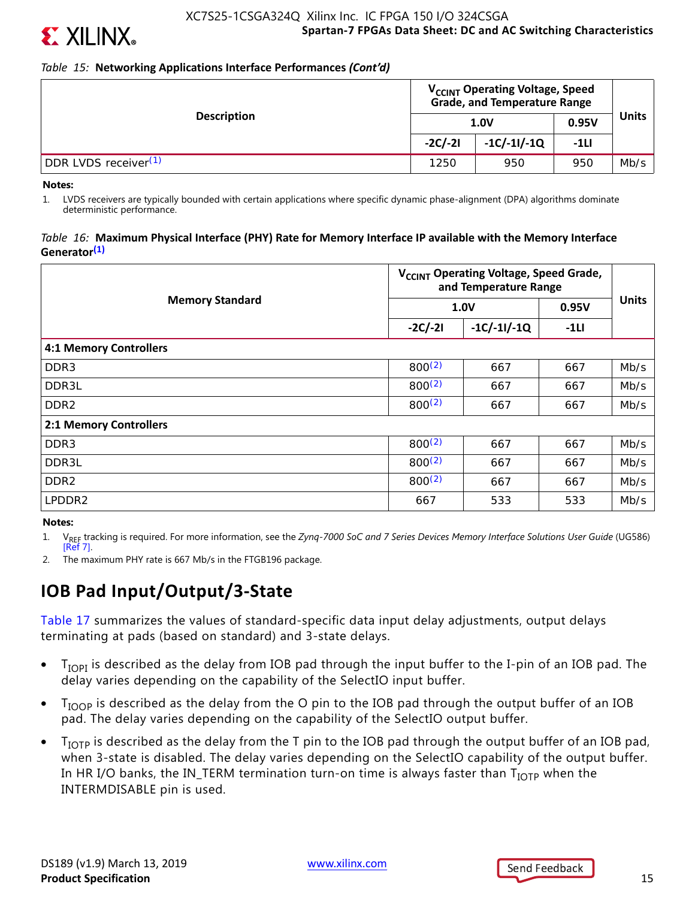*Table 15:* **Networking Applications Interface Performances *(Cont'd)***

| Description | $V_{CCINT}$ Operating Voltage, Speed Grade, and Temperature Range | | | Units |
|---|---|---|---|---|
| | 1.0V | | 0.95V | |
| | -2C/-2I | -1C/-1I/-1Q | -1LI | |
| DDR LVDS receiver[1] | 1250 | 950 | 950 | Mb/s |

**Notes:**

1. LVDS receivers are typically bounded with certain applications where specific dynamic phase-alignment (DPA) algorithms dominate deterministic performance.

*Table 16:* **Maximum Physical Interface (PHY) Rate for Memory Interface IP available with the Memory Interface Generator[1]**

| Memory Standard | $V_{CCINT}$ Operating Voltage, Speed Grade, and Temperature Range | | | Units |
|---|---|---|---|---|
| | 1.0V | | 0.95V | |
| | -2C/-2I | -1C/-1I/-1Q | -1LI | |
| **4:1 Memory Controllers** | | | | |
| DDR3 | 800[2] | 667 | 667 | Mb/s |
| DDR3L | 800[2] | 667 | 667 | Mb/s |
| DDR2 | 800[2] | 667 | 667 | Mb/s |
| **2:1 Memory Controllers** | | | | |
| DDR3 | 800[2] | 667 | 667 | Mb/s |
| DDR3L | 800[2] | 667 | 667 | Mb/s |
| DDR2 | 800[2] | 667 | 667 | Mb/s |
| LPDDR2 | 667 | 533 | 533 | Mb/s |

**Notes:**

1. $V_{REF}$ tracking is required. For more information, see the *Zynq-7000 SoC and 7 Series Devices Memory Interface Solutions User Guide* (UG586) [Ref 7].
2. The maximum PHY rate is 667 Mb/s in the FTGB196 package.

## IOB Pad Input/Output/3-State

Table 17 summarizes the values of standard-specific data input delay adjustments, output delays terminating at pads (based on standard) and 3-state delays.

- $T_{IOPI}$ is described as the delay from IOB pad through the input buffer to the I-pin of an IOB pad. The delay varies depending on the capability of the SelectIO input buffer.
- $T_{IOOP}$ is described as the delay from the O pin to the IOB pad through the output buffer of an IOB pad. The delay varies depending on the capability of the SelectIO output buffer.
- $T_{IOTP}$ is described as the delay from the T pin to the IOB pad through the output buffer of an IOB pad, when 3-state is disabled. The delay varies depending on the SelectIO capability of the output buffer. In HR I/O banks, the IN_TERM termination turn-on time is always faster than $T_{IOTP}$ when the INTERMDISABLE pin is used.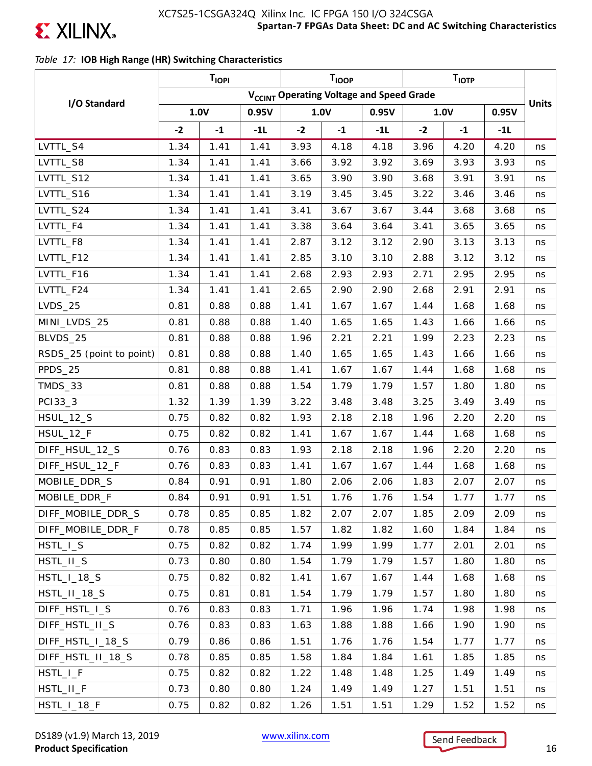*Table 17:* **IOB High Range (HR) Switching Characteristics**

| I/O Standard | $T_{IOPI}$ | | | $T_{IOOP}$ | | | $T_{IOTP}$ | | | Units |
|---|---|---|---|---|---|---|---|---|---|---|
| | $V_{CCINT}$ Operating Voltage and Speed Grade | | | | | | | | | |
| | 1.0V | | 0.95V | 1.0V | | 0.95V | 1.0V | | 0.95V | |
| | -2 | -1 | -1L | -2 | -1 | -1L | -2 | -1 | -1L | |
| LVTTL_S4 | 1.34 | 1.41 | 1.41 | 3.93 | 4.18 | 4.18 | 3.96 | 4.20 | 4.20 | ns |
| LVTTL_S8 | 1.34 | 1.41 | 1.41 | 3.66 | 3.92 | 3.92 | 3.69 | 3.93 | 3.93 | ns |
| LVTTL_S12 | 1.34 | 1.41 | 1.41 | 3.65 | 3.90 | 3.90 | 3.68 | 3.91 | 3.91 | ns |
| LVTTL_S16 | 1.34 | 1.41 | 1.41 | 3.19 | 3.45 | 3.45 | 3.22 | 3.46 | 3.46 | ns |
| LVTTL_S24 | 1.34 | 1.41 | 1.41 | 3.41 | 3.67 | 3.67 | 3.44 | 3.68 | 3.68 | ns |
| LVTTL_F4 | 1.34 | 1.41 | 1.41 | 3.38 | 3.64 | 3.64 | 3.41 | 3.65 | 3.65 | ns |
| LVTTL_F8 | 1.34 | 1.41 | 1.41 | 2.87 | 3.12 | 3.12 | 2.90 | 3.13 | 3.13 | ns |
| LVTTL_F12 | 1.34 | 1.41 | 1.41 | 2.85 | 3.10 | 3.10 | 2.88 | 3.12 | 3.12 | ns |
| LVTTL_F16 | 1.34 | 1.41 | 1.41 | 2.68 | 2.93 | 2.93 | 2.71 | 2.95 | 2.95 | ns |
| LVTTL_F24 | 1.34 | 1.41 | 1.41 | 2.65 | 2.90 | 2.90 | 2.68 | 2.91 | 2.91 | ns |
| LVDS_25 | 0.81 | 0.88 | 0.88 | 1.41 | 1.67 | 1.67 | 1.44 | 1.68 | 1.68 | ns |
| MINI_LVDS_25 | 0.81 | 0.88 | 0.88 | 1.40 | 1.65 | 1.65 | 1.43 | 1.66 | 1.66 | ns |
| BLVDS_25 | 0.81 | 0.88 | 0.88 | 1.96 | 2.21 | 2.21 | 1.99 | 2.23 | 2.23 | ns |
| RSDS_25 (point to point) | 0.81 | 0.88 | 0.88 | 1.40 | 1.65 | 1.65 | 1.43 | 1.66 | 1.66 | ns |
| PPDS_25 | 0.81 | 0.88 | 0.88 | 1.41 | 1.67 | 1.67 | 1.44 | 1.68 | 1.68 | ns |
| TMDS_33 | 0.81 | 0.88 | 0.88 | 1.54 | 1.79 | 1.79 | 1.57 | 1.80 | 1.80 | ns |
| PCI33_3 | 1.32 | 1.39 | 1.39 | 3.22 | 3.48 | 3.48 | 3.25 | 3.49 | 3.49 | ns |
| HSUL_12_S | 0.75 | 0.82 | 0.82 | 1.93 | 2.18 | 2.18 | 1.96 | 2.20 | 2.20 | ns |
| HSUL_12_F | 0.75 | 0.82 | 0.82 | 1.41 | 1.67 | 1.67 | 1.44 | 1.68 | 1.68 | ns |
| DIFF_HSUL_12_S | 0.76 | 0.83 | 0.83 | 1.93 | 2.18 | 2.18 | 1.96 | 2.20 | 2.20 | ns |
| DIFF_HSUL_12_F | 0.76 | 0.83 | 0.83 | 1.41 | 1.67 | 1.67 | 1.44 | 1.68 | 1.68 | ns |
| MOBILE_DDR_S | 0.84 | 0.91 | 0.91 | 1.80 | 2.06 | 2.06 | 1.83 | 2.07 | 2.07 | ns |
| MOBILE_DDR_F | 0.84 | 0.91 | 0.91 | 1.51 | 1.76 | 1.76 | 1.54 | 1.77 | 1.77 | ns |
| DIFF_MOBILE_DDR_S | 0.78 | 0.85 | 0.85 | 1.82 | 2.07 | 2.07 | 1.85 | 2.09 | 2.09 | ns |
| DIFF_MOBILE_DDR_F | 0.78 | 0.85 | 0.85 | 1.57 | 1.82 | 1.82 | 1.60 | 1.84 | 1.84 | ns |
| HSTL_I_S | 0.75 | 0.82 | 0.82 | 1.74 | 1.99 | 1.99 | 1.77 | 2.01 | 2.01 | ns |
| HSTL_II_S | 0.73 | 0.80 | 0.80 | 1.54 | 1.79 | 1.79 | 1.57 | 1.80 | 1.80 | ns |
| HSTL_I_18_S | 0.75 | 0.82 | 0.82 | 1.41 | 1.67 | 1.67 | 1.44 | 1.68 | 1.68 | ns |
| HSTL_II_18_S | 0.75 | 0.81 | 0.81 | 1.54 | 1.79 | 1.79 | 1.57 | 1.80 | 1.80 | ns |
| DIFF_HSTL_I_S | 0.76 | 0.83 | 0.83 | 1.71 | 1.96 | 1.96 | 1.74 | 1.98 | 1.98 | ns |
| DIFF_HSTL_II_S | 0.76 | 0.83 | 0.83 | 1.63 | 1.88 | 1.88 | 1.66 | 1.90 | 1.90 | ns |
| DIFF_HSTL_I_18_S | 0.79 | 0.86 | 0.86 | 1.51 | 1.76 | 1.76 | 1.54 | 1.77 | 1.77 | ns |
| DIFF_HSTL_II_18_S | 0.78 | 0.85 | 0.85 | 1.58 | 1.84 | 1.84 | 1.61 | 1.85 | 1.85 | ns |
| HSTL_I_F | 0.75 | 0.82 | 0.82 | 1.22 | 1.48 | 1.48 | 1.25 | 1.49 | 1.49 | ns |
| HSTL_II_F | 0.73 | 0.80 | 0.80 | 1.24 | 1.49 | 1.49 | 1.27 | 1.51 | 1.51 | ns |
| HSTL_I_18_F | 0.75 | 0.82 | 0.82 | 1.26 | 1.51 | 1.51 | 1.29 | 1.52 | 1.52 | ns |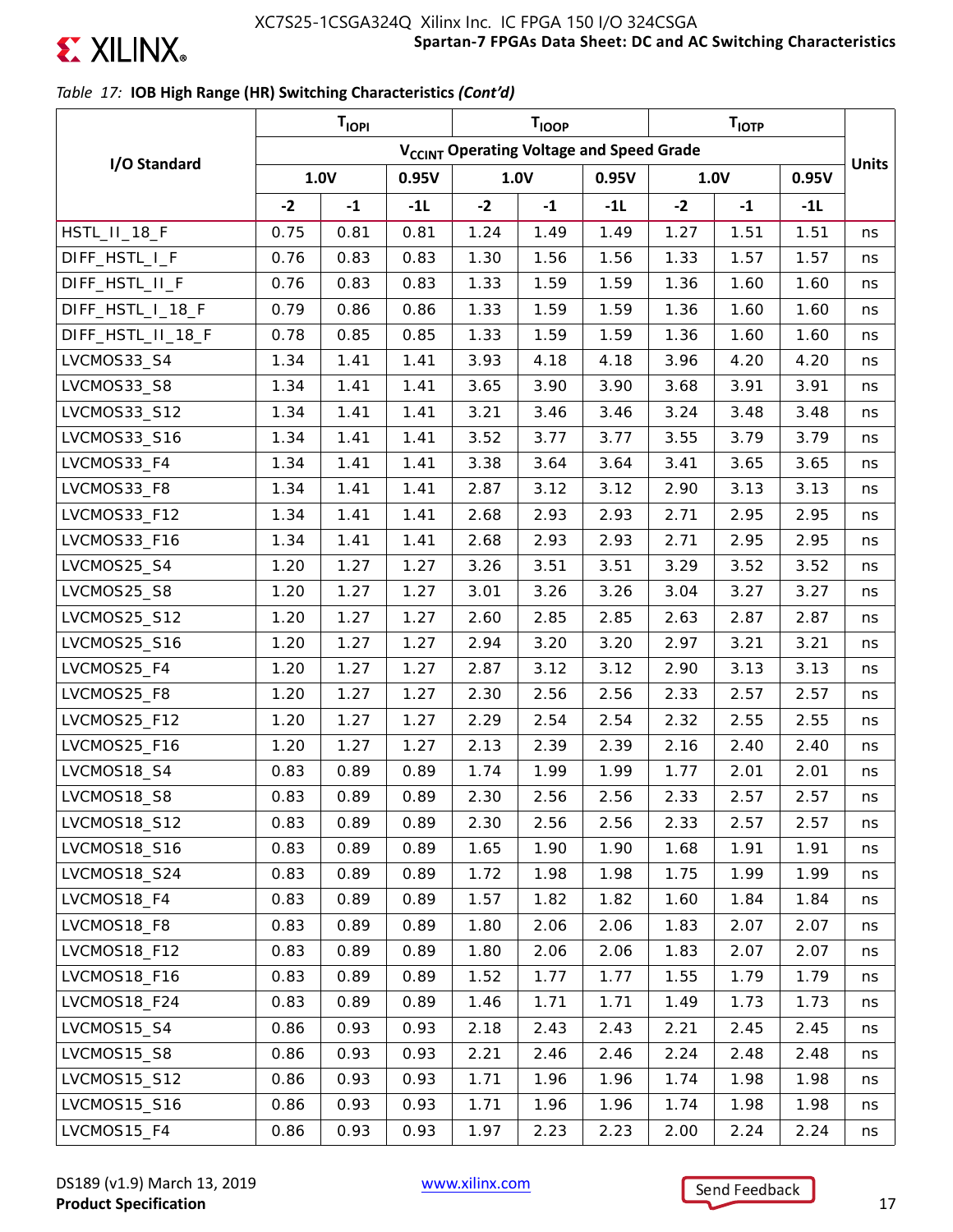*Table 17:* **IOB High Range (HR) Switching Characteristics** ***(Cont'd)***

| I/O Standard | $T_{IOPI}$ | | | $T_{IOOP}$ | | | $T_{IOTP}$ | | | Units |
|---|---|---|---|---|---|---|---|---|---|---|
| | $V_{CCINT}$ Operating Voltage and Speed Grade | | | | | | | | | |
| | 1.0V | | 0.95V | 1.0V | | 0.95V | 1.0V | | 0.95V | |
| | -2 | -1 | -1L | -2 | -1 | -1L | -2 | -1 | -1L | |
| HSTL_II_18_F | 0.75 | 0.81 | 0.81 | 1.24 | 1.49 | 1.49 | 1.27 | 1.51 | 1.51 | ns |
| DIFF_HSTL_I_F | 0.76 | 0.83 | 0.83 | 1.30 | 1.56 | 1.56 | 1.33 | 1.57 | 1.57 | ns |
| DIFF_HSTL_II_F | 0.76 | 0.83 | 0.83 | 1.33 | 1.59 | 1.59 | 1.36 | 1.60 | 1.60 | ns |
| DIFF_HSTL_I_18_F | 0.79 | 0.86 | 0.86 | 1.33 | 1.59 | 1.59 | 1.36 | 1.60 | 1.60 | ns |
| DIFF_HSTL_II_18_F | 0.78 | 0.85 | 0.85 | 1.33 | 1.59 | 1.59 | 1.36 | 1.60 | 1.60 | ns |
| LVCMOS33_S4 | 1.34 | 1.41 | 1.41 | 3.93 | 4.18 | 4.18 | 3.96 | 4.20 | 4.20 | ns |
| LVCMOS33_S8 | 1.34 | 1.41 | 1.41 | 3.65 | 3.90 | 3.90 | 3.68 | 3.91 | 3.91 | ns |
| LVCMOS33_S12 | 1.34 | 1.41 | 1.41 | 3.21 | 3.46 | 3.46 | 3.24 | 3.48 | 3.48 | ns |
| LVCMOS33_S16 | 1.34 | 1.41 | 1.41 | 3.52 | 3.77 | 3.77 | 3.55 | 3.79 | 3.79 | ns |
| LVCMOS33_F4 | 1.34 | 1.41 | 1.41 | 3.38 | 3.64 | 3.64 | 3.41 | 3.65 | 3.65 | ns |
| LVCMOS33_F8 | 1.34 | 1.41 | 1.41 | 2.87 | 3.12 | 3.12 | 2.90 | 3.13 | 3.13 | ns |
| LVCMOS33_F12 | 1.34 | 1.41 | 1.41 | 2.68 | 2.93 | 2.93 | 2.71 | 2.95 | 2.95 | ns |
| LVCMOS33_F16 | 1.34 | 1.41 | 1.41 | 2.68 | 2.93 | 2.93 | 2.71 | 2.95 | 2.95 | ns |
| LVCMOS25_S4 | 1.20 | 1.27 | 1.27 | 3.26 | 3.51 | 3.51 | 3.29 | 3.52 | 3.52 | ns |
| LVCMOS25_S8 | 1.20 | 1.27 | 1.27 | 3.01 | 3.26 | 3.26 | 3.04 | 3.27 | 3.27 | ns |
| LVCMOS25_S12 | 1.20 | 1.27 | 1.27 | 2.60 | 2.85 | 2.85 | 2.63 | 2.87 | 2.87 | ns |
| LVCMOS25_S16 | 1.20 | 1.27 | 1.27 | 2.94 | 3.20 | 3.20 | 2.97 | 3.21 | 3.21 | ns |
| LVCMOS25_F4 | 1.20 | 1.27 | 1.27 | 2.87 | 3.12 | 3.12 | 2.90 | 3.13 | 3.13 | ns |
| LVCMOS25_F8 | 1.20 | 1.27 | 1.27 | 2.30 | 2.56 | 2.56 | 2.33 | 2.57 | 2.57 | ns |
| LVCMOS25_F12 | 1.20 | 1.27 | 1.27 | 2.29 | 2.54 | 2.54 | 2.32 | 2.55 | 2.55 | ns |
| LVCMOS25_F16 | 1.20 | 1.27 | 1.27 | 2.13 | 2.39 | 2.39 | 2.16 | 2.40 | 2.40 | ns |
| LVCMOS18_S4 | 0.83 | 0.89 | 0.89 | 1.74 | 1.99 | 1.99 | 1.77 | 2.01 | 2.01 | ns |
| LVCMOS18_S8 | 0.83 | 0.89 | 0.89 | 2.30 | 2.56 | 2.56 | 2.33 | 2.57 | 2.57 | ns |
| LVCMOS18_S12 | 0.83 | 0.89 | 0.89 | 2.30 | 2.56 | 2.56 | 2.33 | 2.57 | 2.57 | ns |
| LVCMOS18_S16 | 0.83 | 0.89 | 0.89 | 1.65 | 1.90 | 1.90 | 1.68 | 1.91 | 1.91 | ns |
| LVCMOS18_S24 | 0.83 | 0.89 | 0.89 | 1.72 | 1.98 | 1.98 | 1.75 | 1.99 | 1.99 | ns |
| LVCMOS18_F4 | 0.83 | 0.89 | 0.89 | 1.57 | 1.82 | 1.82 | 1.60 | 1.84 | 1.84 | ns |
| LVCMOS18_F8 | 0.83 | 0.89 | 0.89 | 1.80 | 2.06 | 2.06 | 1.83 | 2.07 | 2.07 | ns |
| LVCMOS18_F12 | 0.83 | 0.89 | 0.89 | 1.80 | 2.06 | 2.06 | 1.83 | 2.07 | 2.07 | ns |
| LVCMOS18_F16 | 0.83 | 0.89 | 0.89 | 1.52 | 1.77 | 1.77 | 1.55 | 1.79 | 1.79 | ns |
| LVCMOS18_F24 | 0.83 | 0.89 | 0.89 | 1.46 | 1.71 | 1.71 | 1.49 | 1.73 | 1.73 | ns |
| LVCMOS15_S4 | 0.86 | 0.93 | 0.93 | 2.18 | 2.43 | 2.43 | 2.21 | 2.45 | 2.45 | ns |
| LVCMOS15_S8 | 0.86 | 0.93 | 0.93 | 2.21 | 2.46 | 2.46 | 2.24 | 2.48 | 2.48 | ns |
| LVCMOS15_S12 | 0.86 | 0.93 | 0.93 | 1.71 | 1.96 | 1.96 | 1.74 | 1.98 | 1.98 | ns |
| LVCMOS15_S16 | 0.86 | 0.93 | 0.93 | 1.71 | 1.96 | 1.96 | 1.74 | 1.98 | 1.98 | ns |
| LVCMOS15_F4 | 0.86 | 0.93 | 0.93 | 1.97 | 2.23 | 2.23 | 2.00 | 2.24 | 2.24 | ns |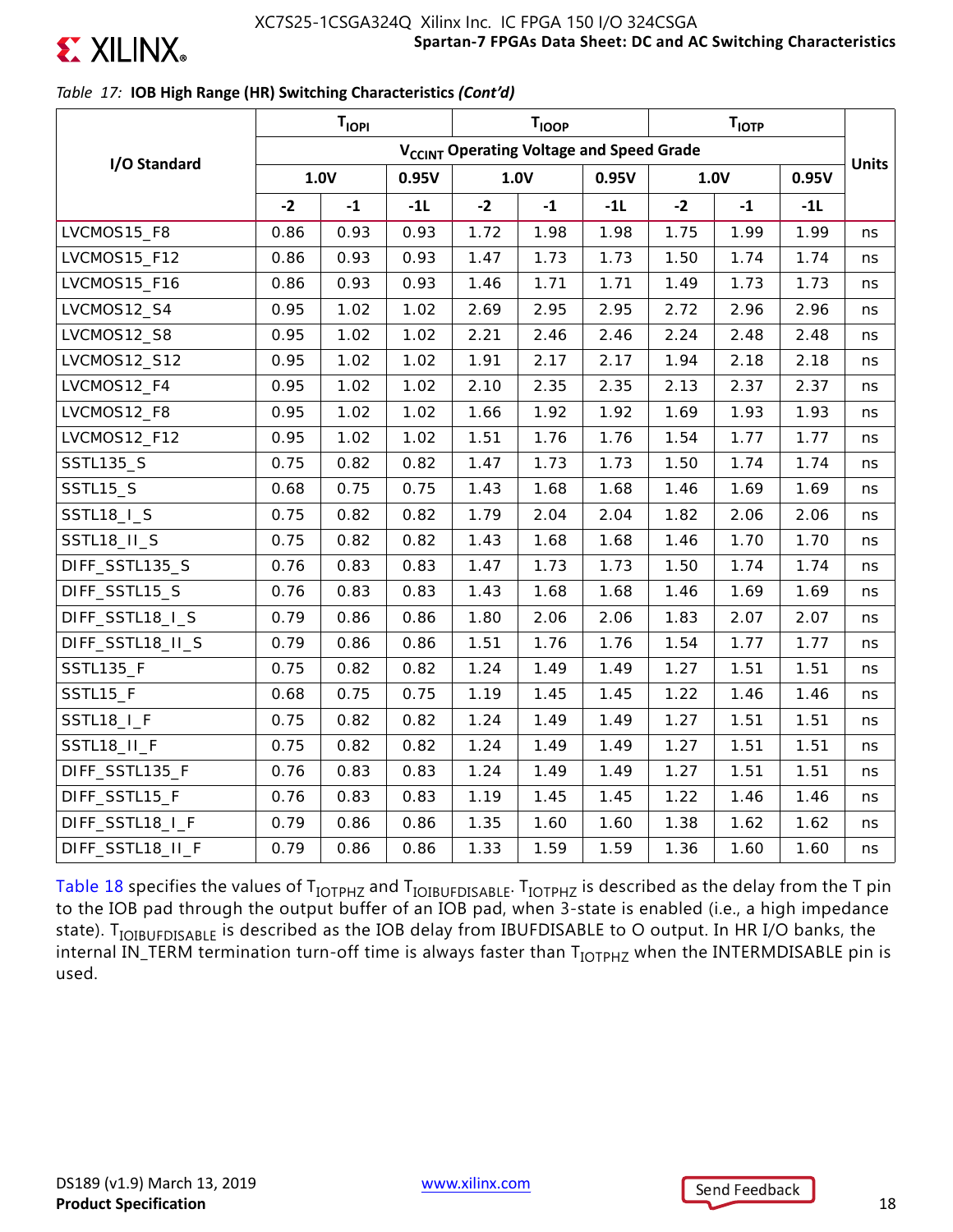*Table 17:* **IOB High Range (HR) Switching Characteristics *(Cont'd)***

| I/O Standard | $T_{IOPI}$ | | | $T_{IOOP}$ | | | $T_{IOTP}$ | | | Units |
|---|---|---|---|---|---|---|---|---|---|---|
| | $V_{CCINT}$ Operating Voltage and Speed Grade | | | | | | | | | |
| | 1.0V | | 0.95V | 1.0V | | 0.95V | 1.0V | | 0.95V | |
| | -2 | -1 | -1L | -2 | -1 | -1L | -2 | -1 | -1L | |
| LVCMOS15_F8 | 0.86 | 0.93 | 0.93 | 1.72 | 1.98 | 1.98 | 1.75 | 1.99 | 1.99 | ns |
| LVCMOS15_F12 | 0.86 | 0.93 | 0.93 | 1.47 | 1.73 | 1.73 | 1.50 | 1.74 | 1.74 | ns |
| LVCMOS15_F16 | 0.86 | 0.93 | 0.93 | 1.46 | 1.71 | 1.71 | 1.49 | 1.73 | 1.73 | ns |
| LVCMOS12_S4 | 0.95 | 1.02 | 1.02 | 2.69 | 2.95 | 2.95 | 2.72 | 2.96 | 2.96 | ns |
| LVCMOS12_S8 | 0.95 | 1.02 | 1.02 | 2.21 | 2.46 | 2.46 | 2.24 | 2.48 | 2.48 | ns |
| LVCMOS12_S12 | 0.95 | 1.02 | 1.02 | 1.91 | 2.17 | 2.17 | 1.94 | 2.18 | 2.18 | ns |
| LVCMOS12_F4 | 0.95 | 1.02 | 1.02 | 2.10 | 2.35 | 2.35 | 2.13 | 2.37 | 2.37 | ns |
| LVCMOS12_F8 | 0.95 | 1.02 | 1.02 | 1.66 | 1.92 | 1.92 | 1.69 | 1.93 | 1.93 | ns |
| LVCMOS12_F12 | 0.95 | 1.02 | 1.02 | 1.51 | 1.76 | 1.76 | 1.54 | 1.77 | 1.77 | ns |
| SSTL135_S | 0.75 | 0.82 | 0.82 | 1.47 | 1.73 | 1.73 | 1.50 | 1.74 | 1.74 | ns |
| SSTL15_S | 0.68 | 0.75 | 0.75 | 1.43 | 1.68 | 1.68 | 1.46 | 1.69 | 1.69 | ns |
| SSTL18_I_S | 0.75 | 0.82 | 0.82 | 1.79 | 2.04 | 2.04 | 1.82 | 2.06 | 2.06 | ns |
| SSTL18_II_S | 0.75 | 0.82 | 0.82 | 1.43 | 1.68 | 1.68 | 1.46 | 1.70 | 1.70 | ns |
| DIFF_SSTL135_S | 0.76 | 0.83 | 0.83 | 1.47 | 1.73 | 1.73 | 1.50 | 1.74 | 1.74 | ns |
| DIFF_SSTL15_S | 0.76 | 0.83 | 0.83 | 1.43 | 1.68 | 1.68 | 1.46 | 1.69 | 1.69 | ns |
| DIFF_SSTL18_I_S | 0.79 | 0.86 | 0.86 | 1.80 | 2.06 | 2.06 | 1.83 | 2.07 | 2.07 | ns |
| DIFF_SSTL18_II_S | 0.79 | 0.86 | 0.86 | 1.51 | 1.76 | 1.76 | 1.54 | 1.77 | 1.77 | ns |
| SSTL135_F | 0.75 | 0.82 | 0.82 | 1.24 | 1.49 | 1.49 | 1.27 | 1.51 | 1.51 | ns |
| SSTL15_F | 0.68 | 0.75 | 0.75 | 1.19 | 1.45 | 1.45 | 1.22 | 1.46 | 1.46 | ns |
| SSTL18_I_F | 0.75 | 0.82 | 0.82 | 1.24 | 1.49 | 1.49 | 1.27 | 1.51 | 1.51 | ns |
| SSTL18_II_F | 0.75 | 0.82 | 0.82 | 1.24 | 1.49 | 1.49 | 1.27 | 1.51 | 1.51 | ns |
| DIFF_SSTL135_F | 0.76 | 0.83 | 0.83 | 1.24 | 1.49 | 1.49 | 1.27 | 1.51 | 1.51 | ns |
| DIFF_SSTL15_F | 0.76 | 0.83 | 0.83 | 1.19 | 1.45 | 1.45 | 1.22 | 1.46 | 1.46 | ns |
| DIFF_SSTL18_I_F | 0.79 | 0.86 | 0.86 | 1.35 | 1.60 | 1.60 | 1.38 | 1.62 | 1.62 | ns |
| DIFF_SSTL18_II_F | 0.79 | 0.86 | 0.86 | 1.33 | 1.59 | 1.59 | 1.36 | 1.60 | 1.60 | ns |

Table 18 specifies the values of $T_{IOTPHZ}$ and $T_{IOIBUFDISABLE}$. $T_{IOTPHZ}$ is described as the delay from the T pin to the IOB pad through the output buffer of an IOB pad, when 3-state is enabled (i.e., a high impedance state). $T_{IOIBUFDISABLE}$ is described as the IOB delay from IBUFDISABLE to O output. In HR I/O banks, the internal IN_TERM termination turn-off time is always faster than $T_{IOTPHZ}$ when the INTERMDISABLE pin is used.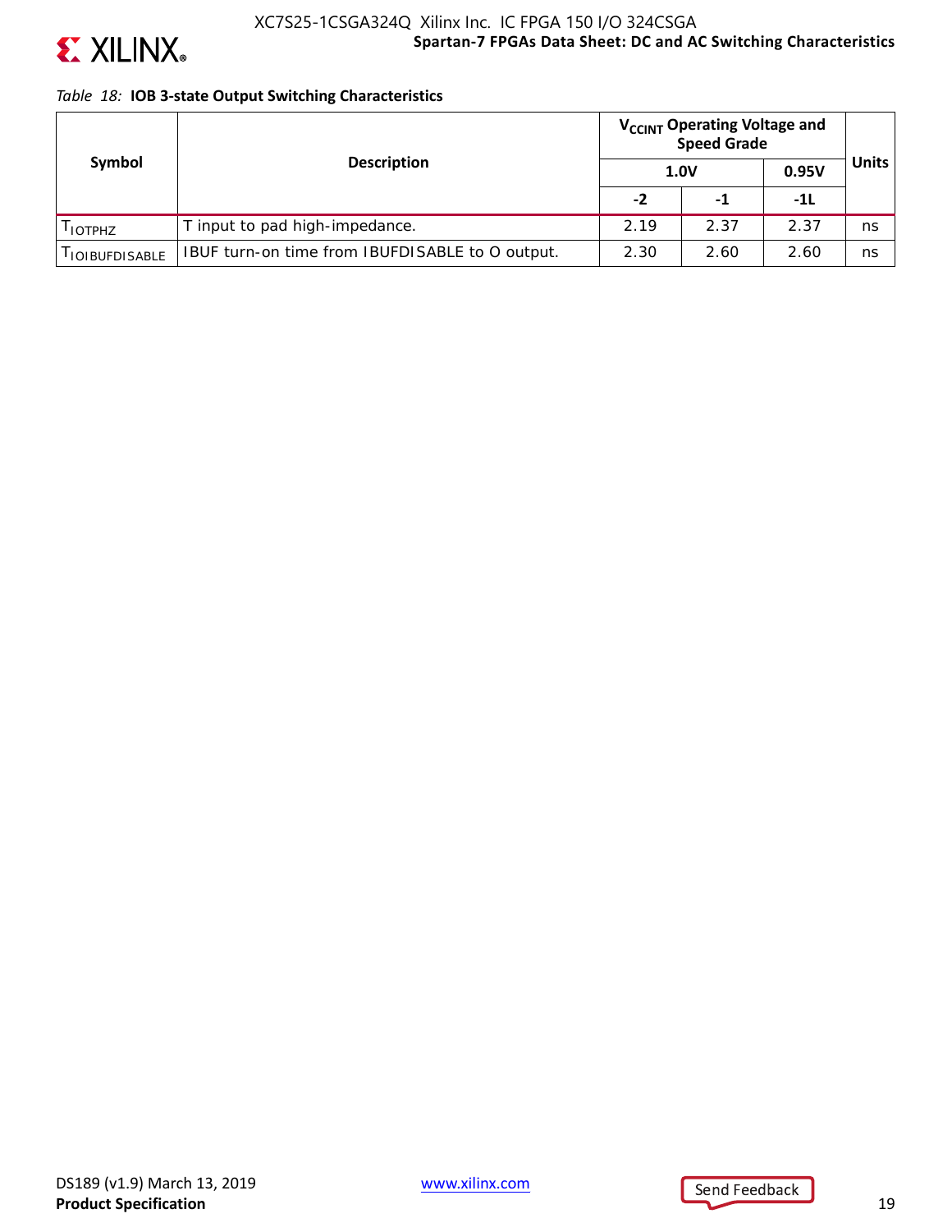*Table 18:* **IOB 3-state Output Switching Characteristics**

| Symbol | Description | $V_{CCINT}$ Operating Voltage and Speed Grade | | | Units |
|---|---|---|---|---|---|
| | | 1.0V | | 0.95V | |
| | | -2 | -1 | -1L | |
| $T_{IOTPHZ}$ | T input to pad high-impedance. | 2.19 | 2.37 | 2.37 | ns |
| $T_{IOIBUFDISABLE}$ | IBUF turn-on time from IBUFDISABLE to O output. | 2.30 | 2.60 | 2.60 | ns |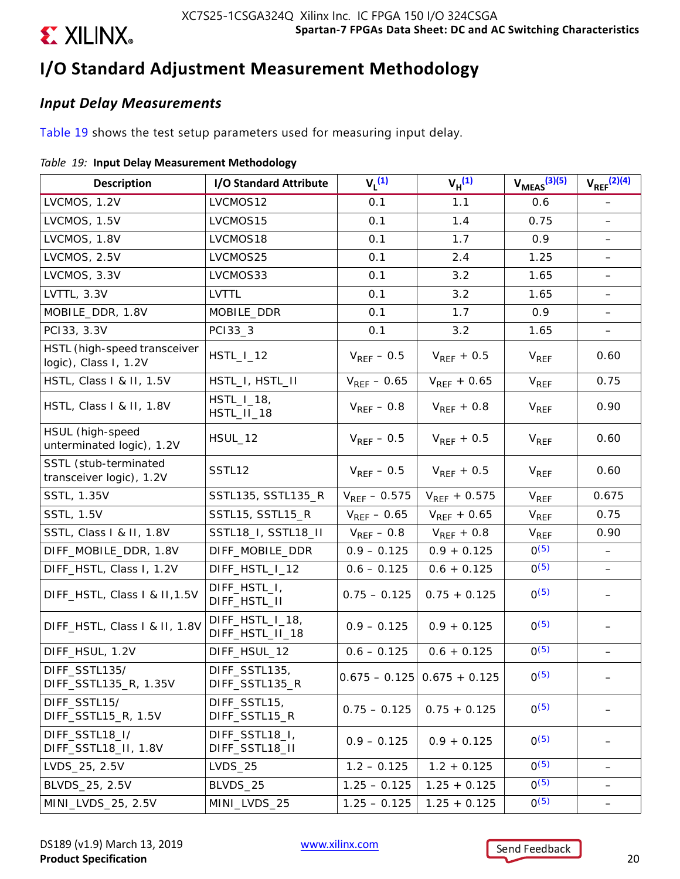# I/O Standard Adjustment Measurement Methodology

## *Input Delay Measurements*

Table 19 shows the test setup parameters used for measuring input delay.

*Table 19:* **Input Delay Measurement Methodology**

| Description | I/O Standard Attribute | $V_L$[1] | $V_H$[1] | $V_{MEAS}$[3][5] | $V_{REF}$[2][4] |
|---|---|---|---|---|---|
| LVCMOS, 1.2V | LVCMOS12 | 0.1 | 1.1 | 0.6 | – |
| LVCMOS, 1.5V | LVCMOS15 | 0.1 | 1.4 | 0.75 | – |
| LVCMOS, 1.8V | LVCMOS18 | 0.1 | 1.7 | 0.9 | – |
| LVCMOS, 2.5V | LVCMOS25 | 0.1 | 2.4 | 1.25 | – |
| LVCMOS, 3.3V | LVCMOS33 | 0.1 | 3.2 | 1.65 | – |
| LVTTL, 3.3V | LVTTL | 0.1 | 3.2 | 1.65 | – |
| MOBILE_DDR, 1.8V | MOBILE_DDR | 0.1 | 1.7 | 0.9 | – |
| PCI33, 3.3V | PCI33_3 | 0.1 | 3.2 | 1.65 | – |
| HSTL (high-speed transceiver logic), Class I, 1.2V | HSTL_I_12 | $V_{REF}$ – 0.5 | $V_{REF}$ + 0.5 | $V_{REF}$ | 0.60 |
| HSTL, Class I & II, 1.5V | HSTL_I, HSTL_II | $V_{REF}$ – 0.65 | $V_{REF}$ + 0.65 | $V_{REF}$ | 0.75 |
| HSTL, Class I & II, 1.8V | HSTL_I_18, HSTL_II_18 | $V_{REF}$ – 0.8 | $V_{REF}$ + 0.8 | $V_{REF}$ | 0.90 |
| HSUL (high-speed unterminated logic), 1.2V | HSUL_12 | $V_{REF}$ – 0.5 | $V_{REF}$ + 0.5 | $V_{REF}$ | 0.60 |
| SSTL (stub-terminated transceiver logic), 1.2V | SSTL12 | $V_{REF}$ – 0.5 | $V_{REF}$ + 0.5 | $V_{REF}$ | 0.60 |
| SSTL, 1.35V | SSTL135, SSTL135_R | $V_{REF}$ – 0.575 | $V_{REF}$ + 0.575 | $V_{REF}$ | 0.675 |
| SSTL, 1.5V | SSTL15, SSTL15_R | $V_{REF}$ – 0.65 | $V_{REF}$ + 0.65 | $V_{REF}$ | 0.75 |
| SSTL, Class I & II, 1.8V | SSTL18_I, SSTL18_II | $V_{REF}$ – 0.8 | $V_{REF}$ + 0.8 | $V_{REF}$ | 0.90 |
| DIFF_MOBILE_DDR, 1.8V | DIFF_MOBILE_DDR | 0.9 – 0.125 | 0.9 + 0.125 | 0[5] | – |
| DIFF_HSTL, Class I, 1.2V | DIFF_HSTL_I_12 | 0.6 – 0.125 | 0.6 + 0.125 | 0[5] | – |
| DIFF_HSTL, Class I & II,1.5V | DIFF_HSTL_I, DIFF_HSTL_II | 0.75 – 0.125 | 0.75 + 0.125 | 0[5] | – |
| DIFF_HSTL, Class I & II, 1.8V | DIFF_HSTL_I_18, DIFF_HSTL_II_18 | 0.9 – 0.125 | 0.9 + 0.125 | 0[5] | – |
| DIFF_HSUL, 1.2V | DIFF_HSUL_12 | 0.6 – 0.125 | 0.6 + 0.125 | 0[5] | – |
| DIFF_SSTL135/ DIFF_SSTL135_R, 1.35V | DIFF_SSTL135, DIFF_SSTL135_R | 0.675 – 0.125 | 0.675 + 0.125 | 0[5] | – |
| DIFF_SSTL15/ DIFF_SSTL15_R, 1.5V | DIFF_SSTL15, DIFF_SSTL15_R | 0.75 – 0.125 | 0.75 + 0.125 | 0[5] | – |
| DIFF_SSTL18_I/ DIFF_SSTL18_II, 1.8V | DIFF_SSTL18_I, DIFF_SSTL18_II | 0.9 – 0.125 | 0.9 + 0.125 | 0[5] | – |
| LVDS_25, 2.5V | LVDS_25 | 1.2 – 0.125 | 1.2 + 0.125 | 0[5] | – |
| BLVDS_25, 2.5V | BLVDS_25 | 1.25 – 0.125 | 1.25 + 0.125 | 0[5] | – |
| MINI_LVDS_25, 2.5V | MINI_LVDS_25 | 1.25 – 0.125 | 1.25 + 0.125 | 0[5] | – |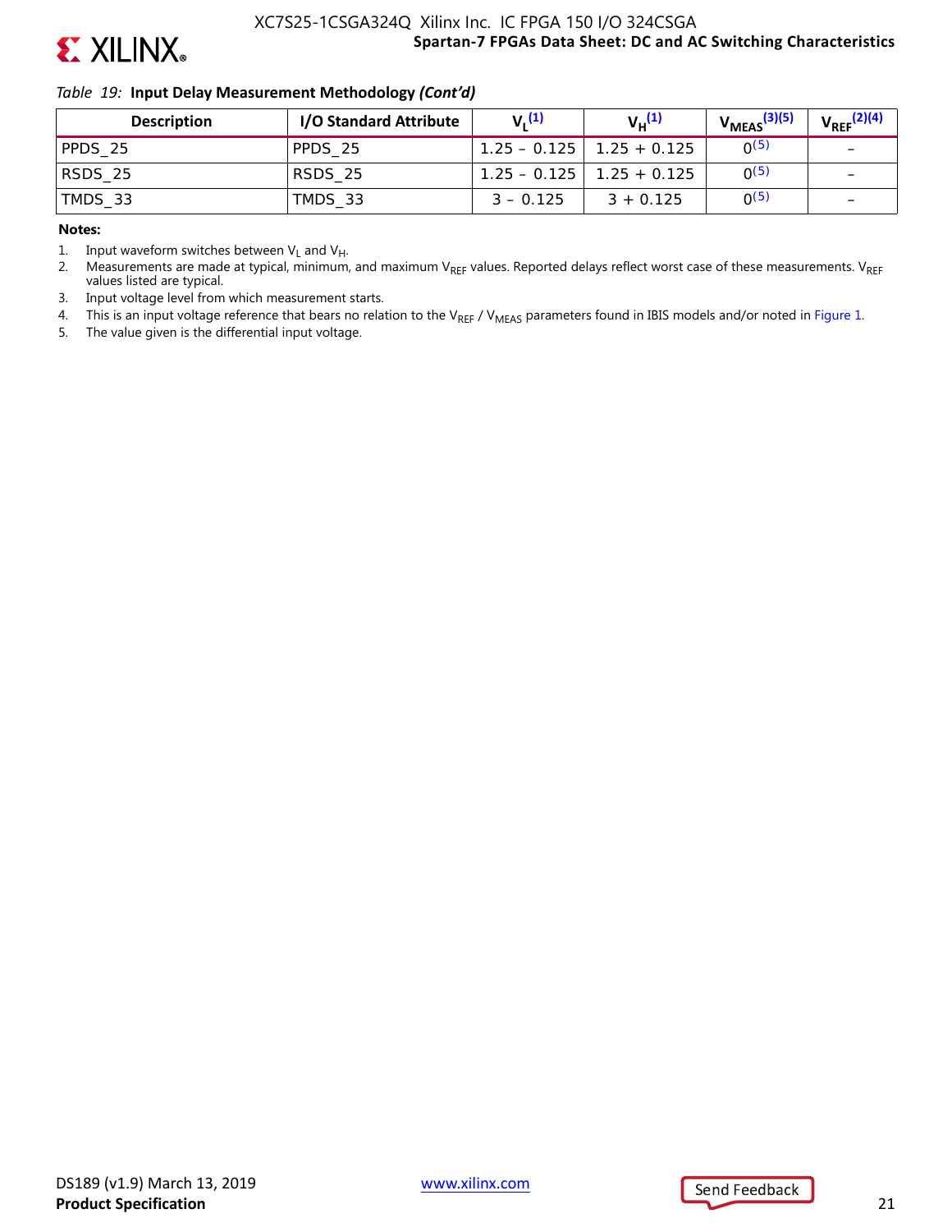*Table 19:* **Input Delay Measurement Methodology *(Cont'd)***

| Description | I/O Standard Attribute | $V_L$[(1)] | $V_H$[(1)] | $V_{MEAS}$[(3)(5)] | $V_{REF}$[(2)(4)] |
|---|---|---|---|---|---|
| PPDS_25 | PPDS_25 | 1.25 – 0.125 | 1.25 + 0.125 | 0[(5)] | – |
| RSDS_25 | RSDS_25 | 1.25 – 0.125 | 1.25 + 0.125 | 0[(5)] | – |
| TMDS_33 | TMDS_33 | 3 – 0.125 | 3 + 0.125 | 0[(5)] | – |

**Notes:**

1. Input waveform switches between $V_L$ and $V_H$.
2. Measurements are made at typical, minimum, and maximum $V_{REF}$ values. Reported delays reflect worst case of these measurements. $V_{REF}$ values listed are typical.
3. Input voltage level from which measurement starts.
4. This is an input voltage reference that bears no relation to the $V_{REF}$ / $V_{MEAS}$ parameters found in IBIS models and/or noted in Figure 1.
5. The value given is the differential input voltage.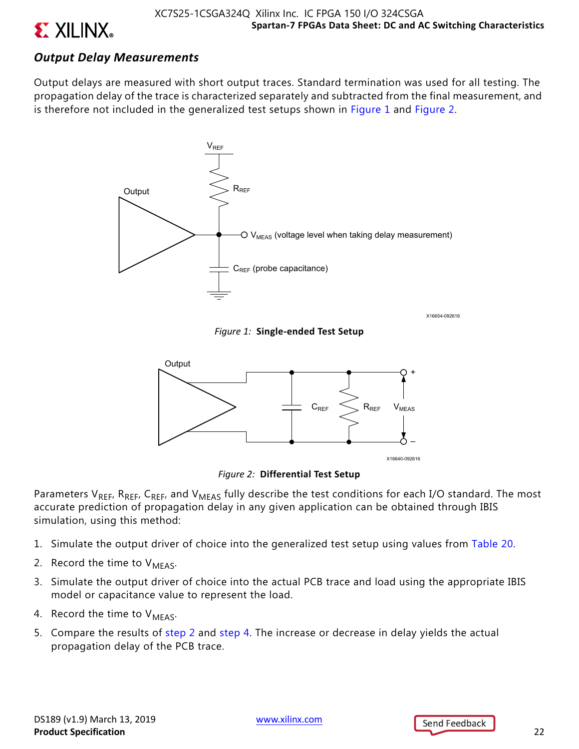### Output Delay Measurements

Output delays are measured with short output traces. Standard termination was used for all testing. The propagation delay of the trace is characterized separately and subtracted from the final measurement, and is therefore not included in the generalized test setups shown in Figure 1 and Figure 2.

*Figure 1:* **Single-ended Test Setup**

*Figure 2:* **Differential Test Setup**

Parameters $V_{REF}$, $R_{REF}$, $C_{REF}$, and $V_{MEAS}$ fully describe the test conditions for each I/O standard. The most accurate prediction of propagation delay in any given application can be obtained through IBIS simulation, using this method:

1. Simulate the output driver of choice into the generalized test setup using values from Table 20.
2. Record the time to $V_{MEAS}$.
3. Simulate the output driver of choice into the actual PCB trace and load using the appropriate IBIS model or capacitance value to represent the load.
4. Record the time to $V_{MEAS}$.
5. Compare the results of step 2 and step 4. The increase or decrease in delay yields the actual propagation delay of the PCB trace.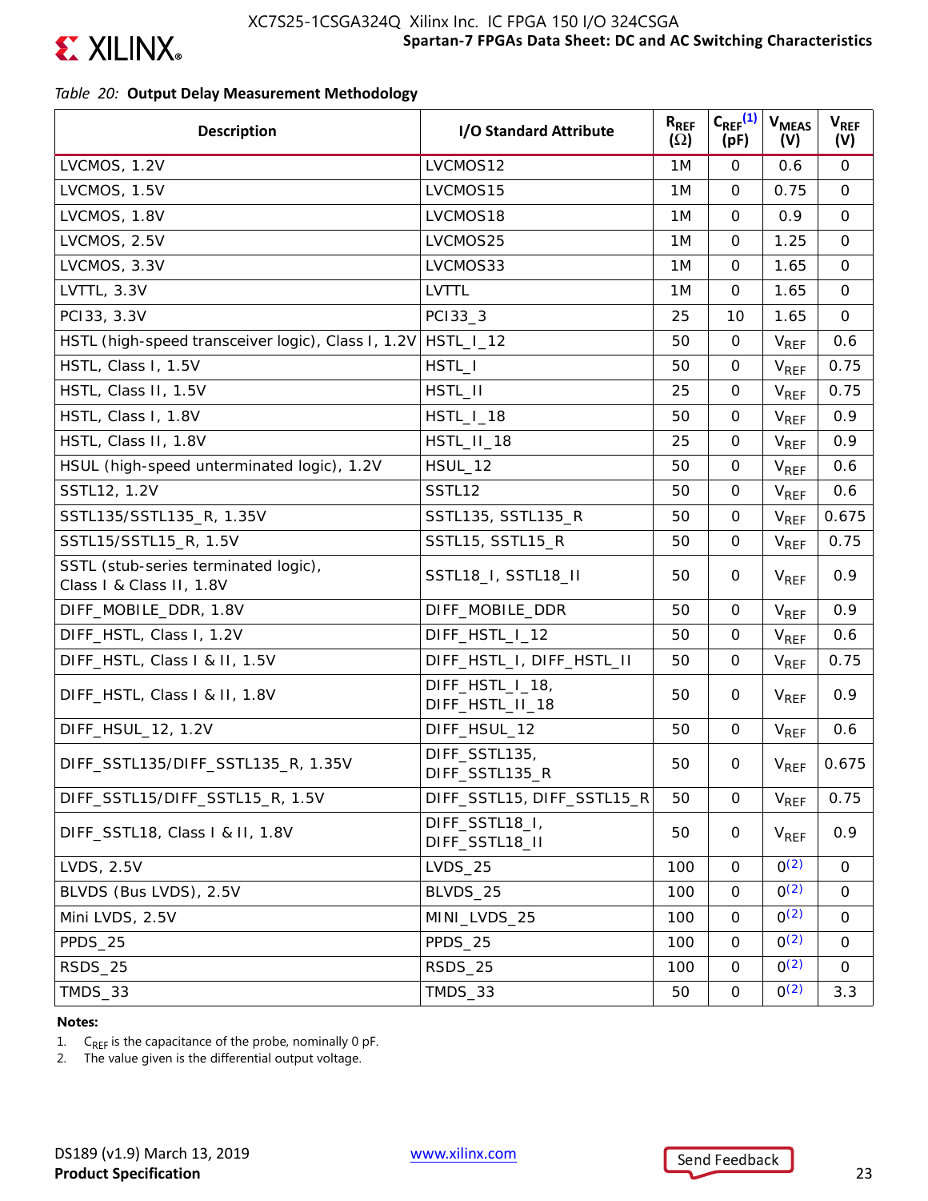*Table 20:* **Output Delay Measurement Methodology**

| Description | I/O Standard Attribute | $R_{REF}$ ($\Omega$) | $C_{REF}$[1] (pF) | $V_{MEAS}$ (V) | $V_{REF}$ (V) |
|---|---|---|---|---|---|
| LVCMOS, 1.2V | LVCMOS12 | 1M | 0 | 0.6 | 0 |
| LVCMOS, 1.5V | LVCMOS15 | 1M | 0 | 0.75 | 0 |
| LVCMOS, 1.8V | LVCMOS18 | 1M | 0 | 0.9 | 0 |
| LVCMOS, 2.5V | LVCMOS25 | 1M | 0 | 1.25 | 0 |
| LVCMOS, 3.3V | LVCMOS33 | 1M | 0 | 1.65 | 0 |
| LVTTL, 3.3V | LVTTL | 1M | 0 | 1.65 | 0 |
| PCI33, 3.3V | PCI33_3 | 25 | 10 | 1.65 | 0 |
| HSTL (high-speed transceiver logic), Class I, 1.2V | HSTL_I_12 | 50 | 0 | $V_{REF}$ | 0.6 |
| HSTL, Class I, 1.5V | HSTL_I | 50 | 0 | $V_{REF}$ | 0.75 |
| HSTL, Class II, 1.5V | HSTL_II | 25 | 0 | $V_{REF}$ | 0.75 |
| HSTL, Class I, 1.8V | HSTL_I_18 | 50 | 0 | $V_{REF}$ | 0.9 |
| HSTL, Class II, 1.8V | HSTL_II_18 | 25 | 0 | $V_{REF}$ | 0.9 |
| HSUL (high-speed unterminated logic), 1.2V | HSUL_12 | 50 | 0 | $V_{REF}$ | 0.6 |
| SSTL12, 1.2V | SSTL12 | 50 | 0 | $V_{REF}$ | 0.6 |
| SSTL135/SSTL135_R, 1.35V | SSTL135, SSTL135_R | 50 | 0 | $V_{REF}$ | 0.675 |
| SSTL15/SSTL15_R, 1.5V | SSTL15, SSTL15_R | 50 | 0 | $V_{REF}$ | 0.75 |
| SSTL (stub-series terminated logic), Class I & Class II, 1.8V | SSTL18_I, SSTL18_II | 50 | 0 | $V_{REF}$ | 0.9 |
| DIFF_MOBILE_DDR, 1.8V | DIFF_MOBILE_DDR | 50 | 0 | $V_{REF}$ | 0.9 |
| DIFF_HSTL, Class I, 1.2V | DIFF_HSTL_I_12 | 50 | 0 | $V_{REF}$ | 0.6 |
| DIFF_HSTL, Class I & II, 1.5V | DIFF_HSTL_I, DIFF_HSTL_II | 50 | 0 | $V_{REF}$ | 0.75 |
| DIFF_HSTL, Class I & II, 1.8V | DIFF_HSTL_I_18, DIFF_HSTL_II_18 | 50 | 0 | $V_{REF}$ | 0.9 |
| DIFF_HSUL_12, 1.2V | DIFF_HSUL_12 | 50 | 0 | $V_{REF}$ | 0.6 |
| DIFF_SSTL135/DIFF_SSTL135_R, 1.35V | DIFF_SSTL135, DIFF_SSTL135_R | 50 | 0 | $V_{REF}$ | 0.675 |
| DIFF_SSTL15/DIFF_SSTL15_R, 1.5V | DIFF_SSTL15, DIFF_SSTL15_R | 50 | 0 | $V_{REF}$ | 0.75 |
| DIFF_SSTL18, Class I & II, 1.8V | DIFF_SSTL18_I, DIFF_SSTL18_II | 50 | 0 | $V_{REF}$ | 0.9 |
| LVDS, 2.5V | LVDS_25 | 100 | 0 | 0[2] | 0 |
| BLVDS (Bus LVDS), 2.5V | BLVDS_25 | 100 | 0 | 0[2] | 0 |
| Mini LVDS, 2.5V | MINI_LVDS_25 | 100 | 0 | 0[2] | 0 |
| PPDS_25 | PPDS_25 | 100 | 0 | 0[2] | 0 |
| RSDS_25 | RSDS_25 | 100 | 0 | 0[2] | 0 |
| TMDS_33 | TMDS_33 | 50 | 0 | 0[2] | 3.3 |

**Notes:**

1. $C_{REF}$ is the capacitance of the probe, nominally 0 pF.
2. The value given is the differential output voltage.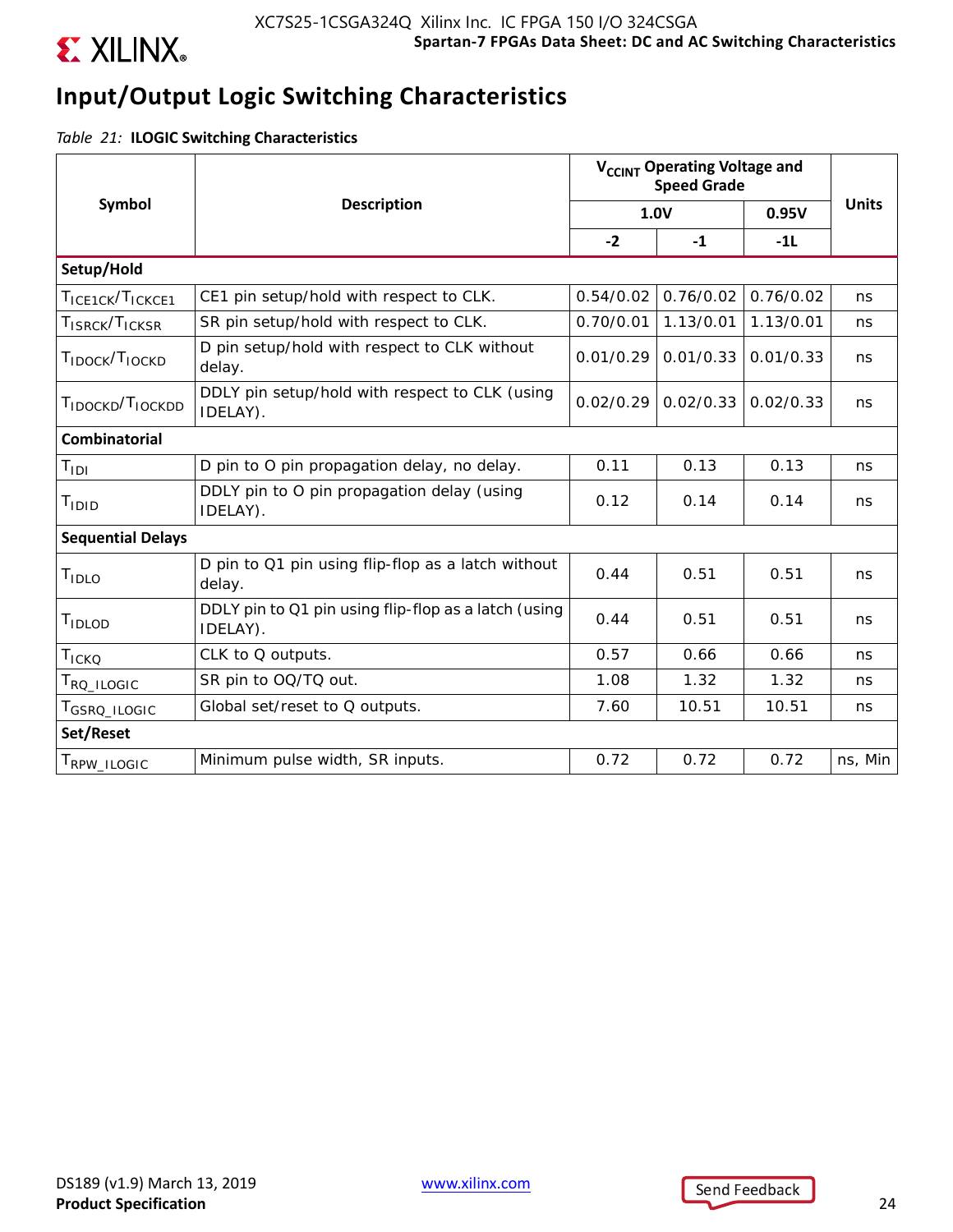# Input/Output Logic Switching Characteristics

*Table 21:* **ILOGIC Switching Characteristics**

| Symbol | Description | $V_{CCINT}$ Operating Voltage and Speed Grade | | | Units |
|---|---|---|---|---|---|
| | | 1.0V | | 0.95V | |
| | | -2 | -1 | -1L | |
| **Setup/Hold** | | | | | |
| $T_{ICE1CK}/T_{ICKCE1}$ | CE1 pin setup/hold with respect to CLK. | 0.54/0.02 | 0.76/0.02 | 0.76/0.02 | ns |
| $T_{ISRCK}/T_{ICKSR}$ | SR pin setup/hold with respect to CLK. | 0.70/0.01 | 1.13/0.01 | 1.13/0.01 | ns |
| $T_{IDOCK}/T_{IOCKD}$ | D pin setup/hold with respect to CLK without delay. | 0.01/0.29 | 0.01/0.33 | 0.01/0.33 | ns |
| $T_{IDOCKD}/T_{IOCKDD}$ | DDLY pin setup/hold with respect to CLK (using IDELAY). | 0.02/0.29 | 0.02/0.33 | 0.02/0.33 | ns |
| **Combinatorial** | | | | | |
| $T_{IDI}$ | D pin to O pin propagation delay, no delay. | 0.11 | 0.13 | 0.13 | ns |
| $T_{IDID}$ | DDLY pin to O pin propagation delay (using IDELAY). | 0.12 | 0.14 | 0.14 | ns |
| **Sequential Delays** | | | | | |
| $T_{IDLO}$ | D pin to Q1 pin using flip-flop as a latch without delay. | 0.44 | 0.51 | 0.51 | ns |
| $T_{IDLOD}$ | DDLY pin to Q1 pin using flip-flop as a latch (using IDELAY). | 0.44 | 0.51 | 0.51 | ns |
| $T_{ICKQ}$ | CLK to Q outputs. | 0.57 | 0.66 | 0.66 | ns |
| $T_{RQ\_ILOGIC}$ | SR pin to OQ/TQ out. | 1.08 | 1.32 | 1.32 | ns |
| $T_{GSRQ\_ILOGIC}$ | Global set/reset to Q outputs. | 7.60 | 10.51 | 10.51 | ns |
| **Set/Reset** | | | | | |
| $T_{RPW\_ILOGIC}$ | Minimum pulse width, SR inputs. | 0.72 | 0.72 | 0.72 | ns, Min |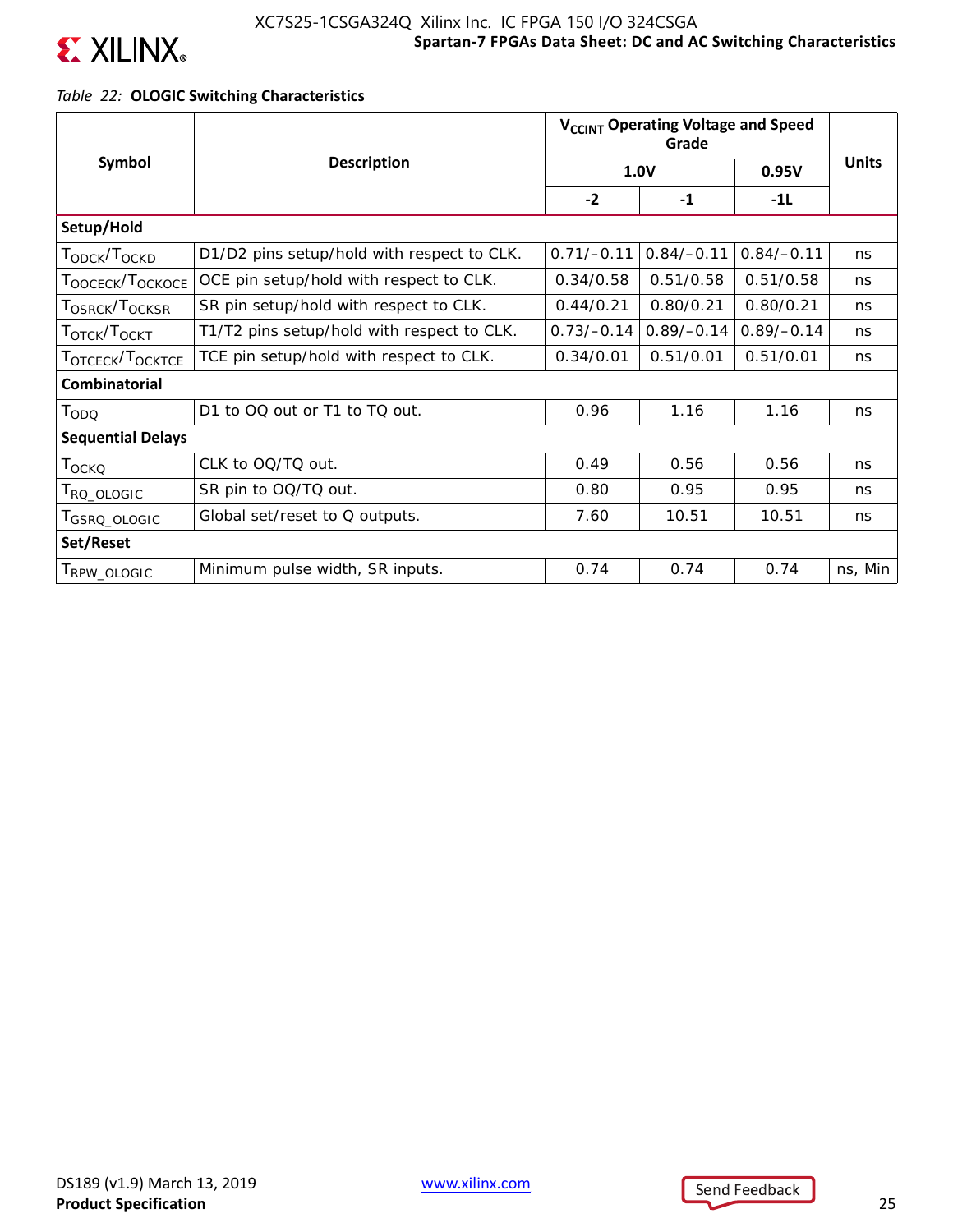*Table 22:* **OLOGIC Switching Characteristics**

| Symbol | Description | $V_{CCINT}$ Operating Voltage and Speed Grade | | | Units |
|---|---|---|---|---|---|
| | | 1.0V | | 0.95V | |
| | | -2 | -1 | -1L | |
| **Setup/Hold** | | | | | |
| $T_{ODCK}/T_{OCKD}$ | D1/D2 pins setup/hold with respect to CLK. | 0.71/–0.11 | 0.84/–0.11 | 0.84/–0.11 | ns |
| $T_{OOCECK}/T_{OCKOCE}$ | OCE pin setup/hold with respect to CLK. | 0.34/0.58 | 0.51/0.58 | 0.51/0.58 | ns |
| $T_{OSRCK}/T_{OCKSR}$ | SR pin setup/hold with respect to CLK. | 0.44/0.21 | 0.80/0.21 | 0.80/0.21 | ns |
| $T_{OTCK}/T_{OCKT}$ | T1/T2 pins setup/hold with respect to CLK. | 0.73/–0.14 | 0.89/–0.14 | 0.89/–0.14 | ns |
| $T_{OTCECK}/T_{OCKTCE}$ | TCE pin setup/hold with respect to CLK. | 0.34/0.01 | 0.51/0.01 | 0.51/0.01 | ns |
| **Combinatorial** | | | | | |
| $T_{ODQ}$ | D1 to OQ out or T1 to TQ out. | 0.96 | 1.16 | 1.16 | ns |
| **Sequential Delays** | | | | | |
| $T_{OCKQ}$ | CLK to OQ/TQ out. | 0.49 | 0.56 | 0.56 | ns |
| $T_{RQ\_OLOGIC}$ | SR pin to OQ/TQ out. | 0.80 | 0.95 | 0.95 | ns |
| $T_{GSRQ\_OLOGIC}$ | Global set/reset to Q outputs. | 7.60 | 10.51 | 10.51 | ns |
| **Set/Reset** | | | | | |
| $T_{RPW\_OLOGIC}$ | Minimum pulse width, SR inputs. | 0.74 | 0.74 | 0.74 | ns, Min |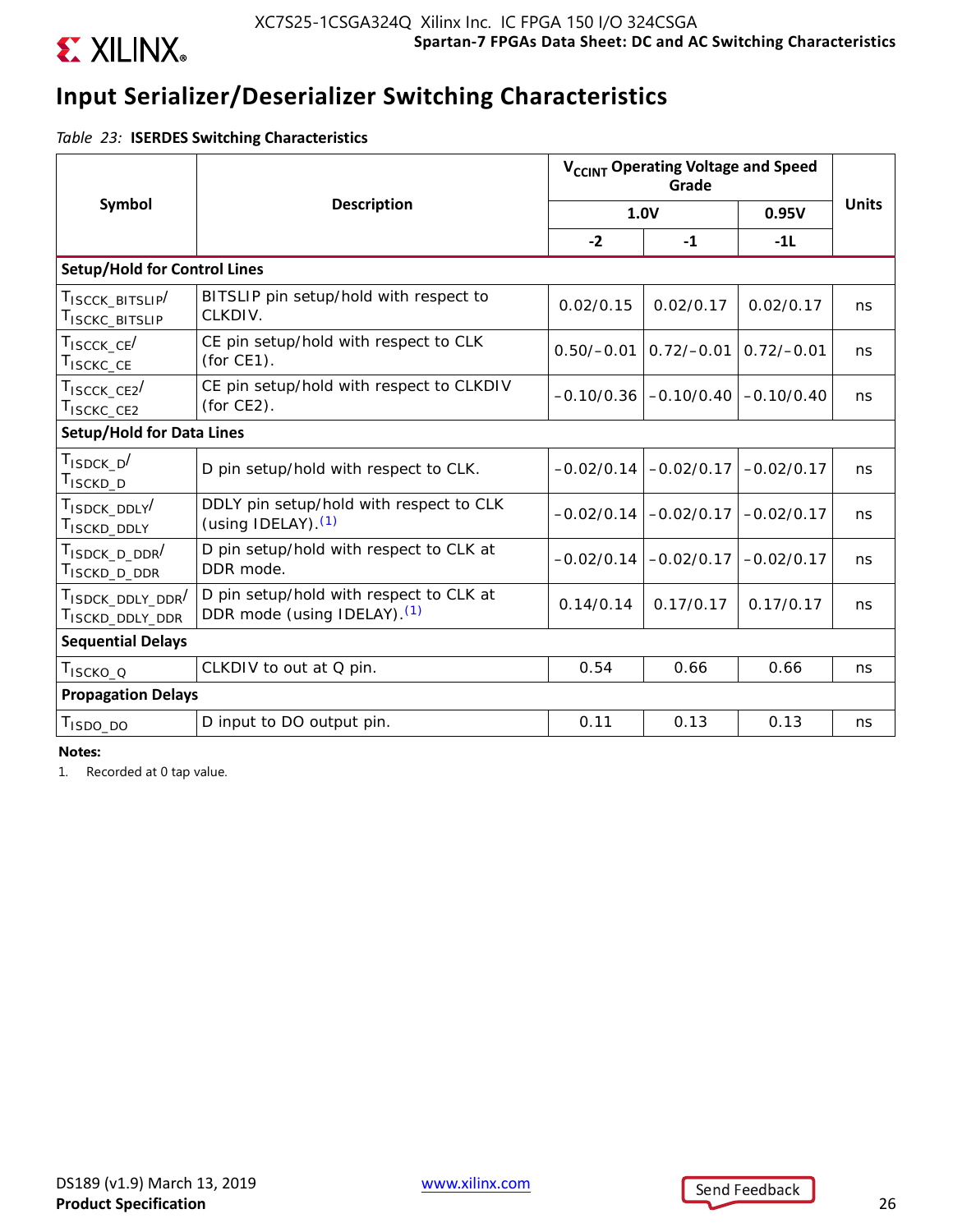# Input Serializer/Deserializer Switching Characteristics

*Table 23:* **ISERDES Switching Characteristics**

| Symbol | Description | $V_{CCINT}$ Operating Voltage and Speed Grade | | | Units |
|---|---|---|---|---|---|
| | | 1.0V | | 0.95V | |
| | | -2 | -1 | -1L | |
| **Setup/Hold for Control Lines** | | | | | |
| $T_{ISCCK\_BITSLIP}$/ $T_{ISCKC\_BITSLIP}$ | BITSLIP pin setup/hold with respect to CLKDIV. | 0.02/0.15 | 0.02/0.17 | 0.02/0.17 | ns |
| $T_{ISCCK\_CE}$/ $T_{ISCKC\_CE}$ | CE pin setup/hold with respect to CLK (for CE1). | 0.50/–0.01 | 0.72/–0.01 | 0.72/–0.01 | ns |
| $T_{ISCCK\_CE2}$/ $T_{ISCKC\_CE2}$ | CE pin setup/hold with respect to CLKDIV (for CE2). | –0.10/0.36 | –0.10/0.40 | –0.10/0.40 | ns |
| **Setup/Hold for Data Lines** | | | | | |
| $T_{ISDCK\_D}$/ $T_{ISCKD\_D}$ | D pin setup/hold with respect to CLK. | –0.02/0.14 | –0.02/0.17 | –0.02/0.17 | ns |
| $T_{ISDCK\_DDLY}$/ $T_{ISCKD\_DDLY}$ | DDLY pin setup/hold with respect to CLK (using IDELAY).[1] | –0.02/0.14 | –0.02/0.17 | –0.02/0.17 | ns |
| $T_{ISDCK\_D\_DDR}$/ $T_{ISCKD\_D\_DDR}$ | D pin setup/hold with respect to CLK at DDR mode. | –0.02/0.14 | –0.02/0.17 | –0.02/0.17 | ns |
| $T_{ISDCK\_DDLY\_DDR}$/ $T_{ISCKD\_DDLY\_DDR}$ | D pin setup/hold with respect to CLK at DDR mode (using IDELAY).[1] | 0.14/0.14 | 0.17/0.17 | 0.17/0.17 | ns |
| **Sequential Delays** | | | | | |
| $T_{ISCKO\_Q}$ | CLKDIV to out at Q pin. | 0.54 | 0.66 | 0.66 | ns |
| **Propagation Delays** | | | | | |
| $T_{ISDO\_DO}$ | D input to DO output pin. | 0.11 | 0.13 | 0.13 | ns |

**Notes:**

1. Recorded at 0 tap value.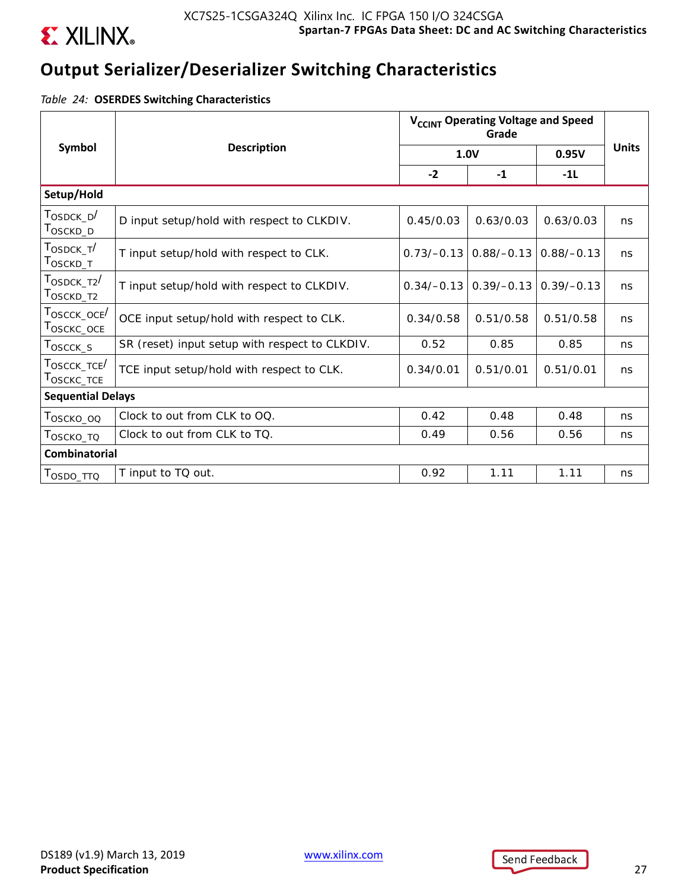## Output Serializer/Deserializer Switching Characteristics

*Table 24:* **OSERDES Switching Characteristics**

| Symbol | Description | $V_{CCINT}$ Operating Voltage and Speed Grade | | | Units |
|---|---|---|---|---|---|
| | | 1.0V | | 0.95V | |
| | | -2 | -1 | -1L | |
| **Setup/Hold** | | | | | |
| $T_{OSDCK\_D}$/ $T_{OSCKD\_D}$ | D input setup/hold with respect to CLKDIV. | 0.45/0.03 | 0.63/0.03 | 0.63/0.03 | ns |
| $T_{OSDCK\_T}$/ $T_{OSCKD\_T}$ | T input setup/hold with respect to CLK. | 0.73/–0.13 | 0.88/–0.13 | 0.88/–0.13 | ns |
| $T_{OSDCK\_T2}$/ $T_{OSCKD\_T2}$ | T input setup/hold with respect to CLKDIV. | 0.34/–0.13 | 0.39/–0.13 | 0.39/–0.13 | ns |
| $T_{OSCCK\_OCE}$/ $T_{OSCKC\_OCE}$ | OCE input setup/hold with respect to CLK. | 0.34/0.58 | 0.51/0.58 | 0.51/0.58 | ns |
| $T_{OSCCK\_S}$ | SR (reset) input setup with respect to CLKDIV. | 0.52 | 0.85 | 0.85 | ns |
| $T_{OSCCK\_TCE}$/ $T_{OSCKC\_TCE}$ | TCE input setup/hold with respect to CLK. | 0.34/0.01 | 0.51/0.01 | 0.51/0.01 | ns |
| **Sequential Delays** | | | | | |
| $T_{OSCKO\_OQ}$ | Clock to out from CLK to OQ. | 0.42 | 0.48 | 0.48 | ns |
| $T_{OSCKO\_TQ}$ | Clock to out from CLK to TQ. | 0.49 | 0.56 | 0.56 | ns |
| **Combinatorial** | | | | | |
| $T_{OSDO\_TTQ}$ | T input to TQ out. | 0.92 | 1.11 | 1.11 | ns |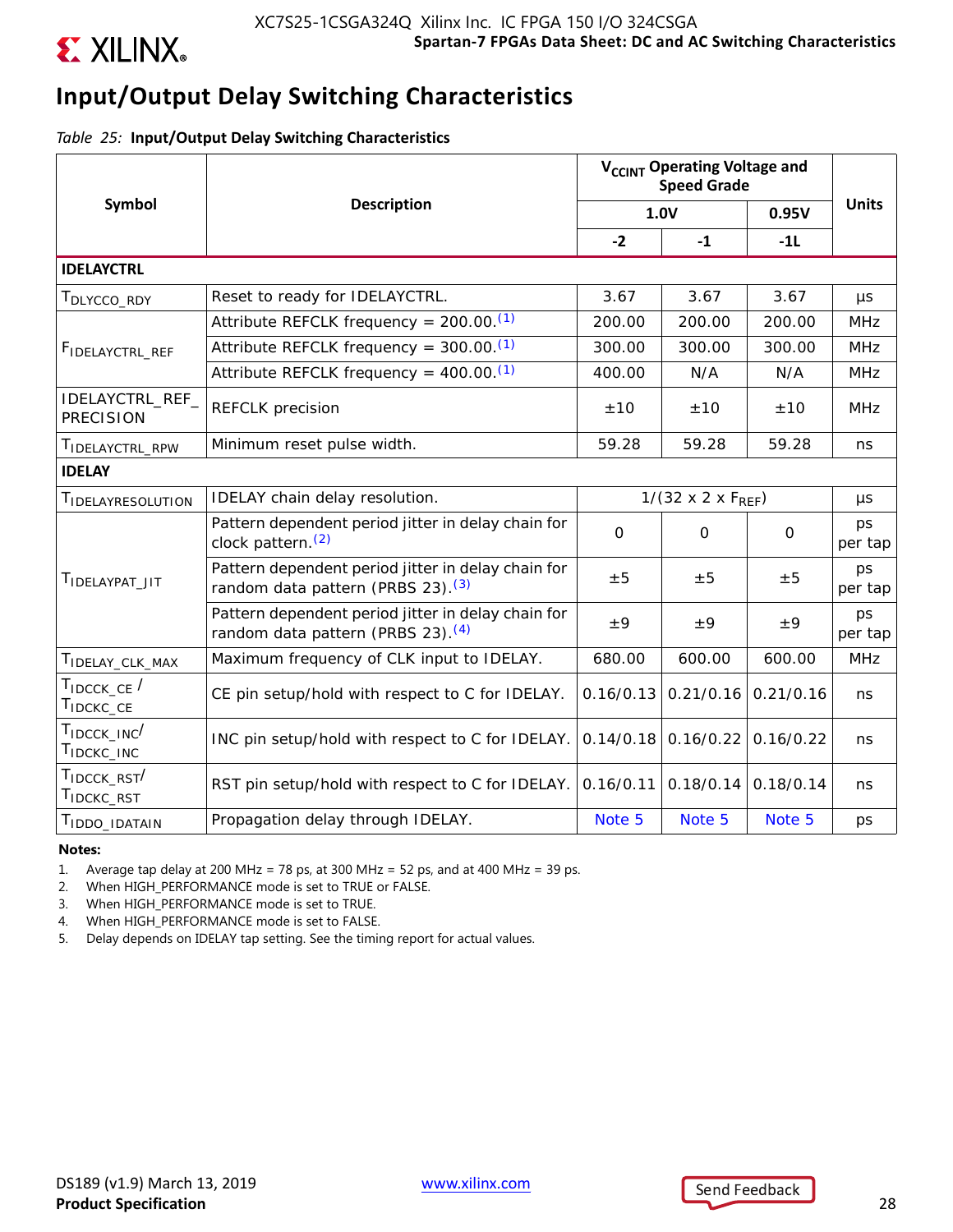## Input/Output Delay Switching Characteristics

*Table 25:* **Input/Output Delay Switching Characteristics**

| Symbol | Description | $V_{CCINT}$ Operating Voltage and Speed Grade | | | Units |
|---|---|---|---|---|---|
| | | 1.0V | | 0.95V | |
| | | -2 | -1 | -1L | |
| **IDELAYCTRL** | | | | | |
| $T_{DLYCCO\_RDY}$ | Reset to ready for IDELAYCTRL. | 3.67 | 3.67 | 3.67 | µs |
| $F_{IDELAYCTRL\_REF}$ | Attribute REFCLK frequency = 200.00.(1) | 200.00 | 200.00 | 200.00 | MHz |
| | Attribute REFCLK frequency = 300.00.(1) | 300.00 | 300.00 | 300.00 | MHz |
| | Attribute REFCLK frequency = 400.00.(1) | 400.00 | N/A | N/A | MHz |
| IDELAYCTRL_REF_PRECISION | REFCLK precision | ±10 | ±10 | ±10 | MHz |
| $T_{IDELAYCTRL\_RPW}$ | Minimum reset pulse width. | 59.28 | 59.28 | 59.28 | ns |
| **IDELAY** | | | | | |
| $T_{IDELAYRESOLUTION}$ | IDELAY chain delay resolution. | $1/(32 \times 2 \times F_{REF})$ | | | µs |
| $T_{IDELAYPAT\_JIT}$ | Pattern dependent period jitter in delay chain for clock pattern.(2) | 0 | 0 | 0 | ps per tap |
| | Pattern dependent period jitter in delay chain for random data pattern (PRBS 23).(3) | ±5 | ±5 | ±5 | ps per tap |
| | Pattern dependent period jitter in delay chain for random data pattern (PRBS 23).(4) | ±9 | ±9 | ±9 | ps per tap |
| $T_{IDELAY\_CLK\_MAX}$ | Maximum frequency of CLK input to IDELAY. | 680.00 | 600.00 | 600.00 | MHz |
| $T_{IDCCK\_CE}$ / $T_{IDCKC\_CE}$ | CE pin setup/hold with respect to C for IDELAY. | 0.16/0.13 | 0.21/0.16 | 0.21/0.16 | ns |
| $T_{IDCCK\_INC}$/ $T_{IDCKC\_INC}$ | INC pin setup/hold with respect to C for IDELAY. | 0.14/0.18 | 0.16/0.22 | 0.16/0.22 | ns |
| $T_{IDCCK\_RST}$/ $T_{IDCKC\_RST}$ | RST pin setup/hold with respect to C for IDELAY. | 0.16/0.11 | 0.18/0.14 | 0.18/0.14 | ns |
| $T_{IDDO\_IDATAIN}$ | Propagation delay through IDELAY. | Note 5 | Note 5 | Note 5 | ps |

**Notes:**

1. Average tap delay at 200 MHz = 78 ps, at 300 MHz = 52 ps, and at 400 MHz = 39 ps.
2. When HIGH_PERFORMANCE mode is set to TRUE or FALSE.
3. When HIGH_PERFORMANCE mode is set to TRUE.
4. When HIGH_PERFORMANCE mode is set to FALSE.
5. Delay depends on IDELAY tap setting. See the timing report for actual values.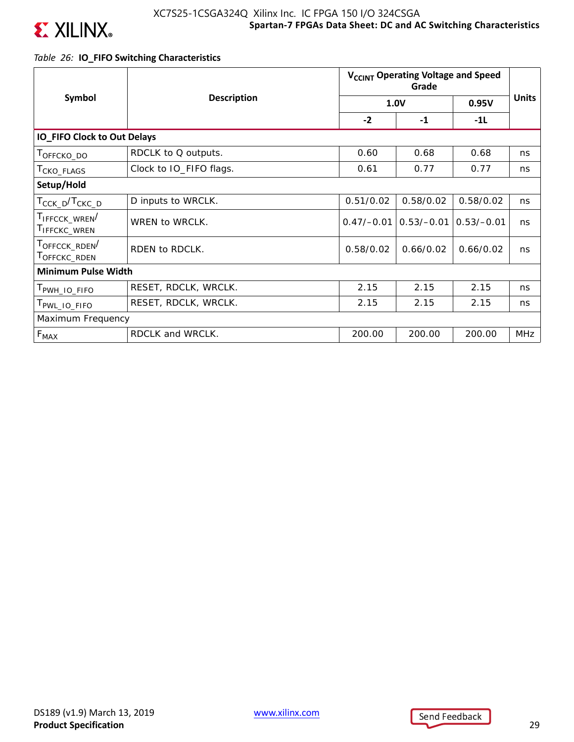*Table 26:* **IO_FIFO Switching Characteristics**

| Symbol | Description | $V_{CCINT}$ Operating Voltage and Speed Grade | | | Units |
|---|---|---|---|---|---|
| | | 1.0V | | 0.95V | |
| | | -2 | -1 | -1L | |
| **IO_FIFO Clock to Out Delays** | | | | | |
| $T_{OFFCKO\_DO}$ | RDCLK to Q outputs. | 0.60 | 0.68 | 0.68 | ns |
| $T_{CKO\_FLAGS}$ | Clock to IO_FIFO flags. | 0.61 | 0.77 | 0.77 | ns |
| **Setup/Hold** | | | | | |
| $T_{CCK\_D}/T_{CKC\_D}$ | D inputs to WRCLK. | 0.51/0.02 | 0.58/0.02 | 0.58/0.02 | ns |
| $T_{IFFCCK\_WREN}/T_{IFFCKC\_WREN}$ | WREN to WRCLK. | 0.47/–0.01 | 0.53/–0.01 | 0.53/–0.01 | ns |
| $T_{OFFCCK\_RDEN}/T_{OFFCKC\_RDEN}$ | RDEN to RDCLK. | 0.58/0.02 | 0.66/0.02 | 0.66/0.02 | ns |
| **Minimum Pulse Width** | | | | | |
| $T_{PWH\_IO\_FIFO}$ | RESET, RDCLK, WRCLK. | 2.15 | 2.15 | 2.15 | ns |
| $T_{PWL\_IO\_FIFO}$ | RESET, RDCLK, WRCLK. | 2.15 | 2.15 | 2.15 | ns |
| Maximum Frequency | | | | | |
| $F_{MAX}$ | RDCLK and WRCLK. | 200.00 | 200.00 | 200.00 | MHz |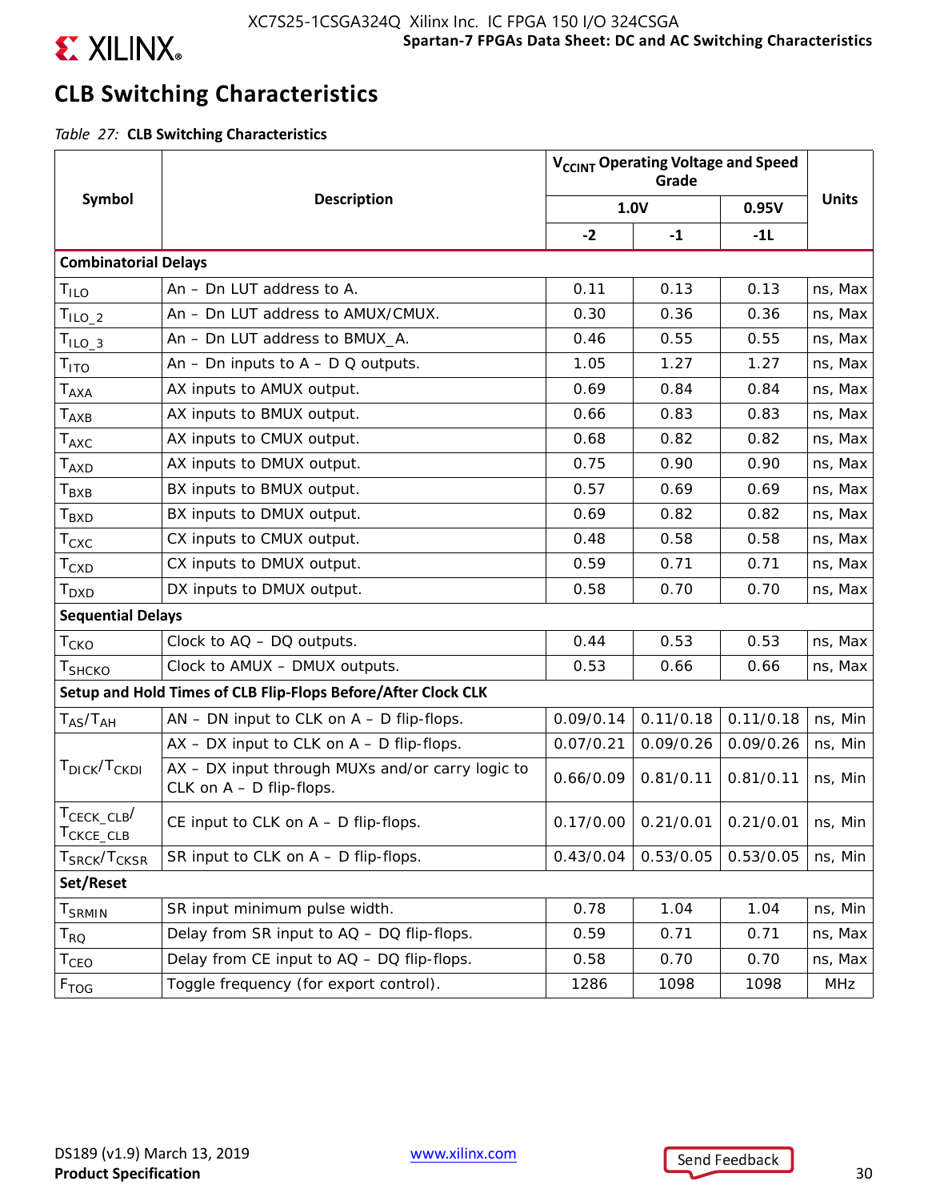## CLB Switching Characteristics

*Table 27:* **CLB Switching Characteristics**

| Symbol | Description | $V_{CCINT}$ Operating Voltage and Speed Grade | | | Units |
|---|---|---|---|---|---|
| | | 1.0V | | 0.95V | |
| | | -2 | -1 | -1L | |
| **Combinatorial Delays** | | | | | |
| $T_{ILO}$ | An – Dn LUT address to A. | 0.11 | 0.13 | 0.13 | ns, Max |
| $T_{ILO\_2}$ | An – Dn LUT address to AMUX/CMUX. | 0.30 | 0.36 | 0.36 | ns, Max |
| $T_{ILO\_3}$ | An – Dn LUT address to BMUX_A. | 0.46 | 0.55 | 0.55 | ns, Max |
| $T_{ITO}$ | An – Dn inputs to A – D Q outputs. | 1.05 | 1.27 | 1.27 | ns, Max |
| $T_{AXA}$ | AX inputs to AMUX output. | 0.69 | 0.84 | 0.84 | ns, Max |
| $T_{AXB}$ | AX inputs to BMUX output. | 0.66 | 0.83 | 0.83 | ns, Max |
| $T_{AXC}$ | AX inputs to CMUX output. | 0.68 | 0.82 | 0.82 | ns, Max |
| $T_{AXD}$ | AX inputs to DMUX output. | 0.75 | 0.90 | 0.90 | ns, Max |
| $T_{BXB}$ | BX inputs to BMUX output. | 0.57 | 0.69 | 0.69 | ns, Max |
| $T_{BXD}$ | BX inputs to DMUX output. | 0.69 | 0.82 | 0.82 | ns, Max |
| $T_{CXC}$ | CX inputs to CMUX output. | 0.48 | 0.58 | 0.58 | ns, Max |
| $T_{CXD}$ | CX inputs to DMUX output. | 0.59 | 0.71 | 0.71 | ns, Max |
| $T_{DXD}$ | DX inputs to DMUX output. | 0.58 | 0.70 | 0.70 | ns, Max |
| **Sequential Delays** | | | | | |
| $T_{CKO}$ | Clock to AQ – DQ outputs. | 0.44 | 0.53 | 0.53 | ns, Max |
| $T_{SHCKO}$ | Clock to AMUX – DMUX outputs. | 0.53 | 0.66 | 0.66 | ns, Max |
| **Setup and Hold Times of CLB Flip-Flops Before/After Clock CLK** | | | | | |
| $T_{AS}/T_{AH}$ | AN – DN input to CLK on A – D flip-flops. | 0.09/0.14 | 0.11/0.18 | 0.11/0.18 | ns, Min |
| $T_{DICK}/T_{CKDI}$ | AX – DX input to CLK on A – D flip-flops. | 0.07/0.21 | 0.09/0.26 | 0.09/0.26 | ns, Min |
| | AX – DX input through MUXs and/or carry logic to CLK on A – D flip-flops. | 0.66/0.09 | 0.81/0.11 | 0.81/0.11 | ns, Min |
| $T_{CECK\_CLB}/T_{CKCE\_CLB}$ | CE input to CLK on A – D flip-flops. | 0.17/0.00 | 0.21/0.01 | 0.21/0.01 | ns, Min |
| $T_{SRCK}/T_{CKSR}$ | SR input to CLK on A – D flip-flops. | 0.43/0.04 | 0.53/0.05 | 0.53/0.05 | ns, Min |
| **Set/Reset** | | | | | |
| $T_{SRMIN}$ | SR input minimum pulse width. | 0.78 | 1.04 | 1.04 | ns, Min |
| $T_{RQ}$ | Delay from SR input to AQ – DQ flip-flops. | 0.59 | 0.71 | 0.71 | ns, Max |
| $T_{CEO}$ | Delay from CE input to AQ – DQ flip-flops. | 0.58 | 0.70 | 0.70 | ns, Max |
| $F_{TOG}$ | Toggle frequency (for export control). | 1286 | 1098 | 1098 | MHz |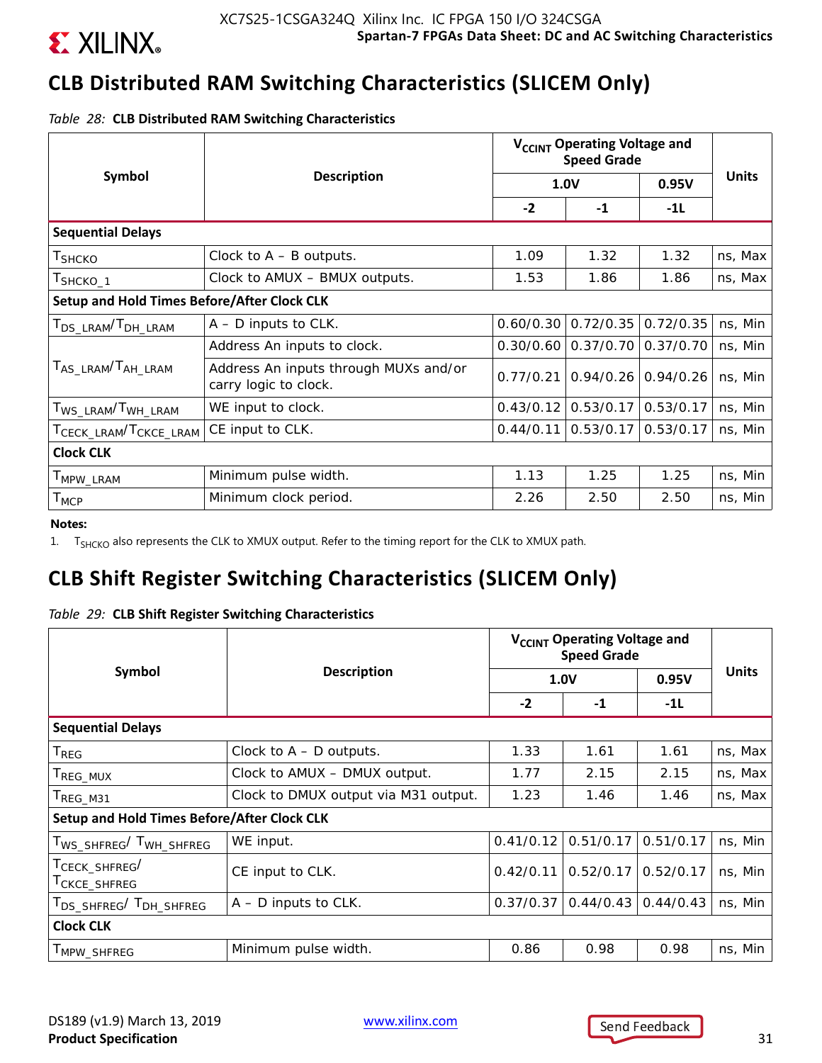## CLB Distributed RAM Switching Characteristics (SLICEM Only)

*Table 28:* **CLB Distributed RAM Switching Characteristics**

| Symbol | Description | $V_{CCINT}$ Operating Voltage and Speed Grade | | | Units |
|---|---|---|---|---|---|
| | | 1.0V | | 0.95V | |
| | | -2 | -1 | -1L | |
| **Sequential Delays** | | | | | |
| $T_{SHCKO}$ | Clock to A – B outputs. | 1.09 | 1.32 | 1.32 | ns, Max |
| $T_{SHCKO\_1}$ | Clock to AMUX – BMUX outputs. | 1.53 | 1.86 | 1.86 | ns, Max |
| **Setup and Hold Times Before/After Clock CLK** | | | | | |
| $T_{DS\_LRAM}/T_{DH\_LRAM}$ | A – D inputs to CLK. | 0.60/0.30 | 0.72/0.35 | 0.72/0.35 | ns, Min |
| $T_{AS\_LRAM}/T_{AH\_LRAM}$ | Address An inputs to clock. | 0.30/0.60 | 0.37/0.70 | 0.37/0.70 | ns, Min |
| | Address An inputs through MUXs and/or carry logic to clock. | 0.77/0.21 | 0.94/0.26 | 0.94/0.26 | ns, Min |
| $T_{WS\_LRAM}/T_{WH\_LRAM}$ | WE input to clock. | 0.43/0.12 | 0.53/0.17 | 0.53/0.17 | ns, Min |
| $T_{CECK\_LRAM}/T_{CKCE\_LRAM}$ | CE input to CLK. | 0.44/0.11 | 0.53/0.17 | 0.53/0.17 | ns, Min |
| **Clock CLK** | | | | | |
| $T_{MPW\_LRAM}$ | Minimum pulse width. | 1.13 | 1.25 | 1.25 | ns, Min |
| $T_{MCP}$ | Minimum clock period. | 2.26 | 2.50 | 2.50 | ns, Min |

**Notes:**

1. $T_{SHCKO}$ also represents the CLK to XMUX output. Refer to the timing report for the CLK to XMUX path.

## CLB Shift Register Switching Characteristics (SLICEM Only)

*Table 29:* **CLB Shift Register Switching Characteristics**

| Symbol | Description | $V_{CCINT}$ Operating Voltage and Speed Grade | | | Units |
|---|---|---|---|---|---|
| | | 1.0V | | 0.95V | |
| | | -2 | -1 | -1L | |
| **Sequential Delays** | | | | | |
| $T_{REG}$ | Clock to A – D outputs. | 1.33 | 1.61 | 1.61 | ns, Max |
| $T_{REG\_MUX}$ | Clock to AMUX – DMUX output. | 1.77 | 2.15 | 2.15 | ns, Max |
| $T_{REG\_M31}$ | Clock to DMUX output via M31 output. | 1.23 | 1.46 | 1.46 | ns, Max |
| **Setup and Hold Times Before/After Clock CLK** | | | | | |
| $T_{WS\_SHFREG}/T_{WH\_SHFREG}$ | WE input. | 0.41/0.12 | 0.51/0.17 | 0.51/0.17 | ns, Min |
| $T_{CECK\_SHFREG}/T_{CKCE\_SHFREG}$ | CE input to CLK. | 0.42/0.11 | 0.52/0.17 | 0.52/0.17 | ns, Min |
| $T_{DS\_SHFREG}/T_{DH\_SHFREG}$ | A – D inputs to CLK. | 0.37/0.37 | 0.44/0.43 | 0.44/0.43 | ns, Min |
| **Clock CLK** | | | | | |
| $T_{MPW\_SHFREG}$ | Minimum pulse width. | 0.86 | 0.98 | 0.98 | ns, Min |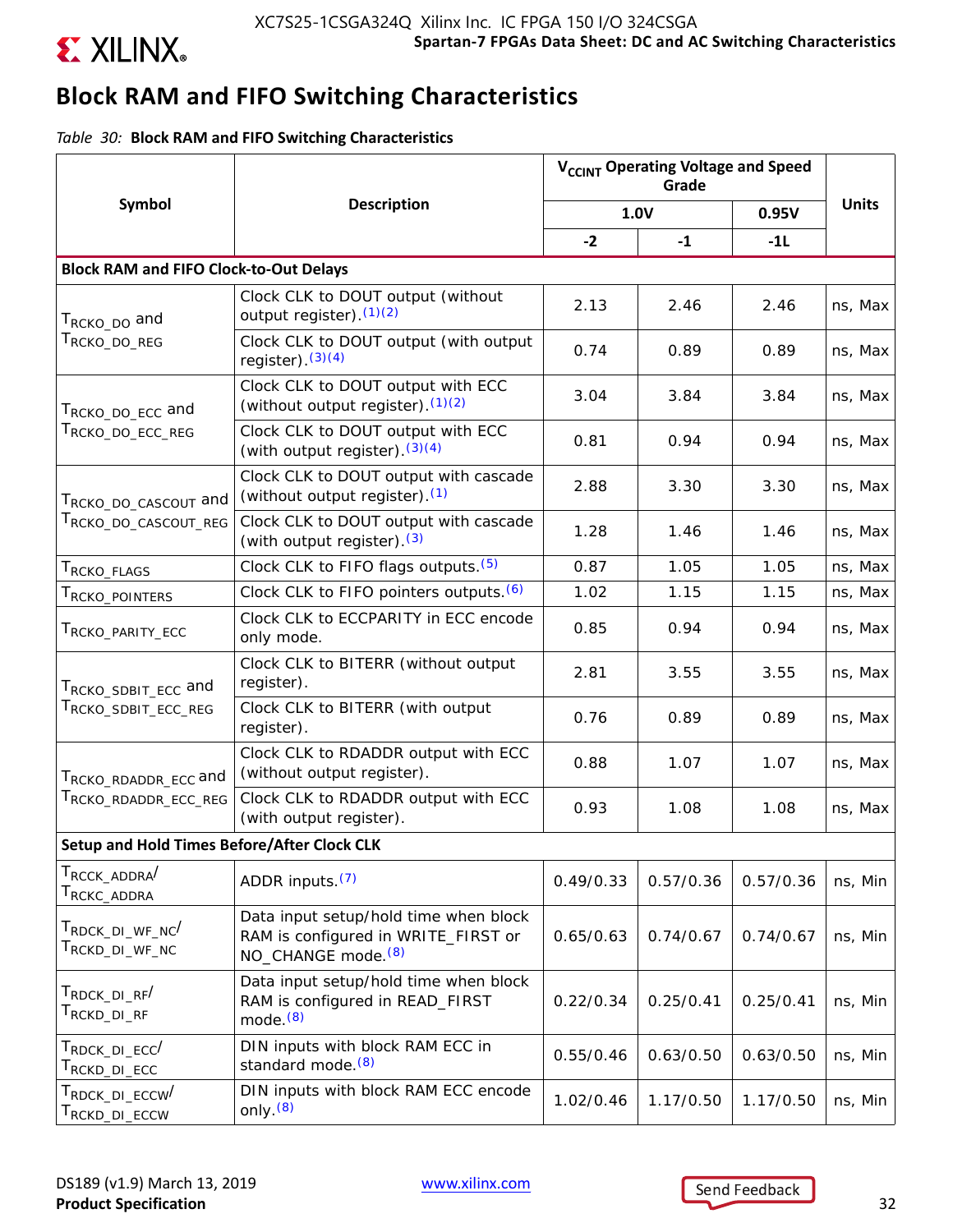## Block RAM and FIFO Switching Characteristics

*Table 30:* **Block RAM and FIFO Switching Characteristics**

| Symbol | Description | $V_{CCINT}$ Operating Voltage and Speed Grade | | | Units |
|---|---|---|---|---|---|
| | | 1.0V | | 0.95V | |
| | | -2 | -1 | -1L | |
| **Block RAM and FIFO Clock-to-Out Delays** | | | | | |
| $T_{RCKO\_DO}$ and $T_{RCKO\_DO\_REG}$ | Clock CLK to DOUT output (without output register).[1][2] | 2.13 | 2.46 | 2.46 | ns, Max |
| | Clock CLK to DOUT output (with output register).[3][4] | 0.74 | 0.89 | 0.89 | ns, Max |
| $T_{RCKO\_DO\_ECC}$ and $T_{RCKO\_DO\_ECC\_REG}$ | Clock CLK to DOUT output with ECC (without output register).[1][2] | 3.04 | 3.84 | 3.84 | ns, Max |
| | Clock CLK to DOUT output with ECC (with output register).[3][4] | 0.81 | 0.94 | 0.94 | ns, Max |
| $T_{RCKO\_DO\_CASCOUT}$ and $T_{RCKO\_DO\_CASCOUT\_REG}$ | Clock CLK to DOUT output with cascade (without output register).[1] | 2.88 | 3.30 | 3.30 | ns, Max |
| | Clock CLK to DOUT output with cascade (with output register).[3] | 1.28 | 1.46 | 1.46 | ns, Max |
| $T_{RCKO\_FLAGS}$ | Clock CLK to FIFO flags outputs.[5] | 0.87 | 1.05 | 1.05 | ns, Max |
| $T_{RCKO\_POINTERS}$ | Clock CLK to FIFO pointers outputs.[6] | 1.02 | 1.15 | 1.15 | ns, Max |
| $T_{RCKO\_PARITY\_ECC}$ | Clock CLK to ECCPARITY in ECC encode only mode. | 0.85 | 0.94 | 0.94 | ns, Max |
| $T_{RCKO\_SDBIT\_ECC}$ and $T_{RCKO\_SDBIT\_ECC\_REG}$ | Clock CLK to BITERR (without output register). | 2.81 | 3.55 | 3.55 | ns, Max |
| | Clock CLK to BITERR (with output register). | 0.76 | 0.89 | 0.89 | ns, Max |
| $T_{RCKO\_RDADDR\_ECC}$ and $T_{RCKO\_RDADDR\_ECC\_REG}$ | Clock CLK to RDADDR output with ECC (without output register). | 0.88 | 1.07 | 1.07 | ns, Max |
| | Clock CLK to RDADDR output with ECC (with output register). | 0.93 | 1.08 | 1.08 | ns, Max |
| **Setup and Hold Times Before/After Clock CLK** | | | | | |
| $T_{RCCK\_ADDRA}$/ $T_{RCKC\_ADDRA}$ | ADDR inputs.[7] | 0.49/0.33 | 0.57/0.36 | 0.57/0.36 | ns, Min |
| $T_{RDCK\_DI\_WF\_NC}$/ $T_{RCKD\_DI\_WF\_NC}$ | Data input setup/hold time when block RAM is configured in WRITE_FIRST or NO_CHANGE mode.[8] | 0.65/0.63 | 0.74/0.67 | 0.74/0.67 | ns, Min |
| $T_{RDCK\_DI\_RF}$/ $T_{RCKD\_DI\_RF}$ | Data input setup/hold time when block RAM is configured in READ_FIRST mode.[8] | 0.22/0.34 | 0.25/0.41 | 0.25/0.41 | ns, Min |
| $T_{RDCK\_DI\_ECC}$/ $T_{RCKD\_DI\_ECC}$ | DIN inputs with block RAM ECC in standard mode.[8] | 0.55/0.46 | 0.63/0.50 | 0.63/0.50 | ns, Min |
| $T_{RDCK\_DI\_ECCW}$/ $T_{RCKD\_DI\_ECCW}$ | DIN inputs with block RAM ECC encode only.[8] | 1.02/0.46 | 1.17/0.50 | 1.17/0.50 | ns, Min |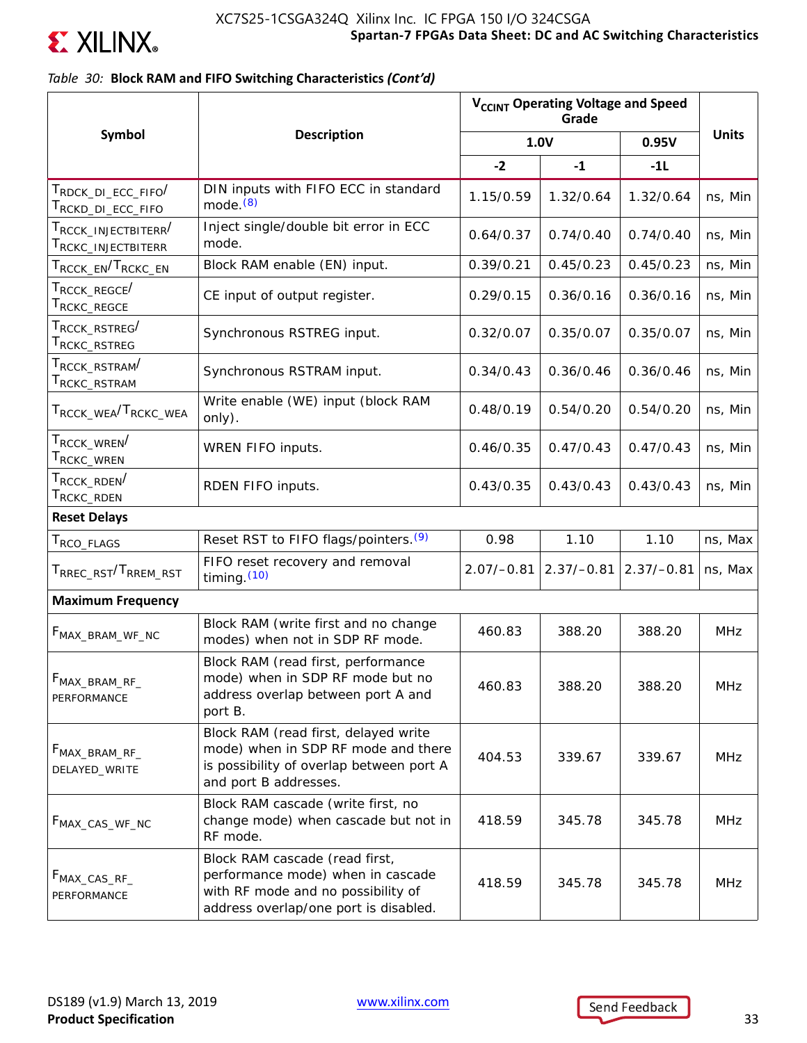*Table 30:* **Block RAM and FIFO Switching Characteristics *(Cont'd)***

| Symbol | Description | $V_{CCINT}$ Operating Voltage and Speed Grade | | | Units |
|---|---|---|---|---|---|
| | | 1.0V | | 0.95V | |
| | | -2 | -1 | -1L | |
| $T_{RDCK\_DI\_ECC\_FIFO}$/ $T_{RCKD\_DI\_ECC\_FIFO}$ | DIN inputs with FIFO ECC in standard mode.(8) | 1.15/0.59 | 1.32/0.64 | 1.32/0.64 | ns, Min |
| $T_{RCCK\_INJECTBITERR}$/ $T_{RCKC\_INJECTBITERR}$ | Inject single/double bit error in ECC mode. | 0.64/0.37 | 0.74/0.40 | 0.74/0.40 | ns, Min |
| $T_{RCCK\_EN}$/$T_{RCKC\_EN}$ | Block RAM enable (EN) input. | 0.39/0.21 | 0.45/0.23 | 0.45/0.23 | ns, Min |
| $T_{RCCK\_REGCE}$/ $T_{RCKC\_REGCE}$ | CE input of output register. | 0.29/0.15 | 0.36/0.16 | 0.36/0.16 | ns, Min |
| $T_{RCCK\_RSTREG}$/ $T_{RCKC\_RSTREG}$ | Synchronous RSTREG input. | 0.32/0.07 | 0.35/0.07 | 0.35/0.07 | ns, Min |
| $T_{RCCK\_RSTRAM}$/ $T_{RCKC\_RSTRAM}$ | Synchronous RSTRAM input. | 0.34/0.43 | 0.36/0.46 | 0.36/0.46 | ns, Min |
| $T_{RCCK\_WEA}$/$T_{RCKC\_WEA}$ | Write enable (WE) input (block RAM only). | 0.48/0.19 | 0.54/0.20 | 0.54/0.20 | ns, Min |
| $T_{RCCK\_WREN}$/ $T_{RCKC\_WREN}$ | WREN FIFO inputs. | 0.46/0.35 | 0.47/0.43 | 0.47/0.43 | ns, Min |
| $T_{RCCK\_RDEN}$/ $T_{RCKC\_RDEN}$ | RDEN FIFO inputs. | 0.43/0.35 | 0.43/0.43 | 0.43/0.43 | ns, Min |
| **Reset Delays** | | | | | |
| $T_{RCO\_FLAGS}$ | Reset RST to FIFO flags/pointers.(9) | 0.98 | 1.10 | 1.10 | ns, Max |
| $T_{RREC\_RST}$/$T_{RREM\_RST}$ | FIFO reset recovery and removal timing.(10) | 2.07/–0.81 | 2.37/–0.81 | 2.37/–0.81 | ns, Max |
| **Maximum Frequency** | | | | | |
| $F_{MAX\_BRAM\_WF\_NC}$ | Block RAM (write first and no change modes) when not in SDP RF mode. | 460.83 | 388.20 | 388.20 | MHz |
| $F_{MAX\_BRAM\_RF\_PERFORMANCE}$ | Block RAM (read first, performance mode) when in SDP RF mode but no address overlap between port A and port B. | 460.83 | 388.20 | 388.20 | MHz |
| $F_{MAX\_BRAM\_RF\_DELAYED\_WRITE}$ | Block RAM (read first, delayed write mode) when in SDP RF mode and there is possibility of overlap between port A and port B addresses. | 404.53 | 339.67 | 339.67 | MHz |
| $F_{MAX\_CAS\_WF\_NC}$ | Block RAM cascade (write first, no change mode) when cascade but not in RF mode. | 418.59 | 345.78 | 345.78 | MHz |
| $F_{MAX\_CAS\_RF\_PERFORMANCE}$ | Block RAM cascade (read first, performance mode) when in cascade with RF mode and no possibility of address overlap/one port is disabled. | 418.59 | 345.78 | 345.78 | MHz |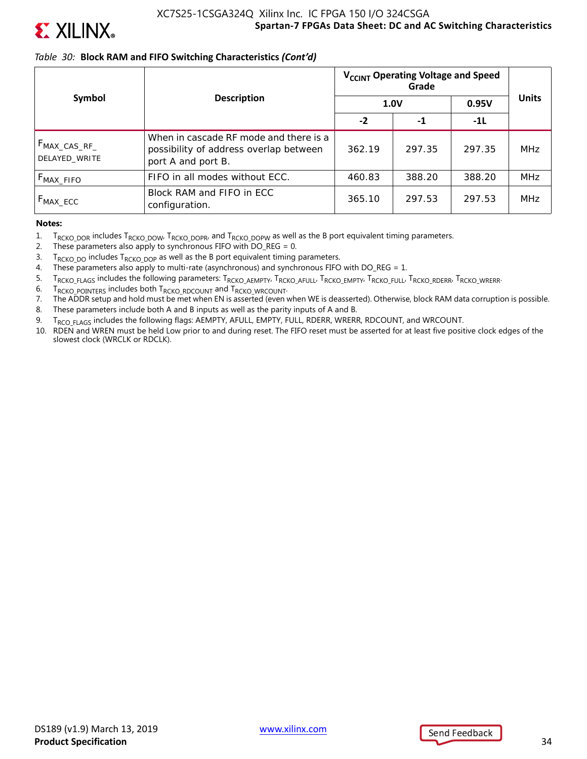*Table 30:* **Block RAM and FIFO Switching Characteristics *(Cont'd)***

| Symbol | Description | $V_{CCINT}$ Operating Voltage and Speed Grade | | | Units |
|---|---|---|---|---|---|
| | | 1.0V | | 0.95V | |
| | | -2 | -1 | -1L | |
| $F_{MAX\_CAS\_RF\_DELAYED\_WRITE}$ | When in cascade RF mode and there is a possibility of address overlap between port A and port B. | 362.19 | 297.35 | 297.35 | MHz |
| $F_{MAX\_FIFO}$ | FIFO in all modes without ECC. | 460.83 | 388.20 | 388.20 | MHz |
| $F_{MAX\_ECC}$ | Block RAM and FIFO in ECC configuration. | 365.10 | 297.53 | 297.53 | MHz |

**Notes:**

1. $T_{RCKO\_DOR}$ includes $T_{RCKO\_DOW}$, $T_{RCKO\_DOPR}$, and $T_{RCKO\_DOPW}$ as well as the B port equivalent timing parameters.
2. These parameters also apply to synchronous FIFO with DO_REG = 0.
3. $T_{RCKO\_DO}$ includes $T_{RCKO\_DOP}$ as well as the B port equivalent timing parameters.
4. These parameters also apply to multi-rate (asynchronous) and synchronous FIFO with DO_REG = 1.
5. $T_{RCKO\_FLAGS}$ includes the following parameters: $T_{RCKO\_AEMPTY}$, $T_{RCKO\_AFULL}$, $T_{RCKO\_EMPTY}$, $T_{RCKO\_FULL}$, $T_{RCKO\_RDERR}$, $T_{RCKO\_WRERR}$.
6. $T_{RCKO\_POINTERS}$ includes both $T_{RCKO\_RDCOUNT}$ and $T_{RCKO\_WRCOUNT}$.
7. The ADDR setup and hold must be met when EN is asserted (even when WE is deasserted). Otherwise, block RAM data corruption is possible.
8. These parameters include both A and B inputs as well as the parity inputs of A and B.
9. $T_{RCO\_FLAGS}$ includes the following flags: AEMPTY, AFULL, EMPTY, FULL, RDERR, WRERR, RDCOUNT, and WRCOUNT.
10. RDEN and WREN must be held Low prior to and during reset. The FIFO reset must be asserted for at least five positive clock edges of the slowest clock (WRCLK or RDCLK).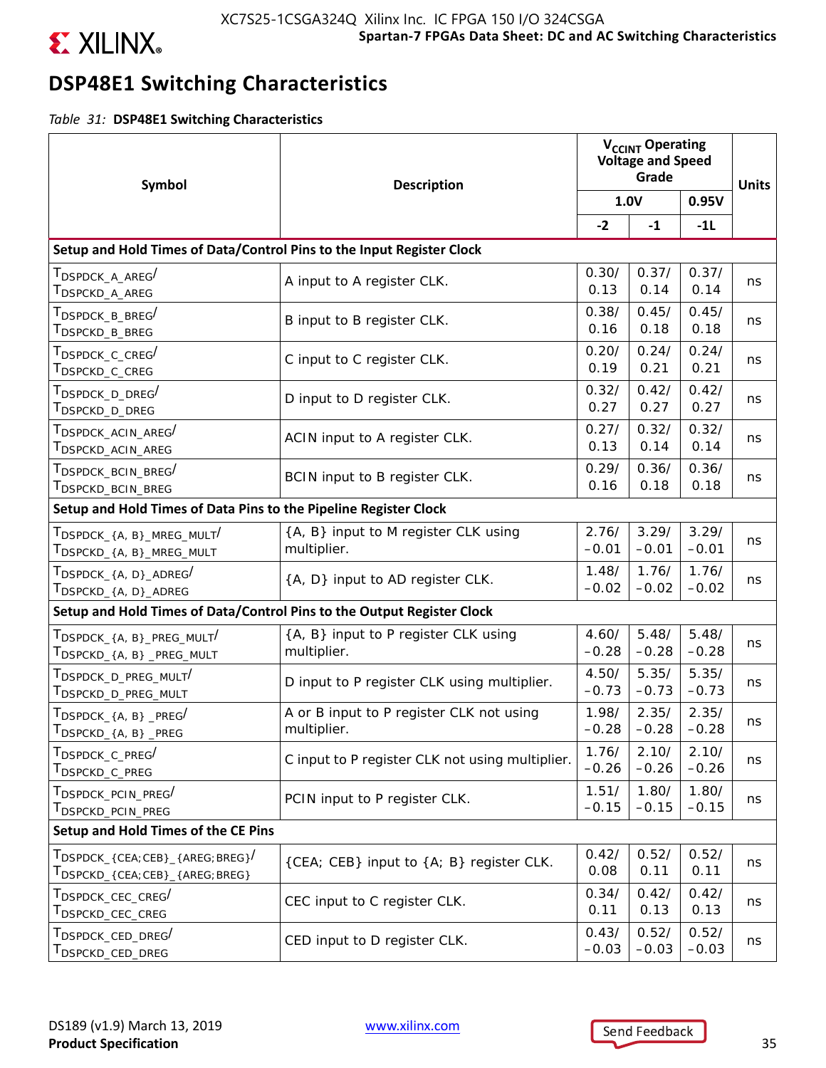## DSP48E1 Switching Characteristics

*Table 31:* **DSP48E1 Switching Characteristics**

| Symbol | Description | $V_{CCINT}$ Operating Voltage and Speed Grade | | | Units |
|---|---|---|---|---|---|
| | | 1.0V | | 0.95V | |
| | | -2 | -1 | -1L | |
| **Setup and Hold Times of Data/Control Pins to the Input Register Clock** | | | | | |
| $T_{DSPDCK\_A\_AREG}$/ $T_{DSPCKD\_A\_AREG}$ | A input to A register CLK. | 0.30/ 0.13 | 0.37/ 0.14 | 0.37/ 0.14 | ns |
| $T_{DSPDCK\_B\_BREG}$/ $T_{DSPCKD\_B\_BREG}$ | B input to B register CLK. | 0.38/ 0.16 | 0.45/ 0.18 | 0.45/ 0.18 | ns |
| $T_{DSPDCK\_C\_CREG}$/ $T_{DSPCKD\_C\_CREG}$ | C input to C register CLK. | 0.20/ 0.19 | 0.24/ 0.21 | 0.24/ 0.21 | ns |
| $T_{DSPDCK\_D\_DREG}$/ $T_{DSPCKD\_D\_DREG}$ | D input to D register CLK. | 0.32/ 0.27 | 0.42/ 0.27 | 0.42/ 0.27 | ns |
| $T_{DSPDCK\_ACIN\_AREG}$/ $T_{DSPCKD\_ACIN\_AREG}$ | ACIN input to A register CLK. | 0.27/ 0.13 | 0.32/ 0.14 | 0.32/ 0.14 | ns |
| $T_{DSPDCK\_BCIN\_BREG}$/ $T_{DSPCKD\_BCIN\_BREG}$ | BCIN input to B register CLK. | 0.29/ 0.16 | 0.36/ 0.18 | 0.36/ 0.18 | ns |
| **Setup and Hold Times of Data Pins to the Pipeline Register Clock** | | | | | |
| $T_{DSPDCK\_\{A, B\}\_MREG\_MULT}$/ $T_{DSPCKD\_\{A, B\}\_MREG\_MULT}$ | {A, B} input to M register CLK using multiplier. | 2.76/ –0.01 | 3.29/ –0.01 | 3.29/ –0.01 | ns |
| $T_{DSPDCK\_\{A, D\}\_ADREG}$/ $T_{DSPCKD\_\{A, D\}\_ADREG}$ | {A, D} input to AD register CLK. | 1.48/ –0.02 | 1.76/ –0.02 | 1.76/ –0.02 | ns |
| **Setup and Hold Times of Data/Control Pins to the Output Register Clock** | | | | | |
| $T_{DSPDCK\_\{A, B\}\_PREG\_MULT}$/ $T_{DSPCKD\_\{A, B\}\_PREG\_MULT}$ | {A, B} input to P register CLK using multiplier. | 4.60/ –0.28 | 5.48/ –0.28 | 5.48/ –0.28 | ns |
| $T_{DSPDCK\_D\_PREG\_MULT}$/ $T_{DSPCKD\_D\_PREG\_MULT}$ | D input to P register CLK using multiplier. | 4.50/ –0.73 | 5.35/ –0.73 | 5.35/ –0.73 | ns |
| $T_{DSPDCK\_\{A, B\}\_PREG}$/ $T_{DSPCKD\_\{A, B\}\_PREG}$ | A or B input to P register CLK not using multiplier. | 1.98/ –0.28 | 2.35/ –0.28 | 2.35/ –0.28 | ns |
| $T_{DSPDCK\_C\_PREG}$/ $T_{DSPCKD\_C\_PREG}$ | C input to P register CLK not using multiplier. | 1.76/ –0.26 | 2.10/ –0.26 | 2.10/ –0.26 | ns |
| $T_{DSPDCK\_PCIN\_PREG}$/ $T_{DSPCKD\_PCIN\_PREG}$ | PCIN input to P register CLK. | 1.51/ –0.15 | 1.80/ –0.15 | 1.80/ –0.15 | ns |
| **Setup and Hold Times of the CE Pins** | | | | | |
| $T_{DSPDCK\_\{CEA;CEB\}\_\{AREG;BREG\}}$/ $T_{DSPCKD\_\{CEA;CEB\}\_\{AREG;BREG\}}$ | {CEA; CEB} input to {A; B} register CLK. | 0.42/ 0.08 | 0.52/ 0.11 | 0.52/ 0.11 | ns |
| $T_{DSPDCK\_CEC\_CREG}$/ $T_{DSPCKD\_CEC\_CREG}$ | CEC input to C register CLK. | 0.34/ 0.11 | 0.42/ 0.13 | 0.42/ 0.13 | ns |
| $T_{DSPDCK\_CED\_DREG}$/ $T_{DSPCKD\_CED\_DREG}$ | CED input to D register CLK. | 0.43/ –0.03 | 0.52/ –0.03 | 0.52/ –0.03 | ns |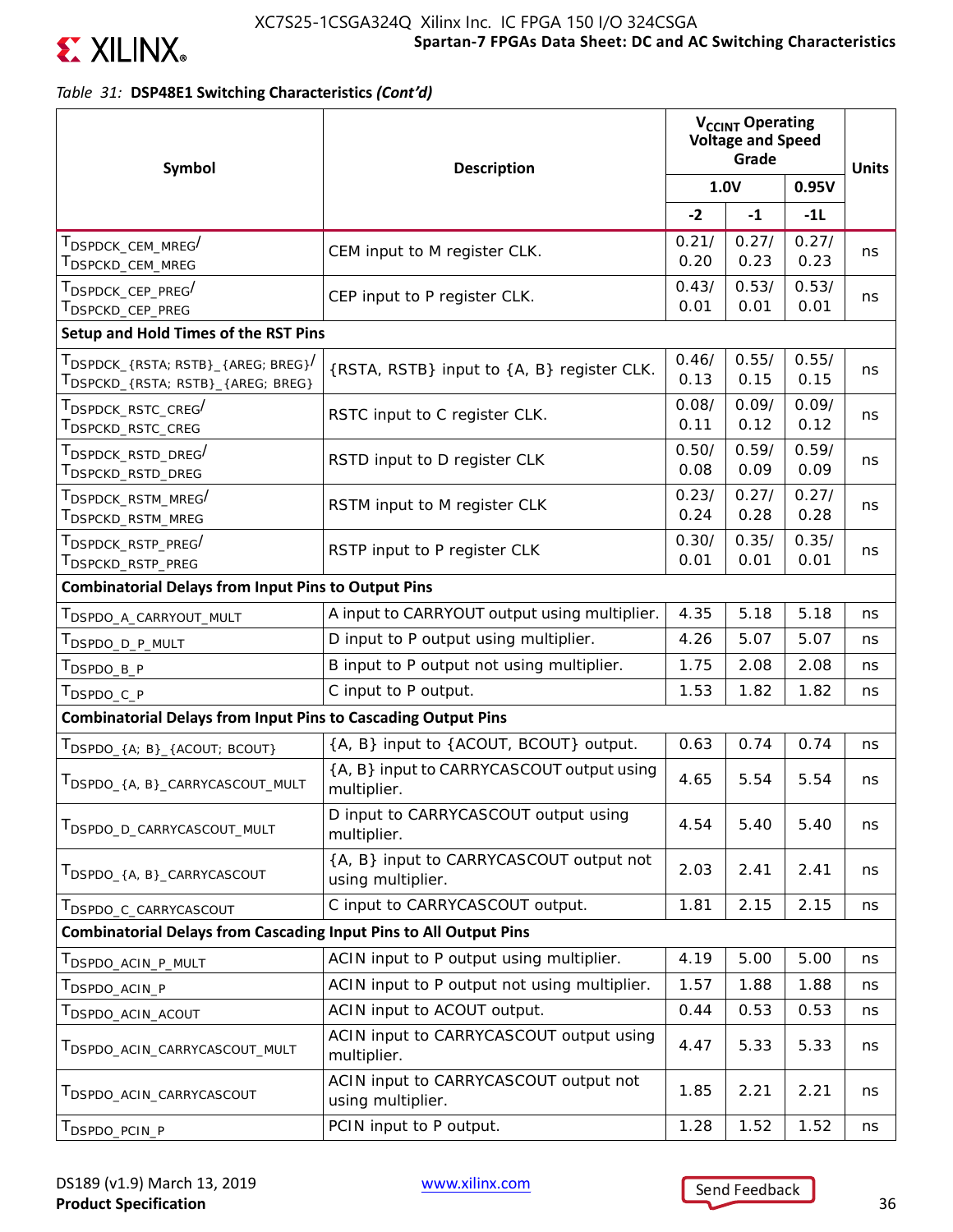*Table 31:* **DSP48E1 Switching Characteristics *(Cont'd)***

| Symbol | Description | $V_{CCINT}$ Operating Voltage and Speed Grade | | | Units |
|---|---|---|---|---|---|
| | | 1.0V | | 0.95V | |
| | | -2 | -1 | -1L | |
| $T_{DSPDCK\_CEM\_MREG}$/ $T_{DSPCKD\_CEM\_MREG}$ | CEM input to M register CLK. | 0.21/ 0.20 | 0.27/ 0.23 | 0.27/ 0.23 | ns |
| $T_{DSPDCK\_CEP\_PREG}$/ $T_{DSPCKD\_CEP\_PREG}$ | CEP input to P register CLK. | 0.43/ 0.01 | 0.53/ 0.01 | 0.53/ 0.01 | ns |
| **Setup and Hold Times of the RST Pins** | | | | | |
| $T_{DSPDCK\_\{RSTA; RSTB\}\_\{AREG; BREG\}}$/ $T_{DSPCKD\_\{RSTA; RSTB\}\_\{AREG; BREG\}}$ | {RSTA, RSTB} input to {A, B} register CLK. | 0.46/ 0.13 | 0.55/ 0.15 | 0.55/ 0.15 | ns |
| $T_{DSPDCK\_RSTC\_CREG}$/ $T_{DSPCKD\_RSTC\_CREG}$ | RSTC input to C register CLK. | 0.08/ 0.11 | 0.09/ 0.12 | 0.09/ 0.12 | ns |
| $T_{DSPDCK\_RSTD\_DREG}$/ $T_{DSPCKD\_RSTD\_DREG}$ | RSTD input to D register CLK | 0.50/ 0.08 | 0.59/ 0.09 | 0.59/ 0.09 | ns |
| $T_{DSPDCK\_RSTM\_MREG}$/ $T_{DSPCKD\_RSTM\_MREG}$ | RSTM input to M register CLK | 0.23/ 0.24 | 0.27/ 0.28 | 0.27/ 0.28 | ns |
| $T_{DSPDCK\_RSTP\_PREG}$/ $T_{DSPCKD\_RSTP\_PREG}$ | RSTP input to P register CLK | 0.30/ 0.01 | 0.35/ 0.01 | 0.35/ 0.01 | ns |
| **Combinatorial Delays from Input Pins to Output Pins** | | | | | |
| $T_{DSPDO\_A\_CARRYOUT\_MULT}$ | A input to CARRYOUT output using multiplier. | 4.35 | 5.18 | 5.18 | ns |
| $T_{DSPDO\_D\_P\_MULT}$ | D input to P output using multiplier. | 4.26 | 5.07 | 5.07 | ns |
| $T_{DSPDO\_B\_P}$ | B input to P output not using multiplier. | 1.75 | 2.08 | 2.08 | ns |
| $T_{DSPDO\_C\_P}$ | C input to P output. | 1.53 | 1.82 | 1.82 | ns |
| **Combinatorial Delays from Input Pins to Cascading Output Pins** | | | | | |
| $T_{DSPDO\_\{A; B\}\_\{ACOUT; BCOUT\}}$ | {A, B} input to {ACOUT, BCOUT} output. | 0.63 | 0.74 | 0.74 | ns |
| $T_{DSPDO\_\{A, B\}\_CARRYCASCOUT\_MULT}$ | {A, B} input to CARRYCASCOUT output using multiplier. | 4.65 | 5.54 | 5.54 | ns |
| $T_{DSPDO\_D\_CARRYCASCOUT\_MULT}$ | D input to CARRYCASCOUT output using multiplier. | 4.54 | 5.40 | 5.40 | ns |
| $T_{DSPDO\_\{A, B\}\_CARRYCASCOUT}$ | {A, B} input to CARRYCASCOUT output not using multiplier. | 2.03 | 2.41 | 2.41 | ns |
| $T_{DSPDO\_C\_CARRYCASCOUT}$ | C input to CARRYCASCOUT output. | 1.81 | 2.15 | 2.15 | ns |
| **Combinatorial Delays from Cascading Input Pins to All Output Pins** | | | | | |
| $T_{DSPDO\_ACIN\_P\_MULT}$ | ACIN input to P output using multiplier. | 4.19 | 5.00 | 5.00 | ns |
| $T_{DSPDO\_ACIN\_P}$ | ACIN input to P output not using multiplier. | 1.57 | 1.88 | 1.88 | ns |
| $T_{DSPDO\_ACIN\_ACOUT}$ | ACIN input to ACOUT output. | 0.44 | 0.53 | 0.53 | ns |
| $T_{DSPDO\_ACIN\_CARRYCASCOUT\_MULT}$ | ACIN input to CARRYCASCOUT output using multiplier. | 4.47 | 5.33 | 5.33 | ns |
| $T_{DSPDO\_ACIN\_CARRYCASCOUT}$ | ACIN input to CARRYCASCOUT output not using multiplier. | 1.85 | 2.21 | 2.21 | ns |
| $T_{DSPDO\_PCIN\_P}$ | PCIN input to P output. | 1.28 | 1.52 | 1.52 | ns |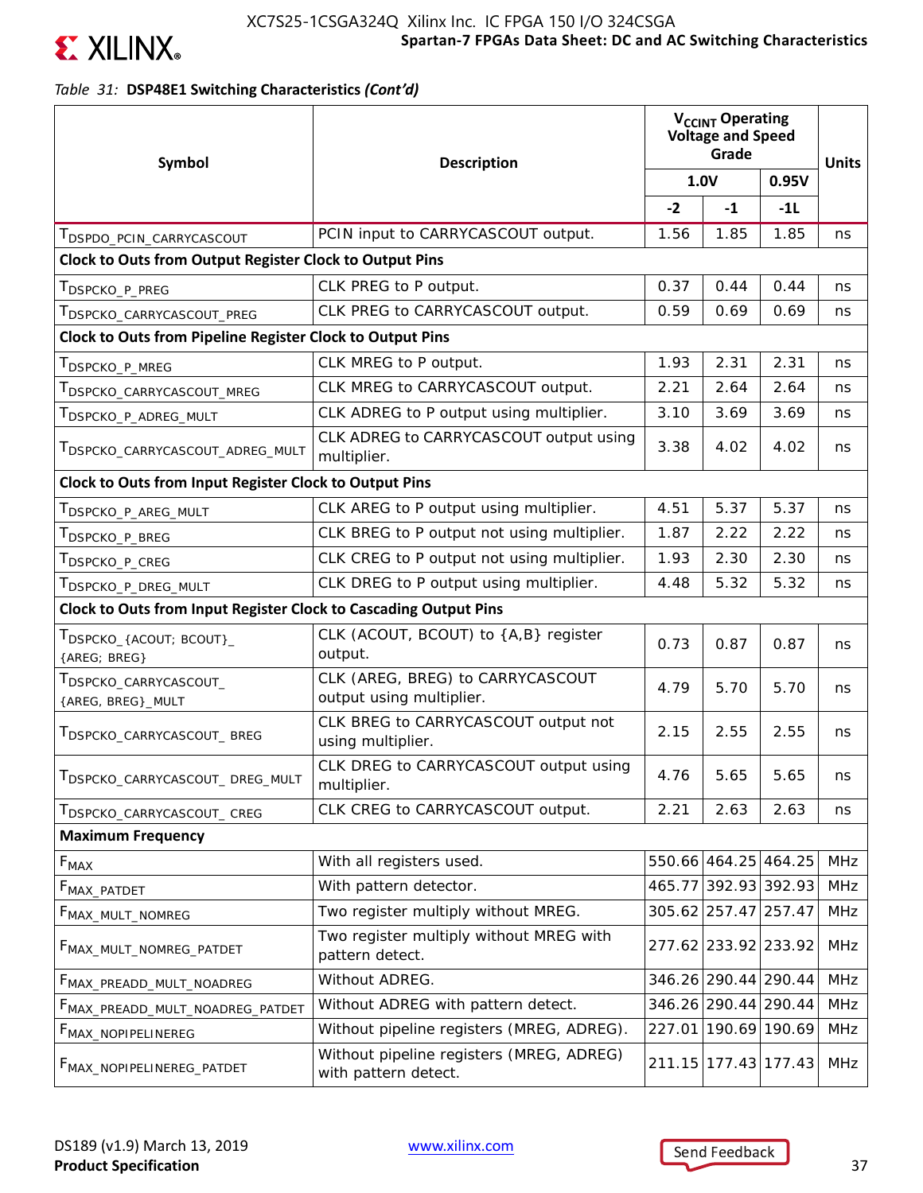*Table 31:* **DSP48E1 Switching Characteristics *(Cont'd)***

| Symbol | Description | $V_{CCINT}$ Operating Voltage and Speed Grade | | | Units |
|---|---|---|---|---|---|
| | | 1.0V | | 0.95V | |
| | | -2 | -1 | -1L | |
| $T_{DSPDO\_PCIN\_CARRYCASCOUT}$ | PCIN input to CARRYCASCOUT output. | 1.56 | 1.85 | 1.85 | ns |
| **Clock to Outs from Output Register Clock to Output Pins** | | | | | |
| $T_{DSPCKO\_P\_PREG}$ | CLK PREG to P output. | 0.37 | 0.44 | 0.44 | ns |
| $T_{DSPCKO\_CARRYCASCOUT\_PREG}$ | CLK PREG to CARRYCASCOUT output. | 0.59 | 0.69 | 0.69 | ns |
| **Clock to Outs from Pipeline Register Clock to Output Pins** | | | | | |
| $T_{DSPCKO\_P\_MREG}$ | CLK MREG to P output. | 1.93 | 2.31 | 2.31 | ns |
| $T_{DSPCKO\_CARRYCASCOUT\_MREG}$ | CLK MREG to CARRYCASCOUT output. | 2.21 | 2.64 | 2.64 | ns |
| $T_{DSPCKO\_P\_ADREG\_MULT}$ | CLK ADREG to P output using multiplier. | 3.10 | 3.69 | 3.69 | ns |
| $T_{DSPCKO\_CARRYCASCOUT\_ADREG\_MULT}$ | CLK ADREG to CARRYCASCOUT output using multiplier. | 3.38 | 4.02 | 4.02 | ns |
| **Clock to Outs from Input Register Clock to Output Pins** | | | | | |
| $T_{DSPCKO\_P\_AREG\_MULT}$ | CLK AREG to P output using multiplier. | 4.51 | 5.37 | 5.37 | ns |
| $T_{DSPCKO\_P\_BREG}$ | CLK BREG to P output not using multiplier. | 1.87 | 2.22 | 2.22 | ns |
| $T_{DSPCKO\_P\_CREG}$ | CLK CREG to P output not using multiplier. | 1.93 | 2.30 | 2.30 | ns |
| $T_{DSPCKO\_P\_DREG\_MULT}$ | CLK DREG to P output using multiplier. | 4.48 | 5.32 | 5.32 | ns |
| **Clock to Outs from Input Register Clock to Cascading Output Pins** | | | | | |
| $T_{DSPCKO\_\{ACOUT;\ BCOUT\}\_\{AREG;\ BREG\}}$ | CLK (ACOUT, BCOUT) to {A,B} register output. | 0.73 | 0.87 | 0.87 | ns |
| $T_{DSPCKO\_CARRYCASCOUT\_\{AREG,\ BREG\}\_MULT}$ | CLK (AREG, BREG) to CARRYCASCOUT output using multiplier. | 4.79 | 5.70 | 5.70 | ns |
| $T_{DSPCKO\_CARRYCASCOUT\_BREG}$ | CLK BREG to CARRYCASCOUT output not using multiplier. | 2.15 | 2.55 | 2.55 | ns |
| $T_{DSPCKO\_CARRYCASCOUT\_DREG\_MULT}$ | CLK DREG to CARRYCASCOUT output using multiplier. | 4.76 | 5.65 | 5.65 | ns |
| $T_{DSPCKO\_CARRYCASCOUT\_CREG}$ | CLK CREG to CARRYCASCOUT output. | 2.21 | 2.63 | 2.63 | ns |
| **Maximum Frequency** | | | | | |
| $F_{MAX}$ | With all registers used. | 550.66 | 464.25 | 464.25 | MHz |
| $F_{MAX\_PATDET}$ | With pattern detector. | 465.77 | 392.93 | 392.93 | MHz |
| $F_{MAX\_MULT\_NOMREG}$ | Two register multiply without MREG. | 305.62 | 257.47 | 257.47 | MHz |
| $F_{MAX\_MULT\_NOMREG\_PATDET}$ | Two register multiply without MREG with pattern detect. | 277.62 | 233.92 | 233.92 | MHz |
| $F_{MAX\_PREADD\_MULT\_NOADREG}$ | Without ADREG. | 346.26 | 290.44 | 290.44 | MHz |
| $F_{MAX\_PREADD\_MULT\_NOADREG\_PATDET}$ | Without ADREG with pattern detect. | 346.26 | 290.44 | 290.44 | MHz |
| $F_{MAX\_NOPIPELINEREG}$ | Without pipeline registers (MREG, ADREG). | 227.01 | 190.69 | 190.69 | MHz |
| $F_{MAX\_NOPIPELINEREG\_PATDET}$ | Without pipeline registers (MREG, ADREG) with pattern detect. | 211.15 | 177.43 | 177.43 | MHz |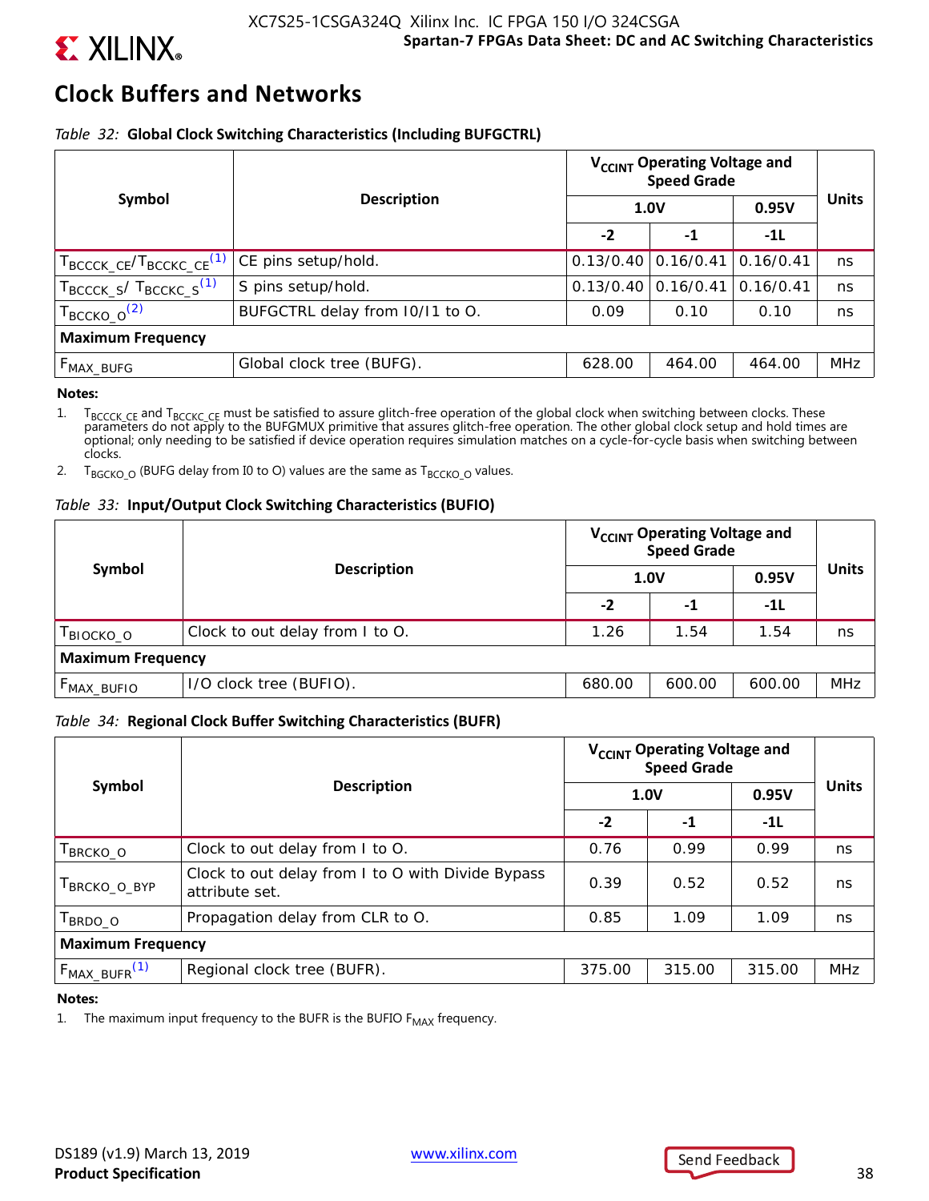## Clock Buffers and Networks

*Table 32:* **Global Clock Switching Characteristics (Including BUFGCTRL)**

| Symbol | Description | $V_{CCINT}$ Operating Voltage and Speed Grade | | | Units |
|---|---|---|---|---|---|
| | | 1.0V | | 0.95V | |
| | | -2 | -1 | -1L | |
| $T_{BCCCK\_CE}/T_{BCCKC\_CE}$[(1)] | CE pins setup/hold. | 0.13/0.40 | 0.16/0.41 | 0.16/0.41 | ns |
| $T_{BCCCK\_S}/ T_{BCCKC\_S}$[(1)] | S pins setup/hold. | 0.13/0.40 | 0.16/0.41 | 0.16/0.41 | ns |
| $T_{BCCKO\_O}$[(2)] | BUFGCTRL delay from I0/I1 to O. | 0.09 | 0.10 | 0.10 | ns |
| **Maximum Frequency** | | | | | |
| $F_{MAX\_BUFG}$ | Global clock tree (BUFG). | 628.00 | 464.00 | 464.00 | MHz |

**Notes:**

1. $T_{BCCCK\_CE}$ and $T_{BCCKC\_CE}$ must be satisfied to assure glitch-free operation of the global clock when switching between clocks. These parameters do not apply to the BUFGMUX primitive that assures glitch-free operation. The other global clock setup and hold times are optional; only needing to be satisfied if device operation requires simulation matches on a cycle-for-cycle basis when switching between clocks.
2. $T_{BGCKO\_O}$ (BUFG delay from I0 to O) values are the same as $T_{BCCKO\_O}$ values.

*Table 33:* **Input/Output Clock Switching Characteristics (BUFIO)**

| Symbol | Description | $V_{CCINT}$ Operating Voltage and Speed Grade | | | Units |
|---|---|---|---|---|---|
| | | 1.0V | | 0.95V | |
| | | -2 | -1 | -1L | |
| $T_{BIOCKO\_O}$ | Clock to out delay from I to O. | 1.26 | 1.54 | 1.54 | ns |
| **Maximum Frequency** | | | | | |
| $F_{MAX\_BUFIO}$ | I/O clock tree (BUFIO). | 680.00 | 600.00 | 600.00 | MHz |

*Table 34:* **Regional Clock Buffer Switching Characteristics (BUFR)**

| Symbol | Description | $V_{CCINT}$ Operating Voltage and Speed Grade | | | Units |
|---|---|---|---|---|---|
| | | 1.0V | | 0.95V | |
| | | -2 | -1 | -1L | |
| $T_{BRCKO\_O}$ | Clock to out delay from I to O. | 0.76 | 0.99 | 0.99 | ns |
| $T_{BRCKO\_O\_BYP}$ | Clock to out delay from I to O with Divide Bypass attribute set. | 0.39 | 0.52 | 0.52 | ns |
| $T_{BRDO\_O}$ | Propagation delay from CLR to O. | 0.85 | 1.09 | 1.09 | ns |
| **Maximum Frequency** | | | | | |
| $F_{MAX\_BUFR}$[(1)] | Regional clock tree (BUFR). | 375.00 | 315.00 | 315.00 | MHz |

**Notes:**

1. The maximum input frequency to the BUFR is the BUFIO $F_{MAX}$ frequency.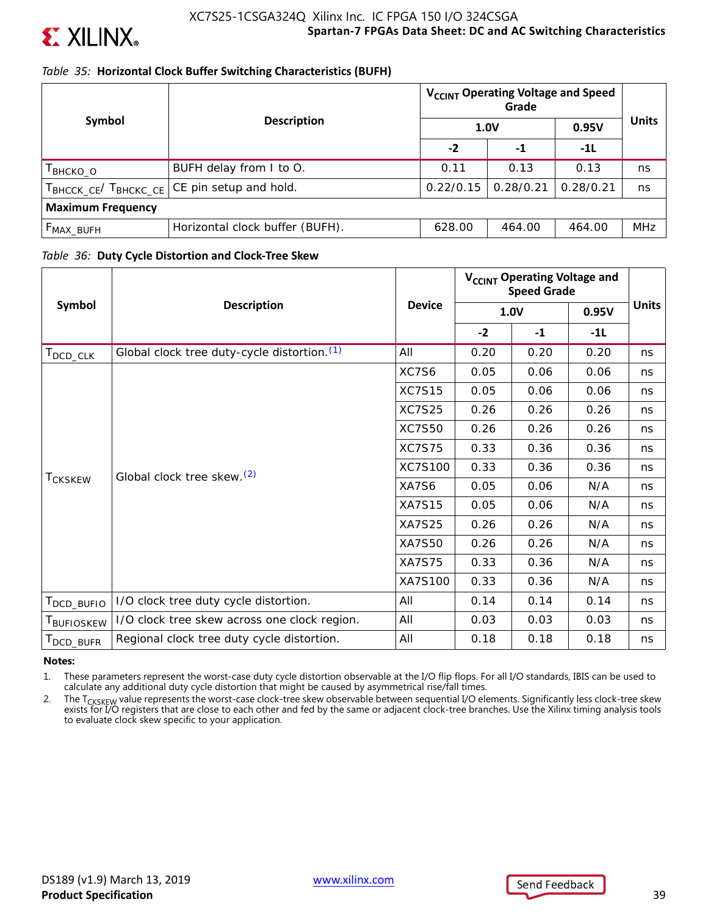*Table 35:* **Horizontal Clock Buffer Switching Characteristics (BUFH)**

| Symbol | Description | $V_{CCINT}$ Operating Voltage and Speed Grade | | | Units |
|---|---|---|---|---|---|
| | | 1.0V | | 0.95V | |
| | | -2 | -1 | -1L | |
| $T_{BHCKO\_O}$ | BUFH delay from I to O. | 0.11 | 0.13 | 0.13 | ns |
| $T_{BHCCK\_CE}$/ $T_{BHCKC\_CE}$ | CE pin setup and hold. | 0.22/0.15 | 0.28/0.21 | 0.28/0.21 | ns |
| **Maximum Frequency** | | | | | |
| $F_{MAX\_BUFH}$ | Horizontal clock buffer (BUFH). | 628.00 | 464.00 | 464.00 | MHz |

*Table 36:* **Duty Cycle Distortion and Clock-Tree Skew**

| Symbol | Description | Device | $V_{CCINT}$ Operating Voltage and Speed Grade | | | Units |
|---|---|---|---|---|---|---|
| | | | 1.0V | | 0.95V | |
| | | | -2 | -1 | -1L | |
| $T_{DCD\_CLK}$ | Global clock tree duty-cycle distortion.(1) | All | 0.20 | 0.20 | 0.20 | ns |
| $T_{CKSKEW}$ | Global clock tree skew.(2) | XC7S6 | 0.05 | 0.06 | 0.06 | ns |
| | | XC7S15 | 0.05 | 0.06 | 0.06 | ns |
| | | XC7S25 | 0.26 | 0.26 | 0.26 | ns |
| | | XC7S50 | 0.26 | 0.26 | 0.26 | ns |
| | | XC7S75 | 0.33 | 0.36 | 0.36 | ns |
| | | XC7S100 | 0.33 | 0.36 | 0.36 | ns |
| | | XA7S6 | 0.05 | 0.06 | N/A | ns |
| | | XA7S15 | 0.05 | 0.06 | N/A | ns |
| | | XA7S25 | 0.26 | 0.26 | N/A | ns |
| | | XA7S50 | 0.26 | 0.26 | N/A | ns |
| | | XA7S75 | 0.33 | 0.36 | N/A | ns |
| | | XA7S100 | 0.33 | 0.36 | N/A | ns |
| $T_{DCD\_BUFIO}$ | I/O clock tree duty cycle distortion. | All | 0.14 | 0.14 | 0.14 | ns |
| $T_{BUFIOSKEW}$ | I/O clock tree skew across one clock region. | All | 0.03 | 0.03 | 0.03 | ns |
| $T_{DCD\_BUFR}$ | Regional clock tree duty cycle distortion. | All | 0.18 | 0.18 | 0.18 | ns |

**Notes:**

1. These parameters represent the worst-case duty cycle distortion observable at the I/O flip flops. For all I/O standards, IBIS can be used to calculate any additional duty cycle distortion that might be caused by asymmetrical rise/fall times.
2. The $T_{CKSKEW}$ value represents the worst-case clock-tree skew observable between sequential I/O elements. Significantly less clock-tree skew exists for I/O registers that are close to each other and fed by the same or adjacent clock-tree branches. Use the Xilinx timing analysis tools to evaluate clock skew specific to your application.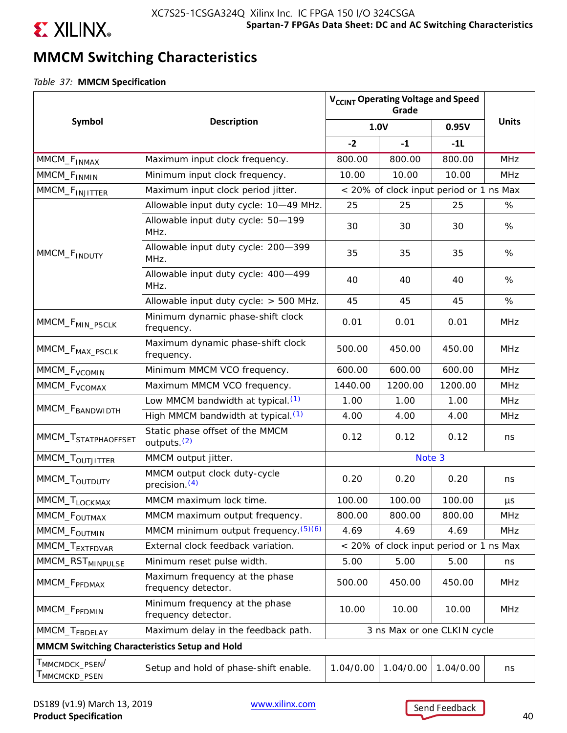## MMCM Switching Characteristics

*Table 37:* **MMCM Specification**

| Symbol | Description | $V_{CCINT}$ Operating Voltage and Speed Grade | | | Units |
|---|---|---|---|---|---|
| | | 1.0V | | 0.95V | |
| | | -2 | -1 | -1L | |
| $MMCM\_F_{INMAX}$ | Maximum input clock frequency. | 800.00 | 800.00 | 800.00 | MHz |
| $MMCM\_F_{INMIN}$ | Minimum input clock frequency. | 10.00 | 10.00 | 10.00 | MHz |
| $MMCM\_F_{INJITTER}$ | Maximum input clock period jitter. | < 20% of clock input period or 1 ns Max | | | |
| $MMCM\_F_{INDUTY}$ | Allowable input duty cycle: 10—49 MHz. | 25 | 25 | 25 | % |
| | Allowable input duty cycle: 50—199 MHz. | 30 | 30 | 30 | % |
| | Allowable input duty cycle: 200—399 MHz. | 35 | 35 | 35 | % |
| | Allowable input duty cycle: 400—499 MHz. | 40 | 40 | 40 | % |
| | Allowable input duty cycle: > 500 MHz. | 45 | 45 | 45 | % |
| $MMCM\_F_{MIN\_PSCLK}$ | Minimum dynamic phase-shift clock frequency. | 0.01 | 0.01 | 0.01 | MHz |
| $MMCM\_F_{MAX\_PSCLK}$ | Maximum dynamic phase-shift clock frequency. | 500.00 | 450.00 | 450.00 | MHz |
| $MMCM\_F_{VCOMIN}$ | Minimum MMCM VCO frequency. | 600.00 | 600.00 | 600.00 | MHz |
| $MMCM\_F_{VCOMAX}$ | Maximum MMCM VCO frequency. | 1440.00 | 1200.00 | 1200.00 | MHz |
| $MMCM\_F_{BANDWIDTH}$ | Low MMCM bandwidth at typical.[1] | 1.00 | 1.00 | 1.00 | MHz |
| | High MMCM bandwidth at typical.[1] | 4.00 | 4.00 | 4.00 | MHz |
| $MMCM\_T_{STATPHAOFFSET}$ | Static phase offset of the MMCM outputs.[2] | 0.12 | 0.12 | 0.12 | ns |
| $MMCM\_T_{OUTJITTER}$ | MMCM output jitter. | Note 3 | | | |
| $MMCM\_T_{OUTDUTY}$ | MMCM output clock duty-cycle precision.[4] | 0.20 | 0.20 | 0.20 | ns |
| $MMCM\_T_{LOCKMAX}$ | MMCM maximum lock time. | 100.00 | 100.00 | 100.00 | µs |
| $MMCM\_F_{OUTMAX}$ | MMCM maximum output frequency. | 800.00 | 800.00 | 800.00 | MHz |
| $MMCM\_F_{OUTMIN}$ | MMCM minimum output frequency.[5][6] | 4.69 | 4.69 | 4.69 | MHz |
| $MMCM\_T_{EXTFDVAR}$ | External clock feedback variation. | < 20% of clock input period or 1 ns Max | | | |
| $MMCM\_RST_{MINPULSE}$ | Minimum reset pulse width. | 5.00 | 5.00 | 5.00 | ns |
| $MMCM\_F_{PFDMAX}$ | Maximum frequency at the phase frequency detector. | 500.00 | 450.00 | 450.00 | MHz |
| $MMCM\_F_{PFDMIN}$ | Minimum frequency at the phase frequency detector. | 10.00 | 10.00 | 10.00 | MHz |
| $MMCM\_T_{FBDELAY}$ | Maximum delay in the feedback path. | 3 ns Max or one CLKIN cycle | | | |
| **MMCM Switching Characteristics Setup and Hold** | | | | | |
| $T_{MMCMDCK\_PSEN}$/ $T_{MMCMCKD\_PSEN}$ | Setup and hold of phase-shift enable. | 1.04/0.00 | 1.04/0.00 | 1.04/0.00 | ns |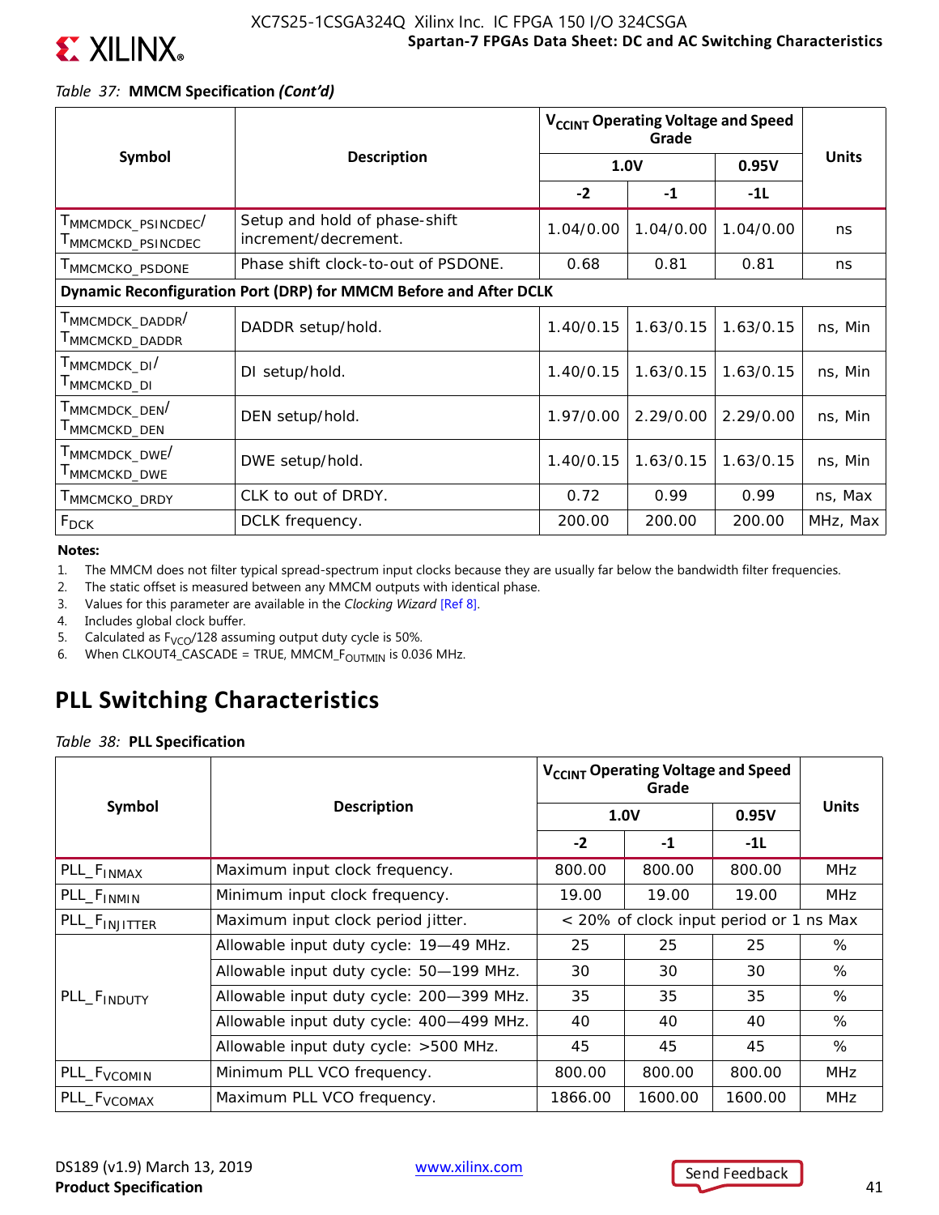*Table 37:* **MMCM Specification *(Cont'd)***

| Symbol | Description | $V_{CCINT}$ Operating Voltage and Speed Grade | | | Units |
|---|---|---|---|---|---|
| | | 1.0V | | 0.95V | |
| | | -2 | -1 | -1L | |
| $T_{MMCMDCK\_PSINCDEC}$/ $T_{MMCMCKD\_PSINCDEC}$ | Setup and hold of phase-shift increment/decrement. | 1.04/0.00 | 1.04/0.00 | 1.04/0.00 | ns |
| $T_{MMCMCKO\_PSDONE}$ | Phase shift clock-to-out of PSDONE. | 0.68 | 0.81 | 0.81 | ns |
| **Dynamic Reconfiguration Port (DRP) for MMCM Before and After DCLK** | | | | | |
| $T_{MMCMDCK\_DADDR}$/ $T_{MMCMCKD\_DADDR}$ | DADDR setup/hold. | 1.40/0.15 | 1.63/0.15 | 1.63/0.15 | ns, Min |
| $T_{MMCMDCK\_DI}$/ $T_{MMCMCKD\_DI}$ | DI setup/hold. | 1.40/0.15 | 1.63/0.15 | 1.63/0.15 | ns, Min |
| $T_{MMCMDCK\_DEN}$/ $T_{MMCMCKD\_DEN}$ | DEN setup/hold. | 1.97/0.00 | 2.29/0.00 | 2.29/0.00 | ns, Min |
| $T_{MMCMDCK\_DWE}$/ $T_{MMCMCKD\_DWE}$ | DWE setup/hold. | 1.40/0.15 | 1.63/0.15 | 1.63/0.15 | ns, Min |
| $T_{MMCMCKO\_DRDY}$ | CLK to out of DRDY. | 0.72 | 0.99 | 0.99 | ns, Max |
| $F_{DCK}$ | DCLK frequency. | 200.00 | 200.00 | 200.00 | MHz, Max |

**Notes:**

1. The MMCM does not filter typical spread-spectrum input clocks because they are usually far below the bandwidth filter frequencies.
2. The static offset is measured between any MMCM outputs with identical phase.
3. Values for this parameter are available in the *Clocking Wizard* [Ref 8].
4. Includes global clock buffer.
5. Calculated as $F_{VCO}/128$ assuming output duty cycle is 50%.
6. When CLKOUT4_CASCADE = TRUE, $MMCM\_F_{OUTMIN}$ is 0.036 MHz.

## PLL Switching Characteristics

*Table 38:* **PLL Specification**

| Symbol | Description | $V_{CCINT}$ Operating Voltage and Speed Grade | | | Units |
|---|---|---|---|---|---|
| | | 1.0V | | 0.95V | |
| | | -2 | -1 | -1L | |
| $PLL\_F_{INMAX}$ | Maximum input clock frequency. | 800.00 | 800.00 | 800.00 | MHz |
| $PLL\_F_{INMIN}$ | Minimum input clock frequency. | 19.00 | 19.00 | 19.00 | MHz |
| $PLL\_F_{INJITTER}$ | Maximum input clock period jitter. | < 20% of clock input period or 1 ns Max | | | |
| $PLL\_F_{INDUTY}$ | Allowable input duty cycle: 19—49 MHz. | 25 | 25 | 25 | % |
| | Allowable input duty cycle: 50—199 MHz. | 30 | 30 | 30 | % |
| | Allowable input duty cycle: 200—399 MHz. | 35 | 35 | 35 | % |
| | Allowable input duty cycle: 400—499 MHz. | 40 | 40 | 40 | % |
| | Allowable input duty cycle: >500 MHz. | 45 | 45 | 45 | % |
| $PLL\_F_{VCOMIN}$ | Minimum PLL VCO frequency. | 800.00 | 800.00 | 800.00 | MHz |
| $PLL\_F_{VCOMAX}$ | Maximum PLL VCO frequency. | 1866.00 | 1600.00 | 1600.00 | MHz |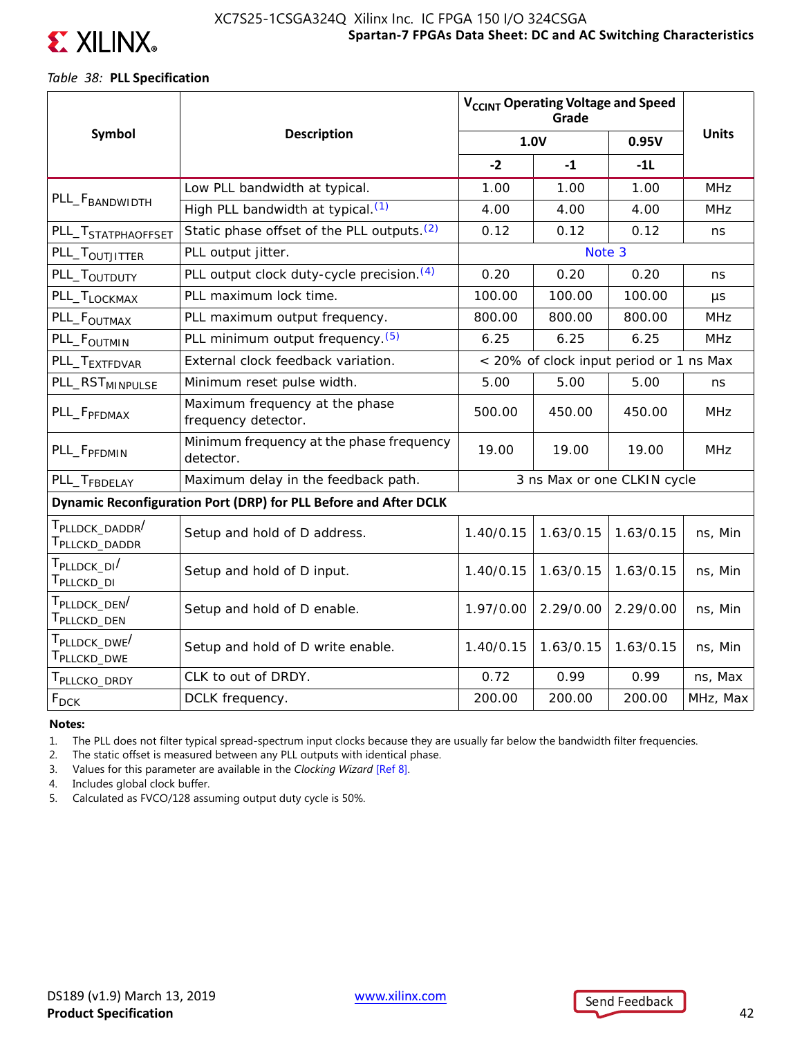*Table 38:* **PLL Specification**

| Symbol | Description | $V_{CCINT}$ Operating Voltage and Speed Grade | | | Units |
|---|---|---|---|---|---|
| | | 1.0V | | 0.95V | |
| | | -2 | -1 | -1L | |
| $PLL\_F_{BANDWIDTH}$ | Low PLL bandwidth at typical. | 1.00 | 1.00 | 1.00 | MHz |
| | High PLL bandwidth at typical.[1] | 4.00 | 4.00 | 4.00 | MHz |
| $PLL\_T_{STATPHAOFFSET}$ | Static phase offset of the PLL outputs.[2] | 0.12 | 0.12 | 0.12 | ns |
| $PLL\_T_{OUTJITTER}$ | PLL output jitter. | Note 3 | | | |
| $PLL\_T_{OUTDUTY}$ | PLL output clock duty-cycle precision.[4] | 0.20 | 0.20 | 0.20 | ns |
| $PLL\_T_{LOCKMAX}$ | PLL maximum lock time. | 100.00 | 100.00 | 100.00 | µs |
| $PLL\_F_{OUTMAX}$ | PLL maximum output frequency. | 800.00 | 800.00 | 800.00 | MHz |
| $PLL\_F_{OUTMIN}$ | PLL minimum output frequency.[5] | 6.25 | 6.25 | 6.25 | MHz |
| $PLL\_T_{EXTFDVAR}$ | External clock feedback variation. | < 20% of clock input period or 1 ns Max | | | |
| $PLL\_RST_{MINPULSE}$ | Minimum reset pulse width. | 5.00 | 5.00 | 5.00 | ns |
| $PLL\_F_{PFDMAX}$ | Maximum frequency at the phase frequency detector. | 500.00 | 450.00 | 450.00 | MHz |
| $PLL\_F_{PFDMIN}$ | Minimum frequency at the phase frequency detector. | 19.00 | 19.00 | 19.00 | MHz |
| $PLL\_T_{FBDELAY}$ | Maximum delay in the feedback path. | 3 ns Max or one CLKIN cycle | | | |
| **Dynamic Reconfiguration Port (DRP) for PLL Before and After DCLK** | | | | | |
| $T_{PLLDCK\_DADDR}$/ $T_{PLLCKD\_DADDR}$ | Setup and hold of D address. | 1.40/0.15 | 1.63/0.15 | 1.63/0.15 | ns, Min |
| $T_{PLLDCK\_DI}$/ $T_{PLLCKD\_DI}$ | Setup and hold of D input. | 1.40/0.15 | 1.63/0.15 | 1.63/0.15 | ns, Min |
| $T_{PLLDCK\_DEN}$/ $T_{PLLCKD\_DEN}$ | Setup and hold of D enable. | 1.97/0.00 | 2.29/0.00 | 2.29/0.00 | ns, Min |
| $T_{PLLDCK\_DWE}$/ $T_{PLLCKD\_DWE}$ | Setup and hold of D write enable. | 1.40/0.15 | 1.63/0.15 | 1.63/0.15 | ns, Min |
| $T_{PLLCKO\_DRDY}$ | CLK to out of DRDY. | 0.72 | 0.99 | 0.99 | ns, Max |
| $F_{DCK}$ | DCLK frequency. | 200.00 | 200.00 | 200.00 | MHz, Max |

**Notes:**

1. The PLL does not filter typical spread-spectrum input clocks because they are usually far below the bandwidth filter frequencies.
2. The static offset is measured between any PLL outputs with identical phase.
3. Values for this parameter are available in the *Clocking Wizard* [Ref 8].
4. Includes global clock buffer.
5. Calculated as FVCO/128 assuming output duty cycle is 50%.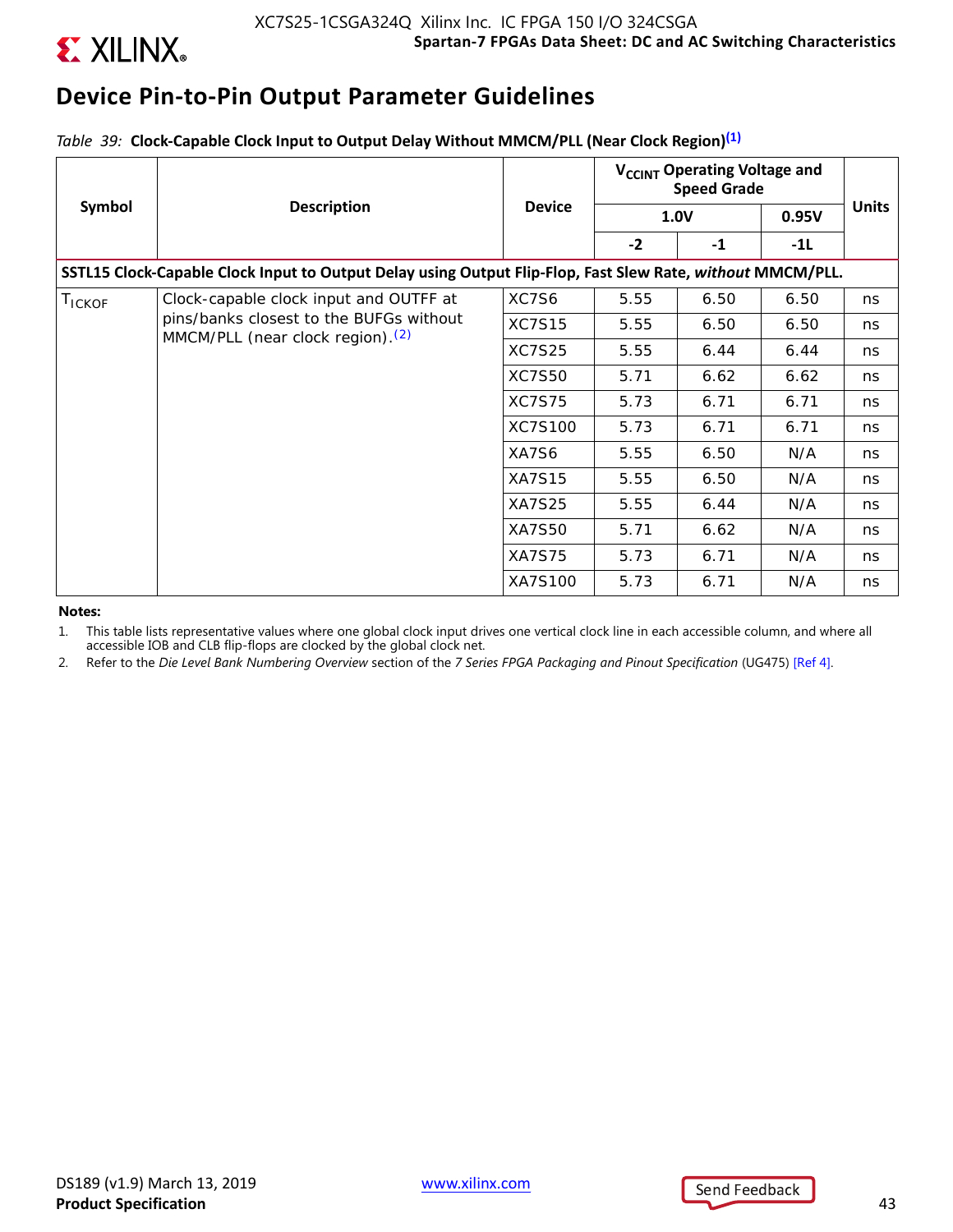## Device Pin-to-Pin Output Parameter Guidelines

*Table 39:* **Clock-Capable Clock Input to Output Delay Without MMCM/PLL (Near Clock Region)[(1)]**

| Symbol | Description | Device | $V_{CCINT}$ Operating Voltage and Speed Grade | | | Units |
|---|---|---|---|---|---|---|
| | | | 1.0V | | 0.95V | |
| | | | -2 | -1 | -1L | |
| **SSTL15 Clock-Capable Clock Input to Output Delay using Output Flip-Flop, Fast Slew Rate, *without* MMCM/PLL.** | | | | | | |
| $T_{ICKOF}$ | Clock-capable clock input and OUTFF at pins/banks closest to the BUFGs without MMCM/PLL (near clock region).[(2)] | XC7S6 | 5.55 | 6.50 | 6.50 | ns |
| | | XC7S15 | 5.55 | 6.50 | 6.50 | ns |
| | | XC7S25 | 5.55 | 6.44 | 6.44 | ns |
| | | XC7S50 | 5.71 | 6.62 | 6.62 | ns |
| | | XC7S75 | 5.73 | 6.71 | 6.71 | ns |
| | | XC7S100 | 5.73 | 6.71 | 6.71 | ns |
| | | XA7S6 | 5.55 | 6.50 | N/A | ns |
| | | XA7S15 | 5.55 | 6.50 | N/A | ns |
| | | XA7S25 | 5.55 | 6.44 | N/A | ns |
| | | XA7S50 | 5.71 | 6.62 | N/A | ns |
| | | XA7S75 | 5.73 | 6.71 | N/A | ns |
| | | XA7S100 | 5.73 | 6.71 | N/A | ns |

**Notes:**

1. This table lists representative values where one global clock input drives one vertical clock line in each accessible column, and where all accessible IOB and CLB flip-flops are clocked by the global clock net.
2. Refer to the *Die Level Bank Numbering Overview* section of the *7 Series FPGA Packaging and Pinout Specification* (UG475) [Ref 4].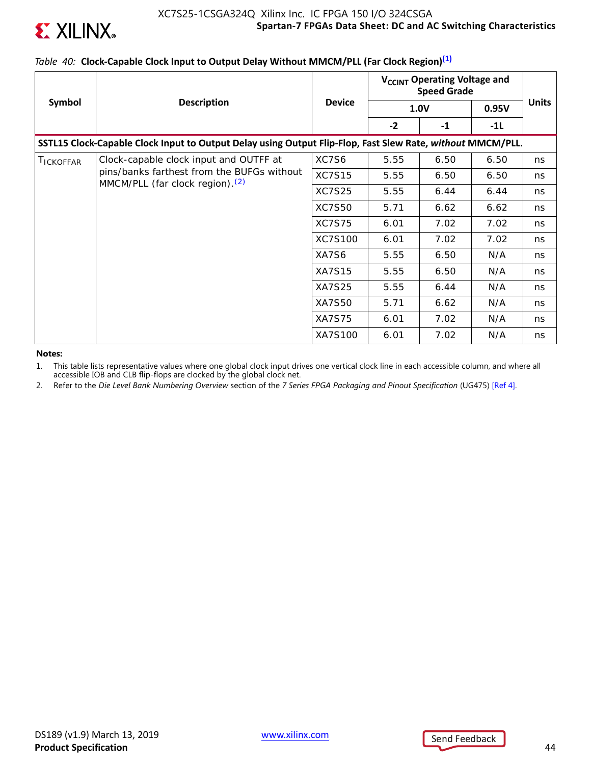*Table 40:* **Clock-Capable Clock Input to Output Delay Without MMCM/PLL (Far Clock Region)[(1)]**

| Symbol | Description | Device | $V_{CCINT}$ Operating Voltage and Speed Grade | | | Units |
|---|---|---|---|---|---|---|
| | | | 1.0V | | 0.95V | |
| | | | -2 | -1 | -1L | |
| **SSTL15 Clock-Capable Clock Input to Output Delay using Output Flip-Flop, Fast Slew Rate, *without* MMCM/PLL.** | | | | | | |
| $T_{ICKOFFAR}$ | Clock-capable clock input and OUTFF at pins/banks farthest from the BUFGs without MMCM/PLL (far clock region).[(2)] | XC7S6 | 5.55 | 6.50 | 6.50 | ns |
| | | XC7S15 | 5.55 | 6.50 | 6.50 | ns |
| | | XC7S25 | 5.55 | 6.44 | 6.44 | ns |
| | | XC7S50 | 5.71 | 6.62 | 6.62 | ns |
| | | XC7S75 | 6.01 | 7.02 | 7.02 | ns |
| | | XC7S100 | 6.01 | 7.02 | 7.02 | ns |
| | | XA7S6 | 5.55 | 6.50 | N/A | ns |
| | | XA7S15 | 5.55 | 6.50 | N/A | ns |
| | | XA7S25 | 5.55 | 6.44 | N/A | ns |
| | | XA7S50 | 5.71 | 6.62 | N/A | ns |
| | | XA7S75 | 6.01 | 7.02 | N/A | ns |
| | | XA7S100 | 6.01 | 7.02 | N/A | ns |

**Notes:**

1. This table lists representative values where one global clock input drives one vertical clock line in each accessible column, and where all accessible IOB and CLB flip-flops are clocked by the global clock net.
2. Refer to the *Die Level Bank Numbering Overview* section of the *7 Series FPGA Packaging and Pinout Specification* (UG475) [Ref 4].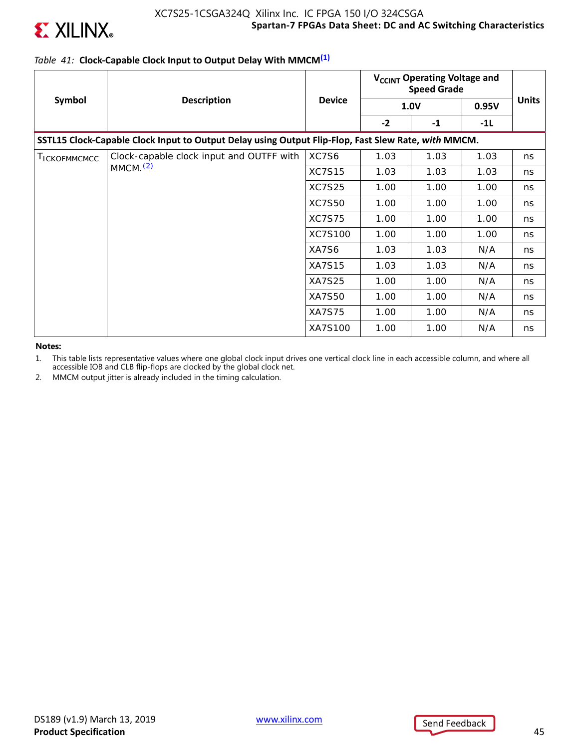*Table 41:* **Clock-Capable Clock Input to Output Delay With MMCM[(1)]**

| Symbol | Description | Device | $V_{CCINT}$ Operating Voltage and Speed Grade | | | Units |
|---|---|---|---|---|---|---|
| | | | 1.0V | | 0.95V | |
| | | | -2 | -1 | -1L | |
| **SSTL15 Clock-Capable Clock Input to Output Delay using Output Flip-Flop, Fast Slew Rate, *with* MMCM.** | | | | | | |
| $T_{ICKOFMMCMCC}$ | Clock-capable clock input and OUTFF with MMCM.[(2)] | XC7S6 | 1.03 | 1.03 | 1.03 | ns |
| | | XC7S15 | 1.03 | 1.03 | 1.03 | ns |
| | | XC7S25 | 1.00 | 1.00 | 1.00 | ns |
| | | XC7S50 | 1.00 | 1.00 | 1.00 | ns |
| | | XC7S75 | 1.00 | 1.00 | 1.00 | ns |
| | | XC7S100 | 1.00 | 1.00 | 1.00 | ns |
| | | XA7S6 | 1.03 | 1.03 | N/A | ns |
| | | XA7S15 | 1.03 | 1.03 | N/A | ns |
| | | XA7S25 | 1.00 | 1.00 | N/A | ns |
| | | XA7S50 | 1.00 | 1.00 | N/A | ns |
| | | XA7S75 | 1.00 | 1.00 | N/A | ns |
| | | XA7S100 | 1.00 | 1.00 | N/A | ns |

**Notes:**

1. This table lists representative values where one global clock input drives one vertical clock line in each accessible column, and where all accessible IOB and CLB flip-flops are clocked by the global clock net.
2. MMCM output jitter is already included in the timing calculation.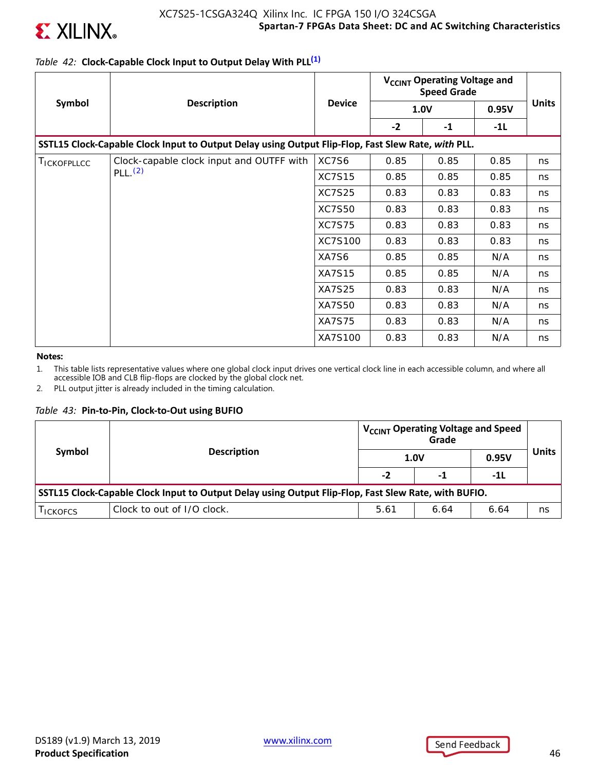*Table 42:* **Clock-Capable Clock Input to Output Delay With PLL[1]**

| Symbol | Description | Device | $V_{CCINT}$ Operating Voltage and Speed Grade | | | Units |
|---|---|---|---|---|---|---|
| | | | 1.0V | | 0.95V | |
| | | | -2 | -1 | -1L | |
| **SSTL15 Clock-Capable Clock Input to Output Delay using Output Flip-Flop, Fast Slew Rate, *with* PLL.** | | | | | | |
| $T_{ICKOFPLLCC}$ | Clock-capable clock input and OUTFF with PLL.[2] | XC7S6 | 0.85 | 0.85 | 0.85 | ns |
| | | XC7S15 | 0.85 | 0.85 | 0.85 | ns |
| | | XC7S25 | 0.83 | 0.83 | 0.83 | ns |
| | | XC7S50 | 0.83 | 0.83 | 0.83 | ns |
| | | XC7S75 | 0.83 | 0.83 | 0.83 | ns |
| | | XC7S100 | 0.83 | 0.83 | 0.83 | ns |
| | | XA7S6 | 0.85 | 0.85 | N/A | ns |
| | | XA7S15 | 0.85 | 0.85 | N/A | ns |
| | | XA7S25 | 0.83 | 0.83 | N/A | ns |
| | | XA7S50 | 0.83 | 0.83 | N/A | ns |
| | | XA7S75 | 0.83 | 0.83 | N/A | ns |
| | | XA7S100 | 0.83 | 0.83 | N/A | ns |

**Notes:**

1. This table lists representative values where one global clock input drives one vertical clock line in each accessible column, and where all accessible IOB and CLB flip-flops are clocked by the global clock net.
2. PLL output jitter is already included in the timing calculation.

*Table 43:* **Pin-to-Pin, Clock-to-Out using BUFIO**

| Symbol | Description | $V_{CCINT}$ Operating Voltage and Speed Grade | | | Units |
|---|---|---|---|---|---|
| | | 1.0V | | 0.95V | |
| | | -2 | -1 | -1L | |
| **SSTL15 Clock-Capable Clock Input to Output Delay using Output Flip-Flop, Fast Slew Rate, with BUFIO.** | | | | | |
| $T_{ICKOFCS}$ | Clock to out of I/O clock. | 5.61 | 6.64 | 6.64 | ns |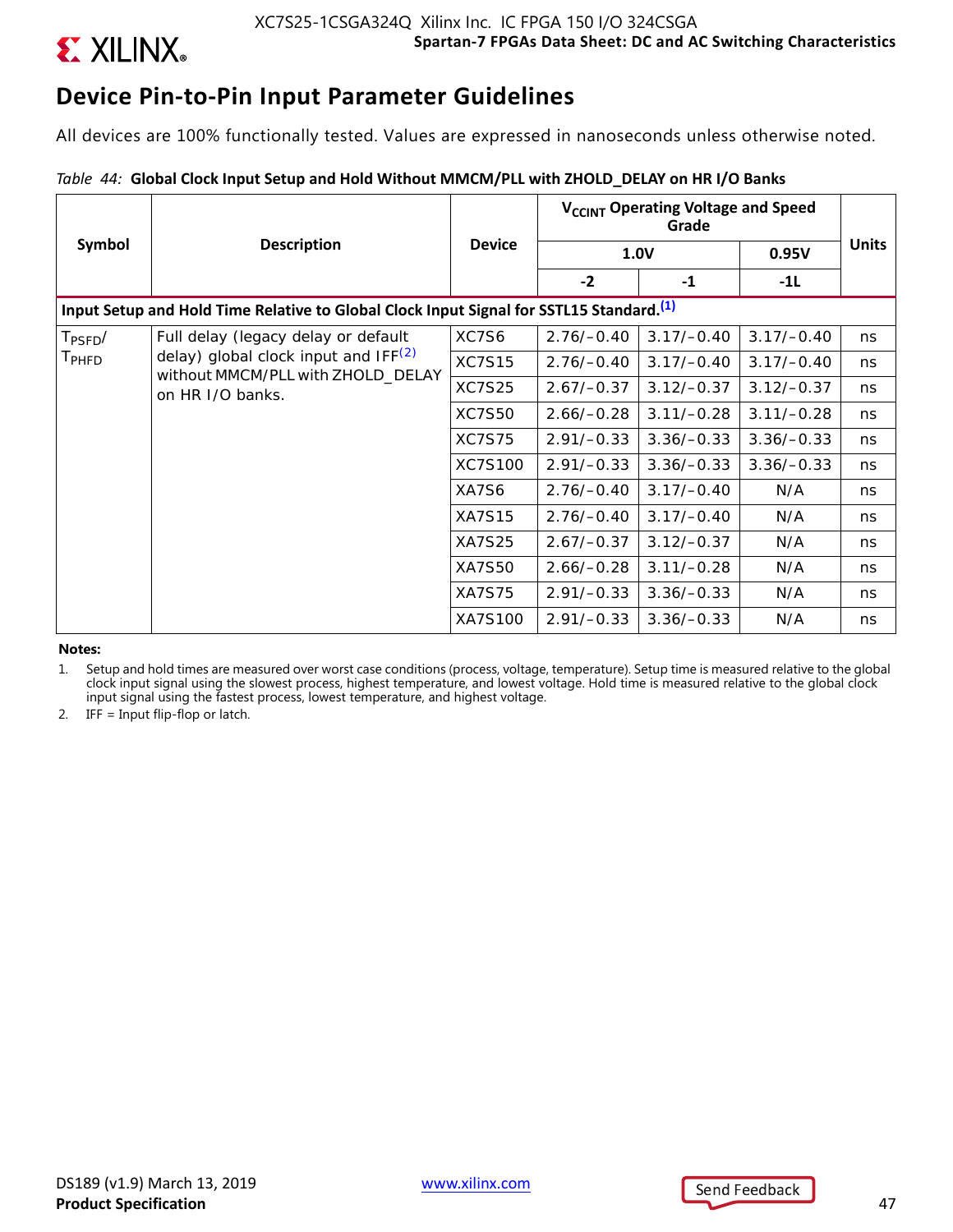## Device Pin-to-Pin Input Parameter Guidelines

All devices are 100% functionally tested. Values are expressed in nanoseconds unless otherwise noted.

*Table 44:* **Global Clock Input Setup and Hold Without MMCM/PLL with ZHOLD_DELAY on HR I/O Banks**

| Symbol | Description | Device | $V_{CCINT}$ Operating Voltage and Speed Grade | | | Units |
|---|---|---|---|---|---|---|
| | | | 1.0V | | 0.95V | |
| | | | -2 | -1 | -1L | |
| **Input Setup and Hold Time Relative to Global Clock Input Signal for SSTL15 Standard.[1]** | | | | | | |
| $T_{PSFD}$/ $T_{PHFD}$ | Full delay (legacy delay or default delay) global clock input and IFF[2] without MMCM/PLL with ZHOLD_DELAY on HR I/O banks. | XC7S6 | 2.76/–0.40 | 3.17/–0.40 | 3.17/–0.40 | ns |
| | | XC7S15 | 2.76/–0.40 | 3.17/–0.40 | 3.17/–0.40 | ns |
| | | XC7S25 | 2.67/–0.37 | 3.12/–0.37 | 3.12/–0.37 | ns |
| | | XC7S50 | 2.66/–0.28 | 3.11/–0.28 | 3.11/–0.28 | ns |
| | | XC7S75 | 2.91/–0.33 | 3.36/–0.33 | 3.36/–0.33 | ns |
| | | XC7S100 | 2.91/–0.33 | 3.36/–0.33 | 3.36/–0.33 | ns |
| | | XA7S6 | 2.76/–0.40 | 3.17/–0.40 | N/A | ns |
| | | XA7S15 | 2.76/–0.40 | 3.17/–0.40 | N/A | ns |
| | | XA7S25 | 2.67/–0.37 | 3.12/–0.37 | N/A | ns |
| | | XA7S50 | 2.66/–0.28 | 3.11/–0.28 | N/A | ns |
| | | XA7S75 | 2.91/–0.33 | 3.36/–0.33 | N/A | ns |
| | | XA7S100 | 2.91/–0.33 | 3.36/–0.33 | N/A | ns |

**Notes:**

1. Setup and hold times are measured over worst case conditions (process, voltage, temperature). Setup time is measured relative to the global clock input signal using the slowest process, highest temperature, and lowest voltage. Hold time is measured relative to the global clock input signal using the fastest process, lowest temperature, and highest voltage.
2. IFF = Input flip-flop or latch.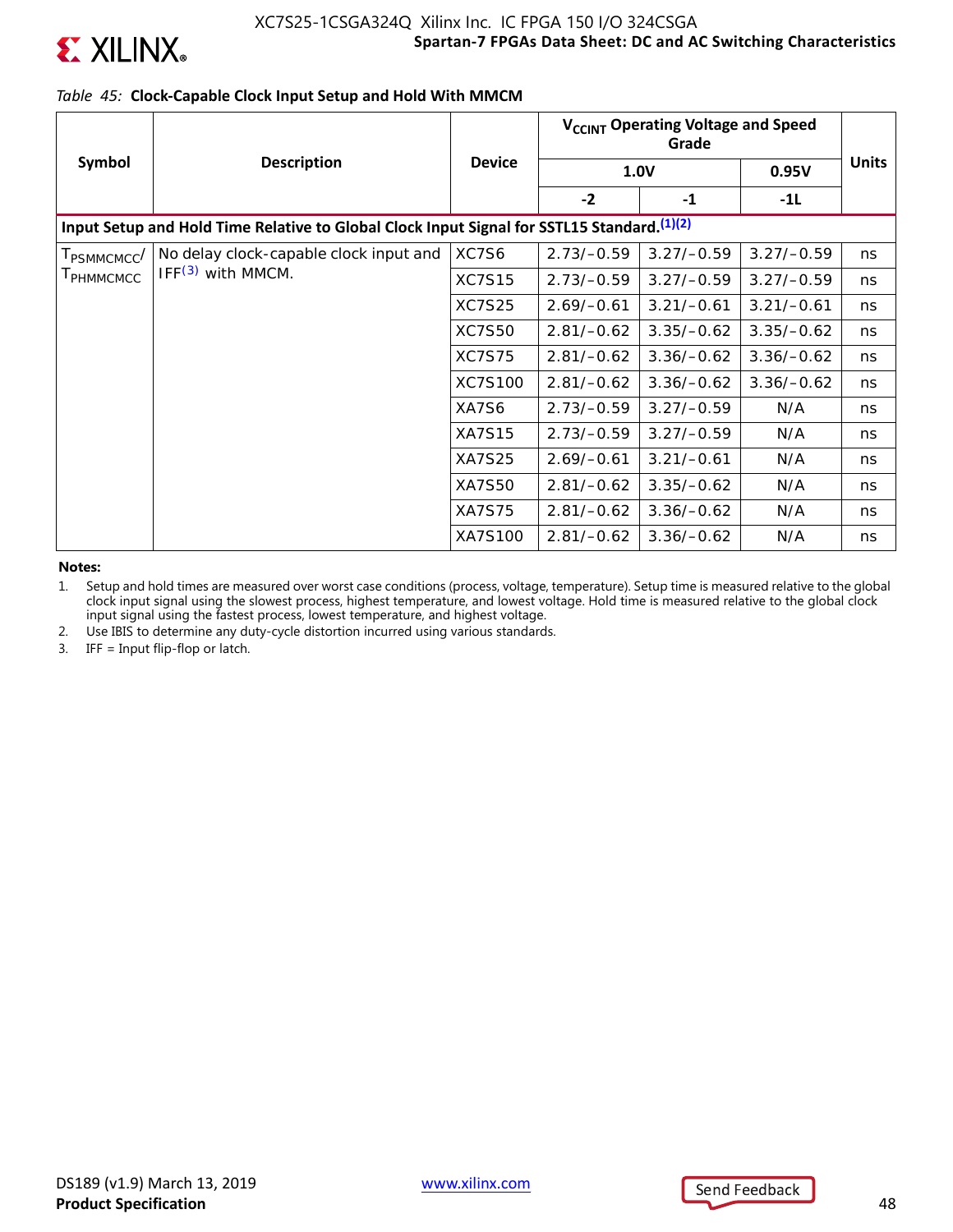*Table 45:* **Clock-Capable Clock Input Setup and Hold With MMCM**

| Symbol | Description | Device | $V_{CCINT}$ Operating Voltage and Speed Grade | | | Units |
|---|---|---|---|---|---|---|
| | | | 1.0V | | 0.95V | |
| | | | -2 | -1 | -1L | |
| **Input Setup and Hold Time Relative to Global Clock Input Signal for SSTL15 Standard.[1][2]** | | | | | | |
| $T_{PSMMCMCC}$/ $T_{PHMMCMCC}$ | No delay clock-capable clock input and IFF[3] with MMCM. | XC7S6 | 2.73/–0.59 | 3.27/–0.59 | 3.27/–0.59 | ns |
| | | XC7S15 | 2.73/–0.59 | 3.27/–0.59 | 3.27/–0.59 | ns |
| | | XC7S25 | 2.69/–0.61 | 3.21/–0.61 | 3.21/–0.61 | ns |
| | | XC7S50 | 2.81/–0.62 | 3.35/–0.62 | 3.35/–0.62 | ns |
| | | XC7S75 | 2.81/–0.62 | 3.36/–0.62 | 3.36/–0.62 | ns |
| | | XC7S100 | 2.81/–0.62 | 3.36/–0.62 | 3.36/–0.62 | ns |
| | | XA7S6 | 2.73/–0.59 | 3.27/–0.59 | N/A | ns |
| | | XA7S15 | 2.73/–0.59 | 3.27/–0.59 | N/A | ns |
| | | XA7S25 | 2.69/–0.61 | 3.21/–0.61 | N/A | ns |
| | | XA7S50 | 2.81/–0.62 | 3.35/–0.62 | N/A | ns |
| | | XA7S75 | 2.81/–0.62 | 3.36/–0.62 | N/A | ns |
| | | XA7S100 | 2.81/–0.62 | 3.36/–0.62 | N/A | ns |

**Notes:**

1. Setup and hold times are measured over worst case conditions (process, voltage, temperature). Setup time is measured relative to the global clock input signal using the slowest process, highest temperature, and lowest voltage. Hold time is measured relative to the global clock input signal using the fastest process, lowest temperature, and highest voltage.
2. Use IBIS to determine any duty-cycle distortion incurred using various standards.
3. IFF = Input flip-flop or latch.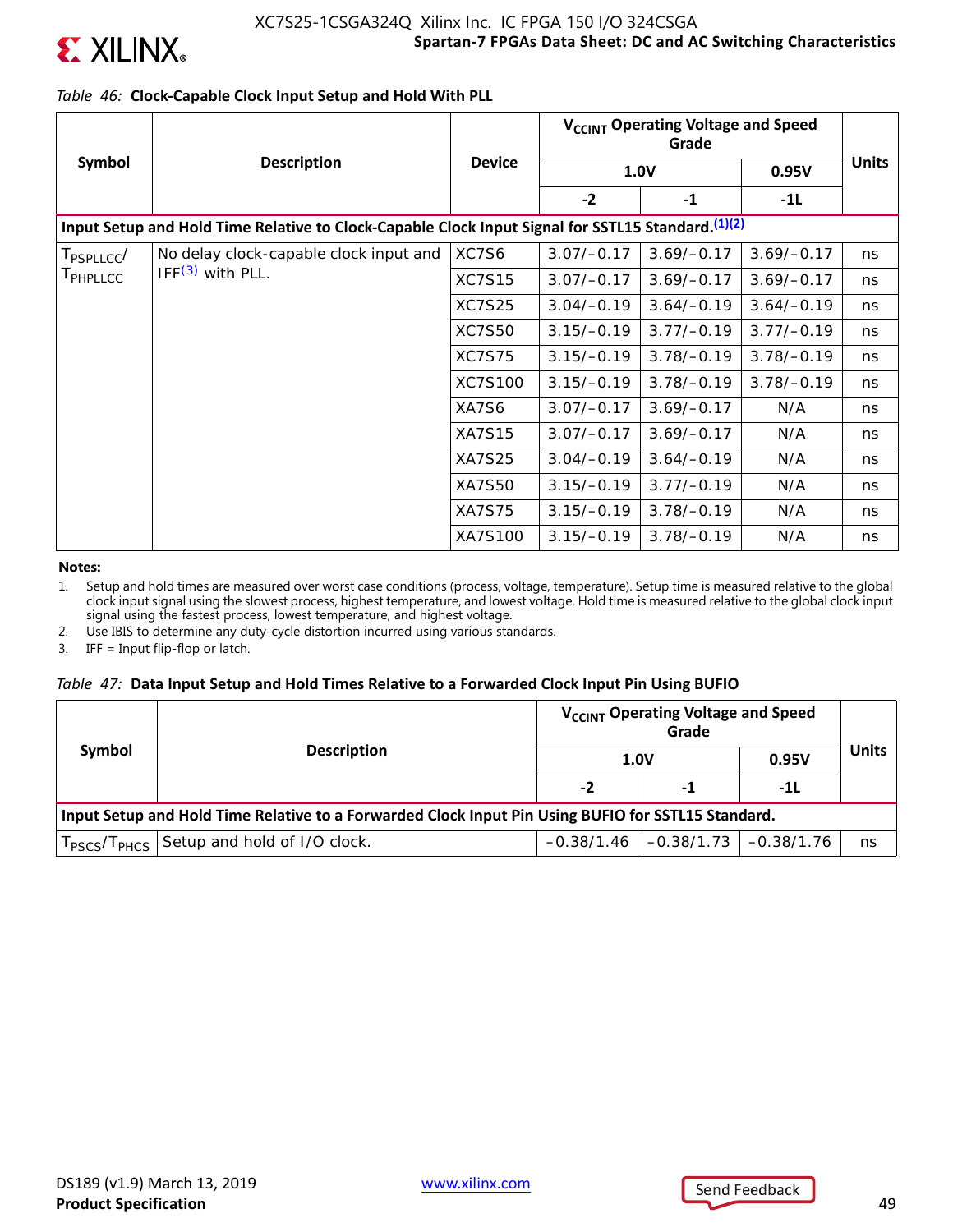*Table 46:* **Clock-Capable Clock Input Setup and Hold With PLL**

| Symbol | Description | Device | $V_{CCINT}$ Operating Voltage and Speed Grade | | | Units |
|---|---|---|---|---|---|---|
| | | | 1.0V | | 0.95V | |
| | | | -2 | -1 | -1L | |
| **Input Setup and Hold Time Relative to Clock-Capable Clock Input Signal for SSTL15 Standard.[1][2]** | | | | | | |
| $T_{PSPLLCC}$/ $T_{PHPLLCC}$ | No delay clock-capable clock input and IFF[3] with PLL. | XC7S6 | 3.07/–0.17 | 3.69/–0.17 | 3.69/–0.17 | ns |
| | | XC7S15 | 3.07/–0.17 | 3.69/–0.17 | 3.69/–0.17 | ns |
| | | XC7S25 | 3.04/–0.19 | 3.64/–0.19 | 3.64/–0.19 | ns |
| | | XC7S50 | 3.15/–0.19 | 3.77/–0.19 | 3.77/–0.19 | ns |
| | | XC7S75 | 3.15/–0.19 | 3.78/–0.19 | 3.78/–0.19 | ns |
| | | XC7S100 | 3.15/–0.19 | 3.78/–0.19 | 3.78/–0.19 | ns |
| | | XA7S6 | 3.07/–0.17 | 3.69/–0.17 | N/A | ns |
| | | XA7S15 | 3.07/–0.17 | 3.69/–0.17 | N/A | ns |
| | | XA7S25 | 3.04/–0.19 | 3.64/–0.19 | N/A | ns |
| | | XA7S50 | 3.15/–0.19 | 3.77/–0.19 | N/A | ns |
| | | XA7S75 | 3.15/–0.19 | 3.78/–0.19 | N/A | ns |
| | | XA7S100 | 3.15/–0.19 | 3.78/–0.19 | N/A | ns |

**Notes:**

1. Setup and hold times are measured over worst case conditions (process, voltage, temperature). Setup time is measured relative to the global clock input signal using the slowest process, highest temperature, and lowest voltage. Hold time is measured relative to the global clock input signal using the fastest process, lowest temperature, and highest voltage.
2. Use IBIS to determine any duty-cycle distortion incurred using various standards.
3. IFF = Input flip-flop or latch.

*Table 47:* **Data Input Setup and Hold Times Relative to a Forwarded Clock Input Pin Using BUFIO**

| Symbol | Description | $V_{CCINT}$ Operating Voltage and Speed Grade | | | Units |
|---|---|---|---|---|---|
| | | 1.0V | | 0.95V | |
| | | -2 | -1 | -1L | |
| **Input Setup and Hold Time Relative to a Forwarded Clock Input Pin Using BUFIO for SSTL15 Standard.** | | | | | |
| $T_{PSCS}$/$T_{PHCS}$ | Setup and hold of I/O clock. | –0.38/1.46 | –0.38/1.73 | –0.38/1.76 | ns |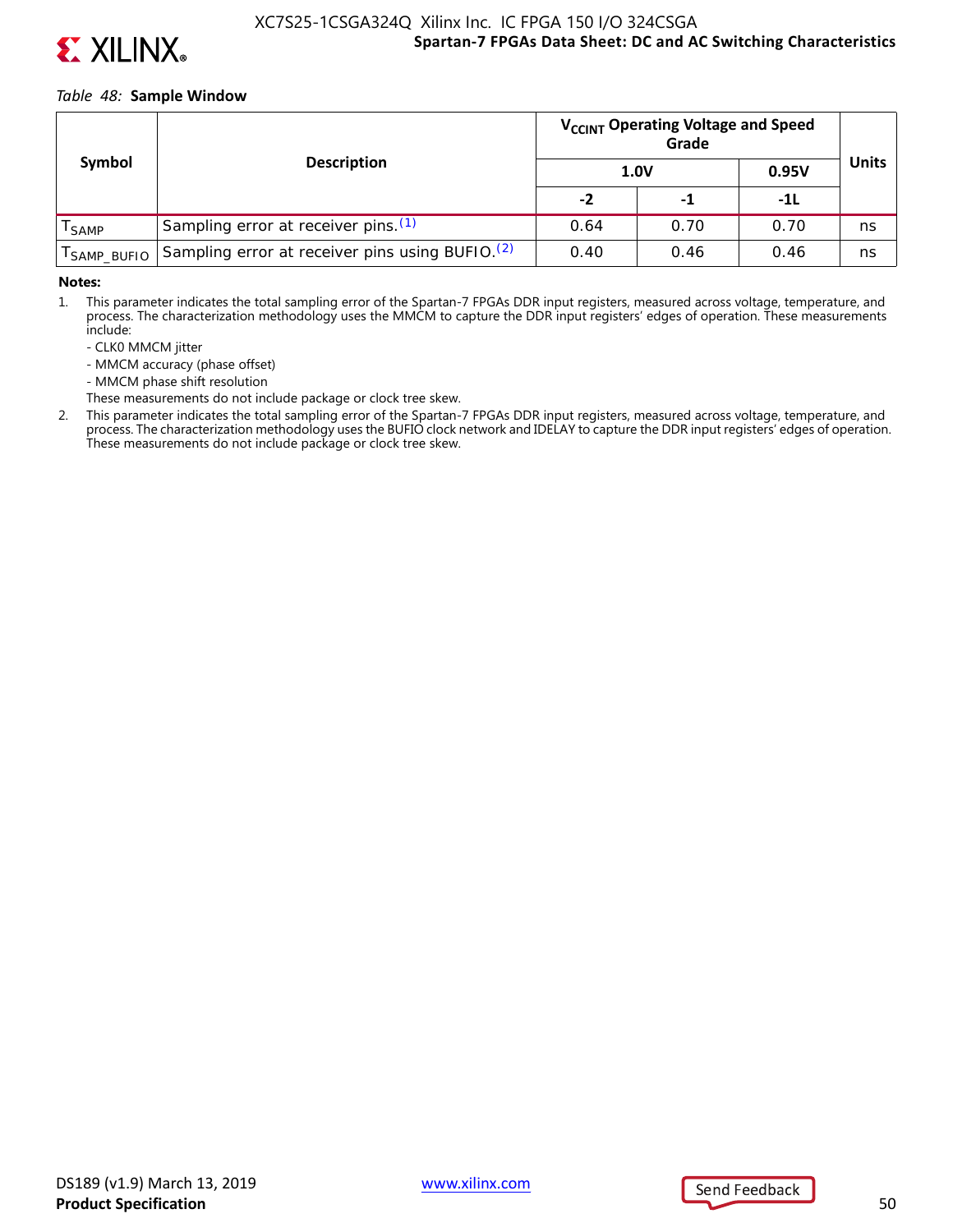*Table 48:* **Sample Window**

| Symbol | Description | $V_{CCINT}$ Operating Voltage and Speed Grade | | | Units |
|---|---|---|---|---|---|
| | | 1.0V | | 0.95V | |
| | | -2 | -1 | -1L | |
| $T_{SAMP}$ | Sampling error at receiver pins.(1) | 0.64 | 0.70 | 0.70 | ns |
| $T_{SAMP\_BUFIO}$ | Sampling error at receiver pins using BUFIO.(2) | 0.40 | 0.46 | 0.46 | ns |

**Notes:**

1. This parameter indicates the total sampling error of the Spartan-7 FPGAs DDR input registers, measured across voltage, temperature, and process. The characterization methodology uses the MMCM to capture the DDR input registers' edges of operation. These measurements include:
   - CLK0 MMCM jitter
   - MMCM accuracy (phase offset)
   - MMCM phase shift resolution

   These measurements do not include package or clock tree skew.
2. This parameter indicates the total sampling error of the Spartan-7 FPGAs DDR input registers, measured across voltage, temperature, and process. The characterization methodology uses the BUFIO clock network and IDELAY to capture the DDR input registers' edges of operation. These measurements do not include package or clock tree skew.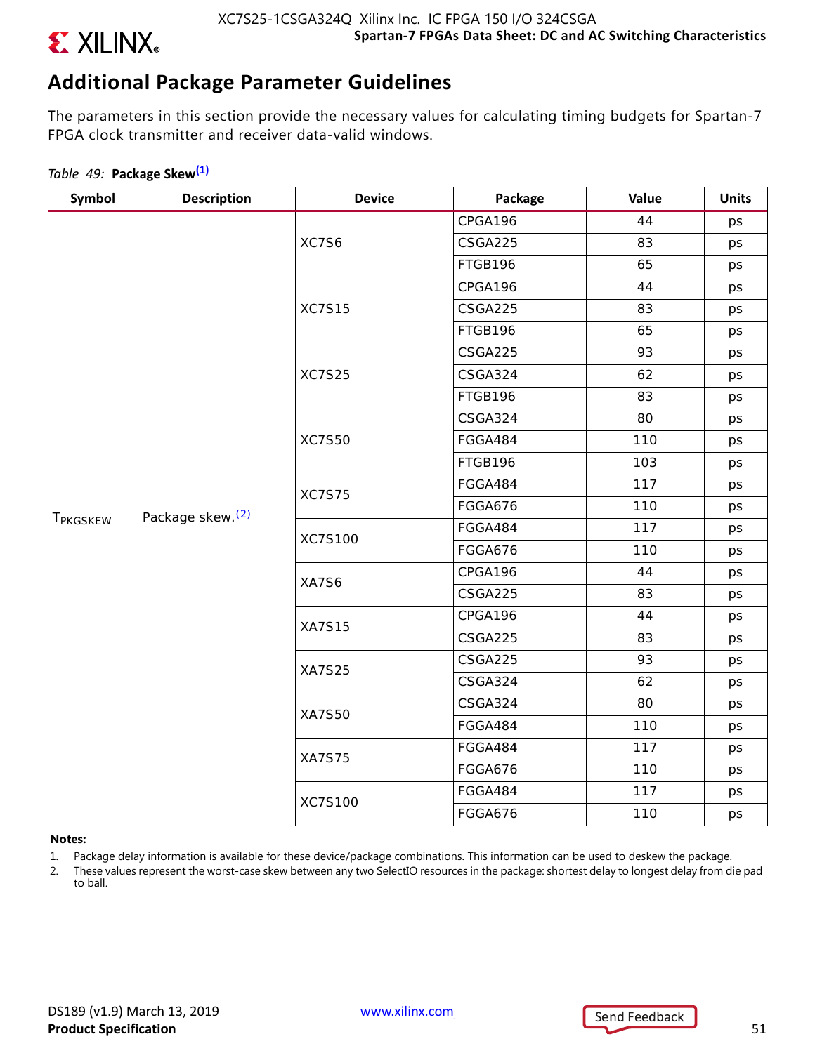## Additional Package Parameter Guidelines

The parameters in this section provide the necessary values for calculating timing budgets for Spartan-7 FPGA clock transmitter and receiver data-valid windows.

*Table 49:* **Package Skew**[(1)]

| Symbol | Description | Device | Package | Value | Units |
|---|---|---|---|---|---|
| $T_{PKGSKEW}$ | Package skew.[(2)] | XC7S6 | CPGA196 | 44 | ps |
| | | | CSGA225 | 83 | ps |
| | | | FTGB196 | 65 | ps |
| | | XC7S15 | CPGA196 | 44 | ps |
| | | | CSGA225 | 83 | ps |
| | | | FTGB196 | 65 | ps |
| | | XC7S25 | CSGA225 | 93 | ps |
| | | | CSGA324 | 62 | ps |
| | | | FTGB196 | 83 | ps |
| | | XC7S50 | CSGA324 | 80 | ps |
| | | | FGGA484 | 110 | ps |
| | | | FTGB196 | 103 | ps |
| | | XC7S75 | FGGA484 | 117 | ps |
| | | | FGGA676 | 110 | ps |
| | | XC7S100 | FGGA484 | 117 | ps |
| | | | FGGA676 | 110 | ps |
| | | XA7S6 | CPGA196 | 44 | ps |
| | | | CSGA225 | 83 | ps |
| | | XA7S15 | CPGA196 | 44 | ps |
| | | | CSGA225 | 83 | ps |
| | | XA7S25 | CSGA225 | 93 | ps |
| | | | CSGA324 | 62 | ps |
| | | XA7S50 | CSGA324 | 80 | ps |
| | | | FGGA484 | 110 | ps |
| | | XA7S75 | FGGA484 | 117 | ps |
| | | | FGGA676 | 110 | ps |
| | | XC7S100 | FGGA484 | 117 | ps |
| | | | FGGA676 | 110 | ps |

**Notes:**

1. Package delay information is available for these device/package combinations. This information can be used to deskew the package.
2. These values represent the worst-case skew between any two SelectIO resources in the package: shortest delay to longest delay from die pad to ball.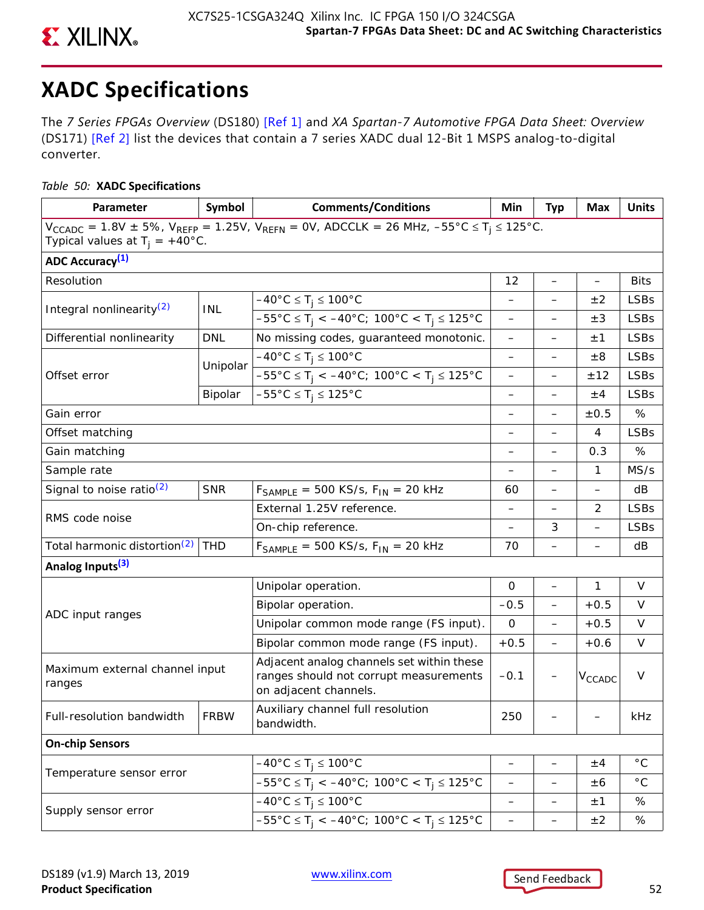# XADC Specifications

The *7 Series FPGAs Overview* (DS180) [Ref 1] and *XA Spartan-7 Automotive FPGA Data Sheet: Overview* (DS171) [Ref 2] list the devices that contain a 7 series XADC dual 12-Bit 1 MSPS analog-to-digital converter.

*Table 50:* **XADC Specifications**

| Parameter | Symbol | Comments/Conditions | Min | Typ | Max | Units |
|---|---|---|---|---|---|---|
| $V_{CCADC}$ = 1.8V ± 5%, $V_{REFP}$ = 1.25V, $V_{REFN}$ = 0V, ADCCLK = 26 MHz, –55°C ≤ $T_j$ ≤ 125°C. Typical values at $T_j$ = +40°C. | | | | | | |
| **ADC Accuracy[(1)]** | | | | | | |
| Resolution | | | 12 | – | – | Bits |
| Integral nonlinearity[(2)] | INL | –40°C ≤ $T_j$ ≤ 100°C | – | – | ±2 | LSBs |
| | | –55°C ≤ $T_j$ < –40°C; 100°C < $T_j$ ≤ 125°C | – | – | ±3 | LSBs |
| Differential nonlinearity | DNL | No missing codes, guaranteed monotonic. | – | – | ±1 | LSBs |
| Offset error | Unipolar | –40°C ≤ $T_j$ ≤ 100°C | – | – | ±8 | LSBs |
| | | –55°C ≤ $T_j$ < –40°C; 100°C < $T_j$ ≤ 125°C | – | – | ±12 | LSBs |
| | Bipolar | –55°C ≤ $T_j$ ≤ 125°C | – | – | ±4 | LSBs |
| Gain error | | | – | – | ±0.5 | % |
| Offset matching | | | – | – | 4 | LSBs |
| Gain matching | | | – | – | 0.3 | % |
| Sample rate | | | – | – | 1 | MS/s |
| Signal to noise ratio[(2)] | SNR | $F_{SAMPLE}$ = 500 KS/s, $F_{IN}$ = 20 kHz | 60 | – | – | dB |
| RMS code noise | | External 1.25V reference. | – | – | 2 | LSBs |
| | | On-chip reference. | – | 3 | – | LSBs |
| Total harmonic distortion[(2)] | THD | $F_{SAMPLE}$ = 500 KS/s, $F_{IN}$ = 20 kHz | 70 | – | – | dB |
| **Analog Inputs[(3)]** | | | | | | |
| ADC input ranges | | Unipolar operation. | 0 | – | 1 | V |
| | | Bipolar operation. | –0.5 | – | +0.5 | V |
| | | Unipolar common mode range (FS input). | 0 | – | +0.5 | V |
| | | Bipolar common mode range (FS input). | +0.5 | – | +0.6 | V |
| Maximum external channel input ranges | | Adjacent analog channels set within these ranges should not corrupt measurements on adjacent channels. | –0.1 | – | $V_{CCADC}$ | V |
| Full-resolution bandwidth | FRBW | Auxiliary channel full resolution bandwidth. | 250 | – | – | kHz |
| **On-chip Sensors** | | | | | | |
| Temperature sensor error | | –40°C ≤ $T_j$ ≤ 100°C | – | – | ±4 | °C |
| | | –55°C ≤ $T_j$ < –40°C; 100°C < $T_j$ ≤ 125°C | – | – | ±6 | °C |
| Supply sensor error | | –40°C ≤ $T_j$ ≤ 100°C | – | – | ±1 | % |
| | | –55°C ≤ $T_j$ < –40°C; 100°C < $T_j$ ≤ 125°C | – | – | ±2 | % |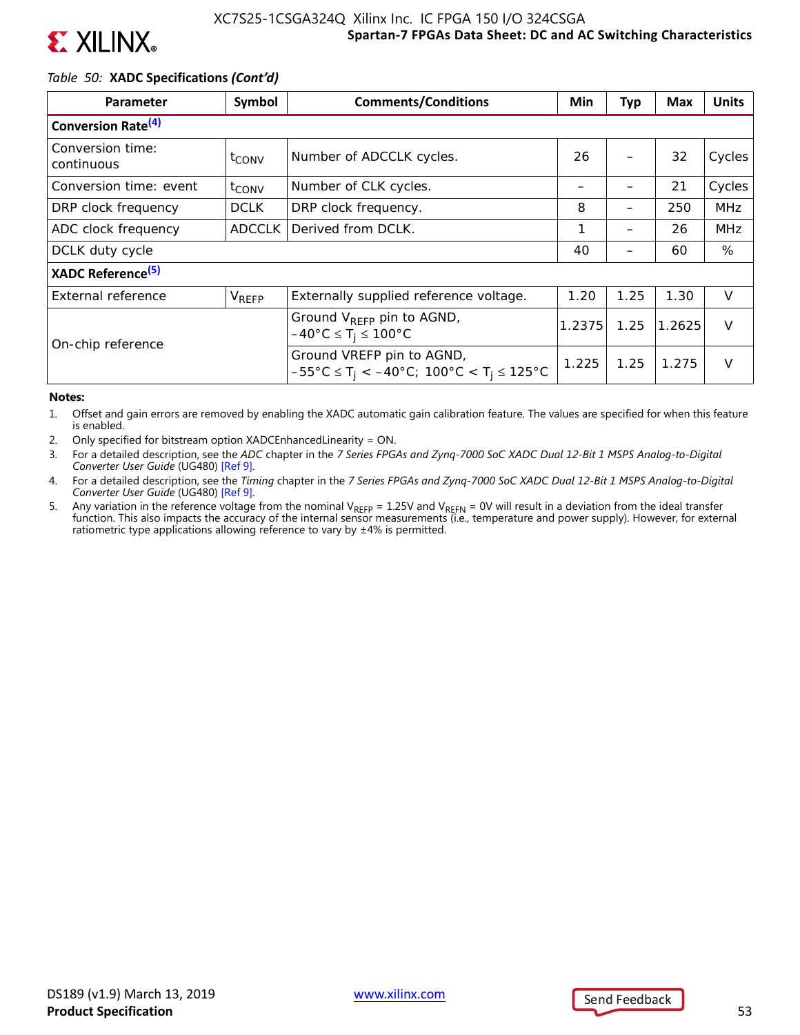*Table 50:* **XADC Specifications *(Cont'd)***

| Parameter | Symbol | Comments/Conditions | Min | Typ | Max | Units |
|---|---|---|---|---|---|---|
| **Conversion Rate**[(4)] | | | | | | |
| Conversion time: continuous | $t_{CONV}$ | Number of ADCCLK cycles. | 26 | – | 32 | Cycles |
| Conversion time: event | $t_{CONV}$ | Number of CLK cycles. | – | – | 21 | Cycles |
| DRP clock frequency | DCLK | DRP clock frequency. | 8 | – | 250 | MHz |
| ADC clock frequency | ADCCLK | Derived from DCLK. | 1 | – | 26 | MHz |
| DCLK duty cycle | | | 40 | – | 60 | % |
| **XADC Reference**[(5)] | | | | | | |
| External reference | $V_{REFP}$ | Externally supplied reference voltage. | 1.20 | 1.25 | 1.30 | V |
| On-chip reference | | Ground $V_{REFP}$ pin to AGND, $-40°C \leq T_j \leq 100°C$ | 1.2375 | 1.25 | 1.2625 | V |
| | | Ground VREFP pin to AGND, $-55°C \leq T_j < -40°C$; $100°C < T_j \leq 125°C$ | 1.225 | 1.25 | 1.275 | V |

**Notes:**

1. Offset and gain errors are removed by enabling the XADC automatic gain calibration feature. The values are specified for when this feature is enabled.
2. Only specified for bitstream option XADCEnhancedLinearity = ON.
3. For a detailed description, see the *ADC* chapter in the *7 Series FPGAs and Zynq-7000 SoC XADC Dual 12-Bit 1 MSPS Analog-to-Digital Converter User Guide* (UG480) [Ref 9].
4. For a detailed description, see the *Timing* chapter in the *7 Series FPGAs and Zynq-7000 SoC XADC Dual 12-Bit 1 MSPS Analog-to-Digital Converter User Guide* (UG480) [Ref 9].
5. Any variation in the reference voltage from the nominal $V_{REFP}$ = 1.25V and $V_{REFN}$ = 0V will result in a deviation from the ideal transfer function. This also impacts the accuracy of the internal sensor measurements (i.e., temperature and power supply). However, for external ratiometric type applications allowing reference to vary by ±4% is permitted.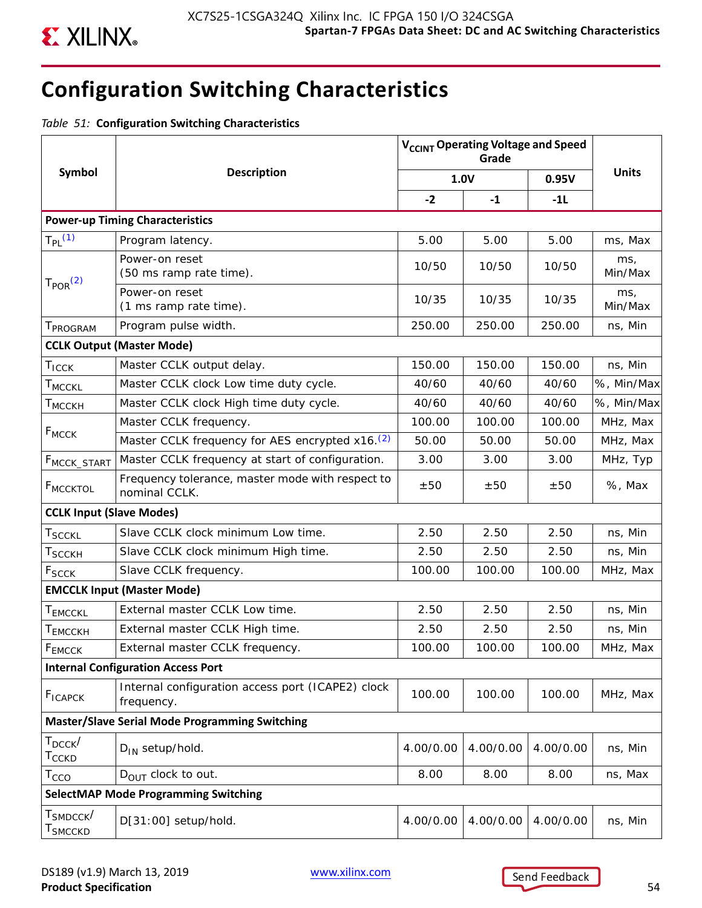# Configuration Switching Characteristics

*Table 51:* **Configuration Switching Characteristics**

| Symbol | Description | $V_{CCINT}$ Operating Voltage and Speed Grade | | | Units |
|---|---|---|---|---|---|
| | | 1.0V | | 0.95V | |
| | | -2 | -1 | -1L | |
| **Power-up Timing Characteristics** | | | | | |
| $T_{PL}$ [1] | Program latency. | 5.00 | 5.00 | 5.00 | ms, Max |
| $T_{POR}$ [2] | Power-on reset (50 ms ramp rate time). | 10/50 | 10/50 | 10/50 | ms, Min/Max |
| | Power-on reset (1 ms ramp rate time). | 10/35 | 10/35 | 10/35 | ms, Min/Max |
| $T_{PROGRAM}$ | Program pulse width. | 250.00 | 250.00 | 250.00 | ns, Min |
| **CCLK Output (Master Mode)** | | | | | |
| $T_{ICCK}$ | Master CCLK output delay. | 150.00 | 150.00 | 150.00 | ns, Min |
| $T_{MCCKL}$ | Master CCLK clock Low time duty cycle. | 40/60 | 40/60 | 40/60 | %, Min/Max |
| $T_{MCCKH}$ | Master CCLK clock High time duty cycle. | 40/60 | 40/60 | 40/60 | %, Min/Max |
| $F_{MCCK}$ | Master CCLK frequency. | 100.00 | 100.00 | 100.00 | MHz, Max |
| | Master CCLK frequency for AES encrypted x16.[2] | 50.00 | 50.00 | 50.00 | MHz, Max |
| $F_{MCCK\_START}$ | Master CCLK frequency at start of configuration. | 3.00 | 3.00 | 3.00 | MHz, Typ |
| $F_{MCCKTOL}$ | Frequency tolerance, master mode with respect to nominal CCLK. | ±50 | ±50 | ±50 | %, Max |
| **CCLK Input (Slave Modes)** | | | | | |
| $T_{SCCKL}$ | Slave CCLK clock minimum Low time. | 2.50 | 2.50 | 2.50 | ns, Min |
| $T_{SCCKH}$ | Slave CCLK clock minimum High time. | 2.50 | 2.50 | 2.50 | ns, Min |
| $F_{SCCK}$ | Slave CCLK frequency. | 100.00 | 100.00 | 100.00 | MHz, Max |
| **EMCCLK Input (Master Mode)** | | | | | |
| $T_{EMCCKL}$ | External master CCLK Low time. | 2.50 | 2.50 | 2.50 | ns, Min |
| $T_{EMCCKH}$ | External master CCLK High time. | 2.50 | 2.50 | 2.50 | ns, Min |
| $F_{EMCCK}$ | External master CCLK frequency. | 100.00 | 100.00 | 100.00 | MHz, Max |
| **Internal Configuration Access Port** | | | | | |
| $F_{ICAPCK}$ | Internal configuration access port (ICAPE2) clock frequency. | 100.00 | 100.00 | 100.00 | MHz, Max |
| **Master/Slave Serial Mode Programming Switching** | | | | | |
| $T_{DCCK}$/ $T_{CCKD}$ | $D_{IN}$ setup/hold. | 4.00/0.00 | 4.00/0.00 | 4.00/0.00 | ns, Min |
| $T_{CCO}$ | $D_{OUT}$ clock to out. | 8.00 | 8.00 | 8.00 | ns, Max |
| **SelectMAP Mode Programming Switching** | | | | | |
| $T_{SMDCCK}$/ $T_{SMCCKD}$ | D[31:00] setup/hold. | 4.00/0.00 | 4.00/0.00 | 4.00/0.00 | ns, Min |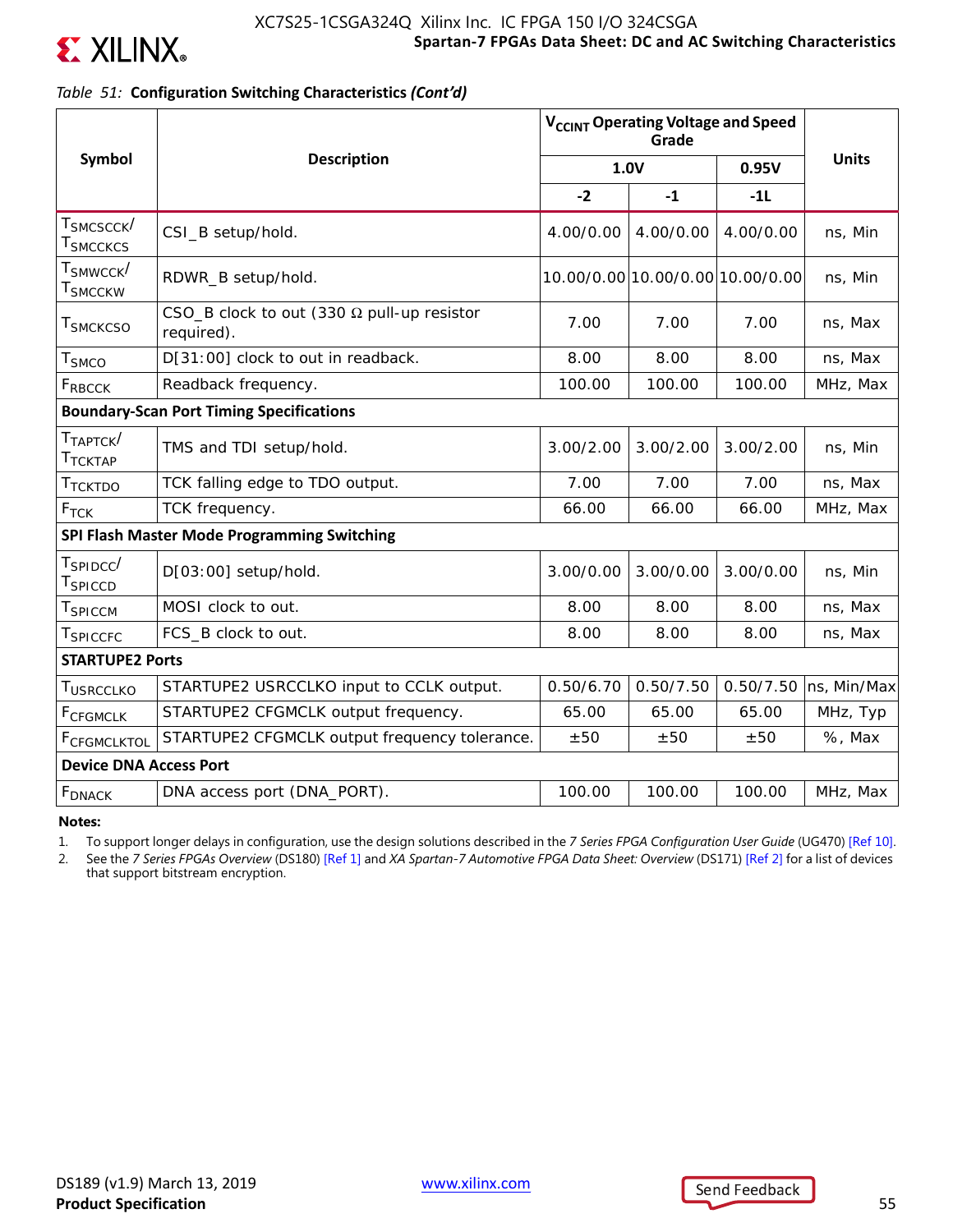*Table 51:* **Configuration Switching Characteristics *(Cont'd)***

| Symbol | Description | $V_{CCINT}$ Operating Voltage and Speed Grade | | | Units |
|---|---|---|---|---|---|
| | | 1.0V | | 0.95V | |
| | | -2 | -1 | -1L | |
| $T_{SMCSCCK}$/ $T_{SMCCKCS}$ | CSI_B setup/hold. | 4.00/0.00 | 4.00/0.00 | 4.00/0.00 | ns, Min |
| $T_{SMWCCK}$/ $T_{SMCCKW}$ | RDWR_B setup/hold. | 10.00/0.00 | 10.00/0.00 | 10.00/0.00 | ns, Min |
| $T_{SMCKCSO}$ | CSO_B clock to out (330 Ω pull-up resistor required). | 7.00 | 7.00 | 7.00 | ns, Max |
| $T_{SMCO}$ | D[31:00] clock to out in readback. | 8.00 | 8.00 | 8.00 | ns, Max |
| $F_{RBCCK}$ | Readback frequency. | 100.00 | 100.00 | 100.00 | MHz, Max |
| **Boundary-Scan Port Timing Specifications** | | | | | |
| $T_{TAPTCK}$/ $T_{TCKTAP}$ | TMS and TDI setup/hold. | 3.00/2.00 | 3.00/2.00 | 3.00/2.00 | ns, Min |
| $T_{TCKTDO}$ | TCK falling edge to TDO output. | 7.00 | 7.00 | 7.00 | ns, Max |
| $F_{TCK}$ | TCK frequency. | 66.00 | 66.00 | 66.00 | MHz, Max |
| **SPI Flash Master Mode Programming Switching** | | | | | |
| $T_{SPIDCC}$/ $T_{SPICCD}$ | D[03:00] setup/hold. | 3.00/0.00 | 3.00/0.00 | 3.00/0.00 | ns, Min |
| $T_{SPICCM}$ | MOSI clock to out. | 8.00 | 8.00 | 8.00 | ns, Max |
| $T_{SPICCFC}$ | FCS_B clock to out. | 8.00 | 8.00 | 8.00 | ns, Max |
| **STARTUPE2 Ports** | | | | | |
| $T_{USRCCLKO}$ | STARTUPE2 USRCCLKO input to CCLK output. | 0.50/6.70 | 0.50/7.50 | 0.50/7.50 | ns, Min/Max |
| $F_{CFGMCLK}$ | STARTUPE2 CFGMCLK output frequency. | 65.00 | 65.00 | 65.00 | MHz, Typ |
| $F_{CFGMCLKTOL}$ | STARTUPE2 CFGMCLK output frequency tolerance. | ±50 | ±50 | ±50 | %, Max |
| **Device DNA Access Port** | | | | | |
| $F_{DNACK}$ | DNA access port (DNA_PORT). | 100.00 | 100.00 | 100.00 | MHz, Max |

**Notes:**

1. To support longer delays in configuration, use the design solutions described in the *7 Series FPGA Configuration User Guide* (UG470) [Ref 10].
2. See the *7 Series FPGAs Overview* (DS180) [Ref 1] and *XA Spartan-7 Automotive FPGA Data Sheet: Overview* (DS171) [Ref 2] for a list of devices that support bitstream encryption.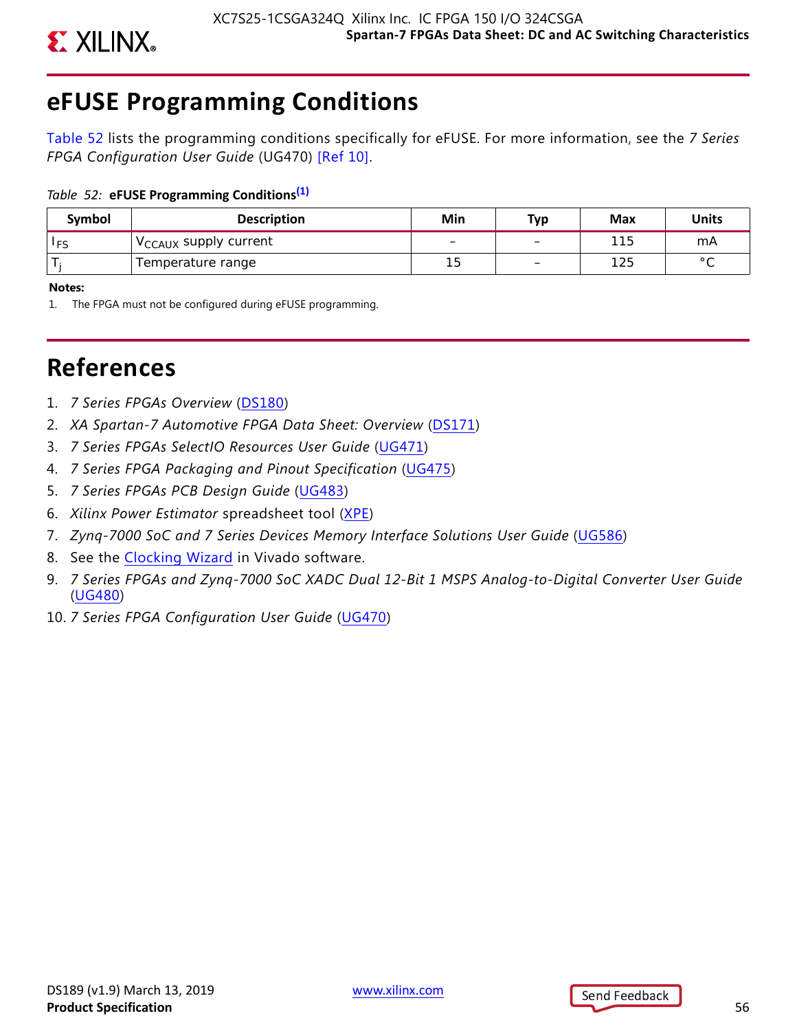# eFUSE Programming Conditions

Table 52 lists the programming conditions specifically for eFUSE. For more information, see the *7 Series FPGA Configuration User Guide* (UG470) [Ref 10].

*Table 52:* **eFUSE Programming Conditions**[1]

| Symbol | Description | Min | Typ | Max | Units |
|---|---|---|---|---|---|
| $I_{FS}$ | $V_{CCAUX}$ supply current | – | – | 115 | mA |
| $T_j$ | Temperature range | 15 | – | 125 | °C |

**Notes:**

1. The FPGA must not be configured during eFUSE programming.

# References

1. *7 Series FPGAs Overview* (DS180)
2. *XA Spartan-7 Automotive FPGA Data Sheet: Overview* (DS171)
3. *7 Series FPGAs SelectIO Resources User Guide* (UG471)
4. *7 Series FPGA Packaging and Pinout Specification* (UG475)
5. *7 Series FPGAs PCB Design Guide* (UG483)
6. *Xilinx Power Estimator* spreadsheet tool (XPE)
7. *Zynq-7000 SoC and 7 Series Devices Memory Interface Solutions User Guide* (UG586)
8. See the Clocking Wizard in Vivado software.
9. *7 Series FPGAs and Zynq-7000 SoC XADC Dual 12-Bit 1 MSPS Analog-to-Digital Converter User Guide* (UG480)
10. *7 Series FPGA Configuration User Guide* (UG470)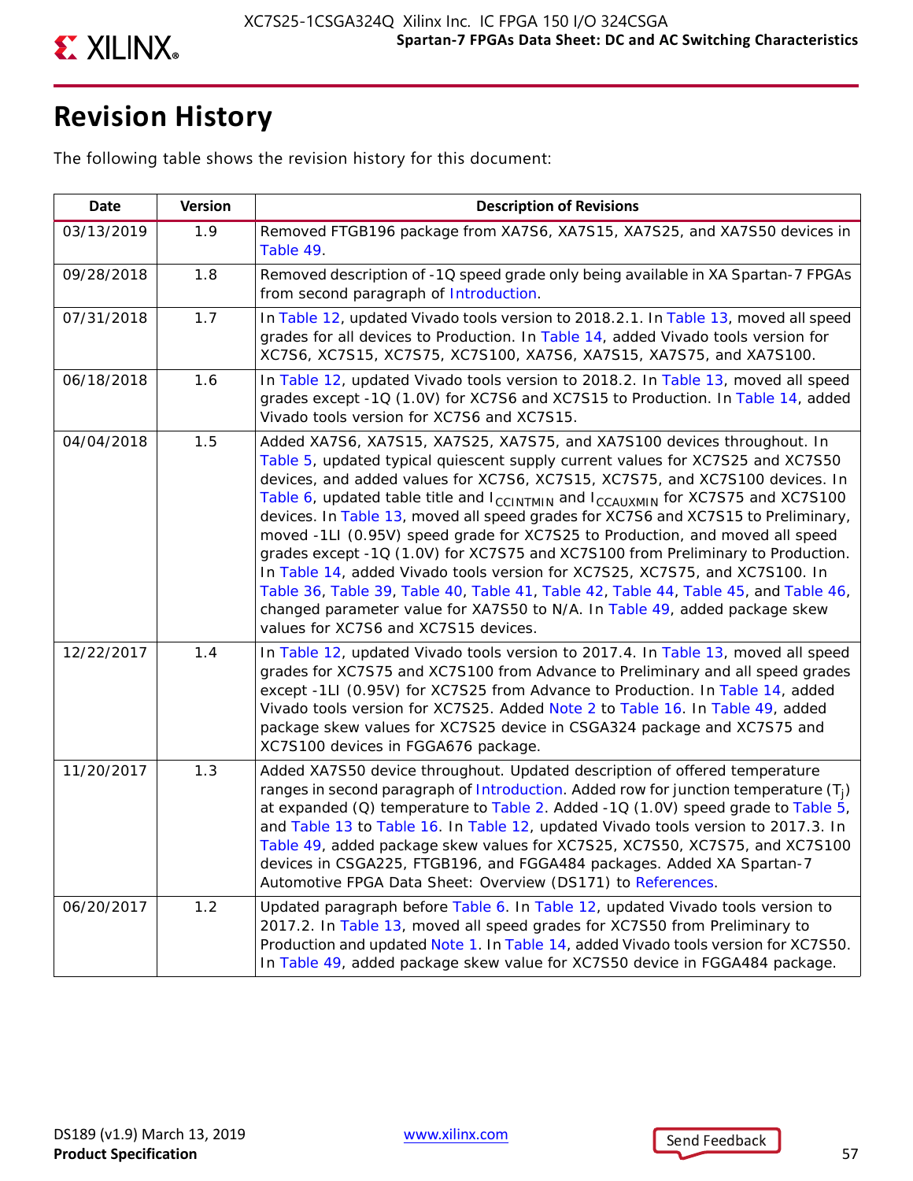# Revision History

The following table shows the revision history for this document:

| Date | Version | Description of Revisions |
|---|---|---|
| 03/13/2019 | 1.9 | Removed FTGB196 package from XA7S6, XA7S15, XA7S25, and XA7S50 devices in Table 49. |
| 09/28/2018 | 1.8 | Removed description of -1Q speed grade only being available in XA Spartan-7 FPGAs from second paragraph of Introduction. |
| 07/31/2018 | 1.7 | In Table 12, updated Vivado tools version to 2018.2.1. In Table 13, moved all speed grades for all devices to Production. In Table 14, added Vivado tools version for XC7S6, XC7S15, XC7S75, XC7S100, XA7S6, XA7S15, XA7S75, and XA7S100. |
| 06/18/2018 | 1.6 | In Table 12, updated Vivado tools version to 2018.2. In Table 13, moved all speed grades except -1Q (1.0V) for XC7S6 and XC7S15 to Production. In Table 14, added Vivado tools version for XC7S6 and XC7S15. |
| 04/04/2018 | 1.5 | Added XA7S6, XA7S15, XA7S25, XA7S75, and XA7S100 devices throughout. In Table 5, updated typical quiescent supply current values for XC7S25 and XC7S50 devices, and added values for XC7S6, XC7S15, XC7S75, and XC7S100 devices. In Table 6, updated table title and $I_{CCINTMIN}$ and $I_{CCAUXMIN}$ for XC7S75 and XC7S100 devices. In Table 13, moved all speed grades for XC7S6 and XC7S15 to Preliminary, moved -1LI (0.95V) speed grade for XC7S25 to Production, and moved all speed grades except -1Q (1.0V) for XC7S75 and XC7S100 from Preliminary to Production. In Table 14, added Vivado tools version for XC7S25, XC7S75, and XC7S100. In Table 36, Table 39, Table 40, Table 41, Table 42, Table 44, Table 45, and Table 46, changed parameter value for XA7S50 to N/A. In Table 49, added package skew values for XC7S6 and XC7S15 devices. |
| 12/22/2017 | 1.4 | In Table 12, updated Vivado tools version to 2017.4. In Table 13, moved all speed grades for XC7S75 and XC7S100 from Advance to Preliminary and all speed grades except -1LI (0.95V) for XC7S25 from Advance to Production. In Table 14, added Vivado tools version for XC7S25. Added Note 2 to Table 16. In Table 49, added package skew values for XC7S25 device in CSGA324 package and XC7S75 and XC7S100 devices in FGGA676 package. |
| 11/20/2017 | 1.3 | Added XA7S50 device throughout. Updated description of offered temperature ranges in second paragraph of Introduction. Added row for junction temperature ($T_j$) at expanded (Q) temperature to Table 2. Added -1Q (1.0V) speed grade to Table 5, and Table 13 to Table 16. In Table 12, updated Vivado tools version to 2017.3. In Table 49, added package skew values for XC7S25, XC7S50, XC7S75, and XC7S100 devices in CSGA225, FTGB196, and FGGA484 packages. Added XA Spartan-7 Automotive FPGA Data Sheet: Overview (DS171) to References. |
| 06/20/2017 | 1.2 | Updated paragraph before Table 6. In Table 12, updated Vivado tools version to 2017.2. In Table 13, moved all speed grades for XC7S50 from Preliminary to Production and updated Note 1. In Table 14, added Vivado tools version for XC7S50. In Table 49, added package skew value for XC7S50 device in FGGA484 package. |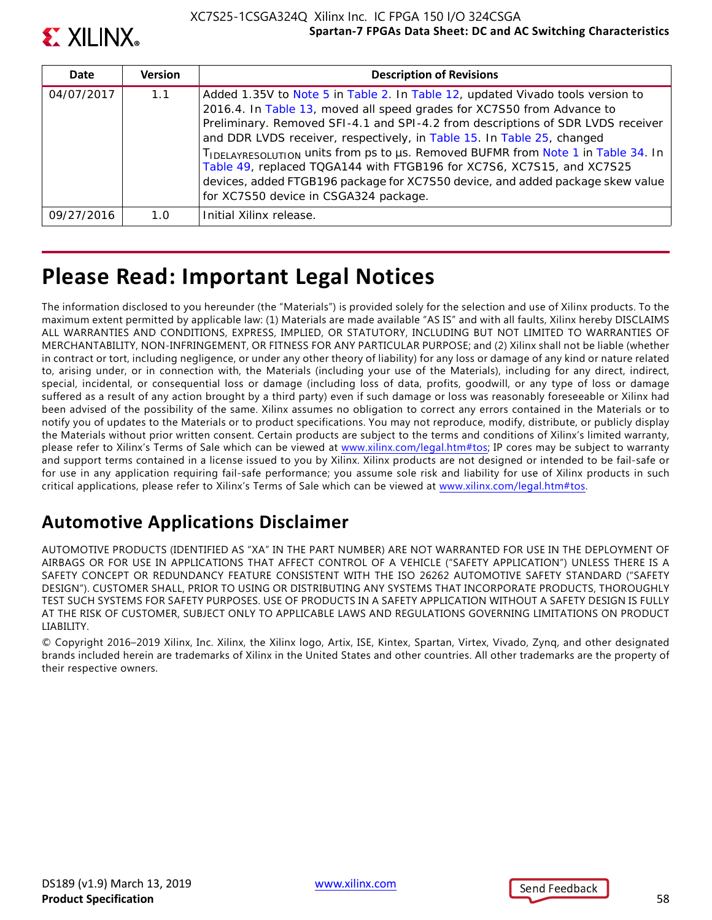| Date | Version | Description of Revisions |
|---|---|---|
| 04/07/2017 | 1.1 | Added 1.35V to Note 5 in Table 2. In Table 12, updated Vivado tools version to 2016.4. In Table 13, moved all speed grades for XC7S50 from Advance to Preliminary. Removed SFI-4.1 and SPI-4.2 from descriptions of SDR LVDS receiver and DDR LVDS receiver, respectively, in Table 15. In Table 25, changed $T_{IDELAYRESOLUTION}$ units from ps to µs. Removed BUFMR from Note 1 in Table 34. In Table 49, replaced TQGA144 with FTGB196 for XC7S6, XC7S15, and XC7S25 devices, added FTGB196 package for XC7S50 device, and added package skew value for XC7S50 device in CSGA324 package. |
| 09/27/2016 | 1.0 | Initial Xilinx release. |

# Please Read: Important Legal Notices

The information disclosed to you hereunder (the "Materials") is provided solely for the selection and use of Xilinx products. To the maximum extent permitted by applicable law: (1) Materials are made available "AS IS" and with all faults, Xilinx hereby DISCLAIMS ALL WARRANTIES AND CONDITIONS, EXPRESS, IMPLIED, OR STATUTORY, INCLUDING BUT NOT LIMITED TO WARRANTIES OF MERCHANTABILITY, NON-INFRINGEMENT, OR FITNESS FOR ANY PARTICULAR PURPOSE; and (2) Xilinx shall not be liable (whether in contract or tort, including negligence, or under any other theory of liability) for any loss or damage of any kind or nature related to, arising under, or in connection with, the Materials (including your use of the Materials), including for any direct, indirect, special, incidental, or consequential loss or damage (including loss of data, profits, goodwill, or any type of loss or damage suffered as a result of any action brought by a third party) even if such damage or loss was reasonably foreseeable or Xilinx had been advised of the possibility of the same. Xilinx assumes no obligation to correct any errors contained in the Materials or to notify you of updates to the Materials or to product specifications. You may not reproduce, modify, distribute, or publicly display the Materials without prior written consent. Certain products are subject to the terms and conditions of Xilinx's limited warranty, please refer to Xilinx's Terms of Sale which can be viewed at www.xilinx.com/legal.htm#tos; IP cores may be subject to warranty and support terms contained in a license issued to you by Xilinx. Xilinx products are not designed or intended to be fail-safe or for use in any application requiring fail-safe performance; you assume sole risk and liability for use of Xilinx products in such critical applications, please refer to Xilinx's Terms of Sale which can be viewed at www.xilinx.com/legal.htm#tos.

## Automotive Applications Disclaimer

AUTOMOTIVE PRODUCTS (IDENTIFIED AS "XA" IN THE PART NUMBER) ARE NOT WARRANTED FOR USE IN THE DEPLOYMENT OF AIRBAGS OR FOR USE IN APPLICATIONS THAT AFFECT CONTROL OF A VEHICLE ("SAFETY APPLICATION") UNLESS THERE IS A SAFETY CONCEPT OR REDUNDANCY FEATURE CONSISTENT WITH THE ISO 26262 AUTOMOTIVE SAFETY STANDARD ("SAFETY DESIGN"). CUSTOMER SHALL, PRIOR TO USING OR DISTRIBUTING ANY SYSTEMS THAT INCORPORATE PRODUCTS, THOROUGHLY TEST SUCH SYSTEMS FOR SAFETY PURPOSES. USE OF PRODUCTS IN A SAFETY APPLICATION WITHOUT A SAFETY DESIGN IS FULLY AT THE RISK OF CUSTOMER, SUBJECT ONLY TO APPLICABLE LAWS AND REGULATIONS GOVERNING LIMITATIONS ON PRODUCT LIABILITY.

© Copyright 2016–2019 Xilinx, Inc. Xilinx, the Xilinx logo, Artix, ISE, Kintex, Spartan, Virtex, Vivado, Zynq, and other designated brands included herein are trademarks of Xilinx in the United States and other countries. All other trademarks are the property of their respective owners.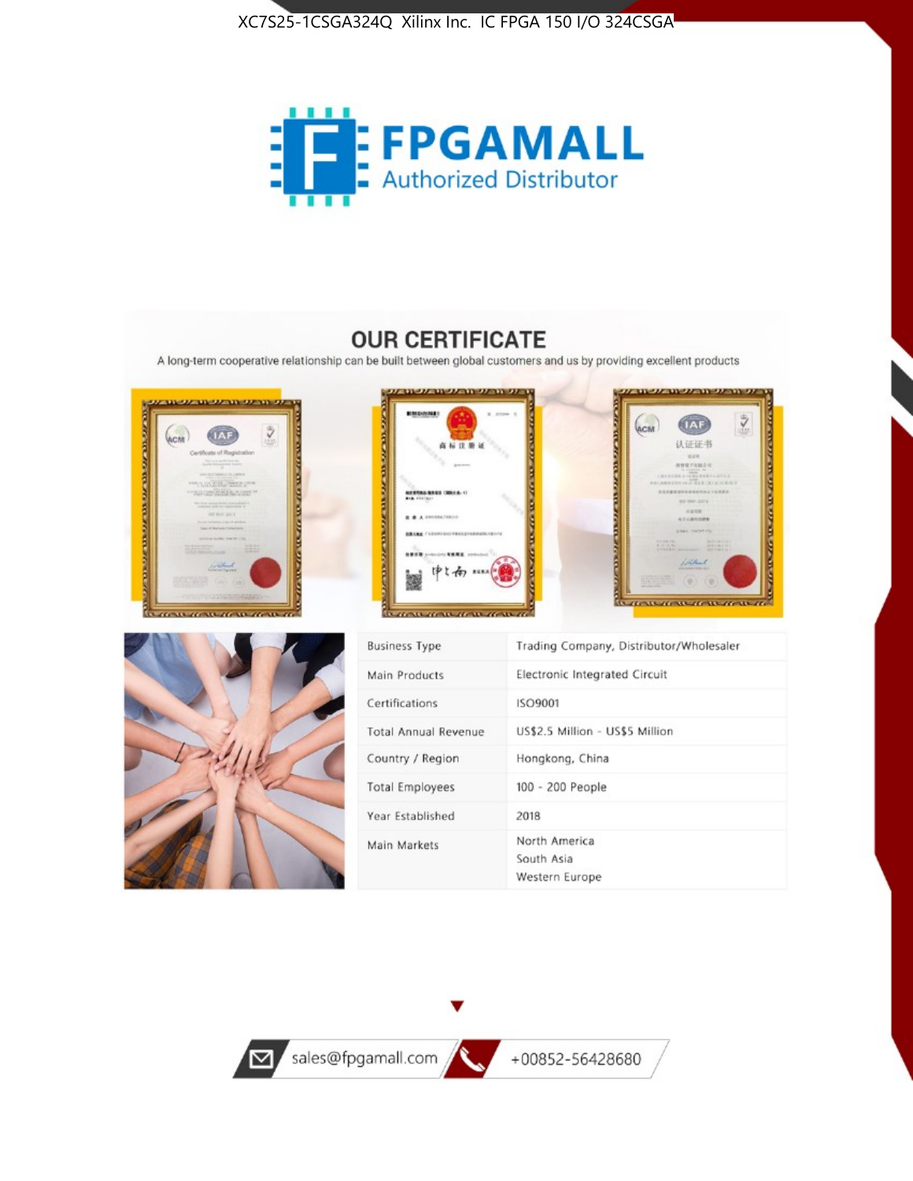# FPGAMALL

Authorized Distributor

## OUR CERTIFICATE

A long-term cooperative relationship can be built between global customers and us by providing excellent products

| | |
|---|---|
| Business Type | Trading Company, Distributor/Wholesaler |
| Main Products | Electronic Integrated Circuit |
| Certifications | ISO9001 |
| Total Annual Revenue | US$2.5 Million - US$5 Million |
| Country / Region | Hongkong, China |
| Total Employees | 100 - 200 People |
| Year Established | 2018 |
| Main Markets | North America<br>South Asia<br>Western Europe |

sales@fpgamall.com

+00852-56428680